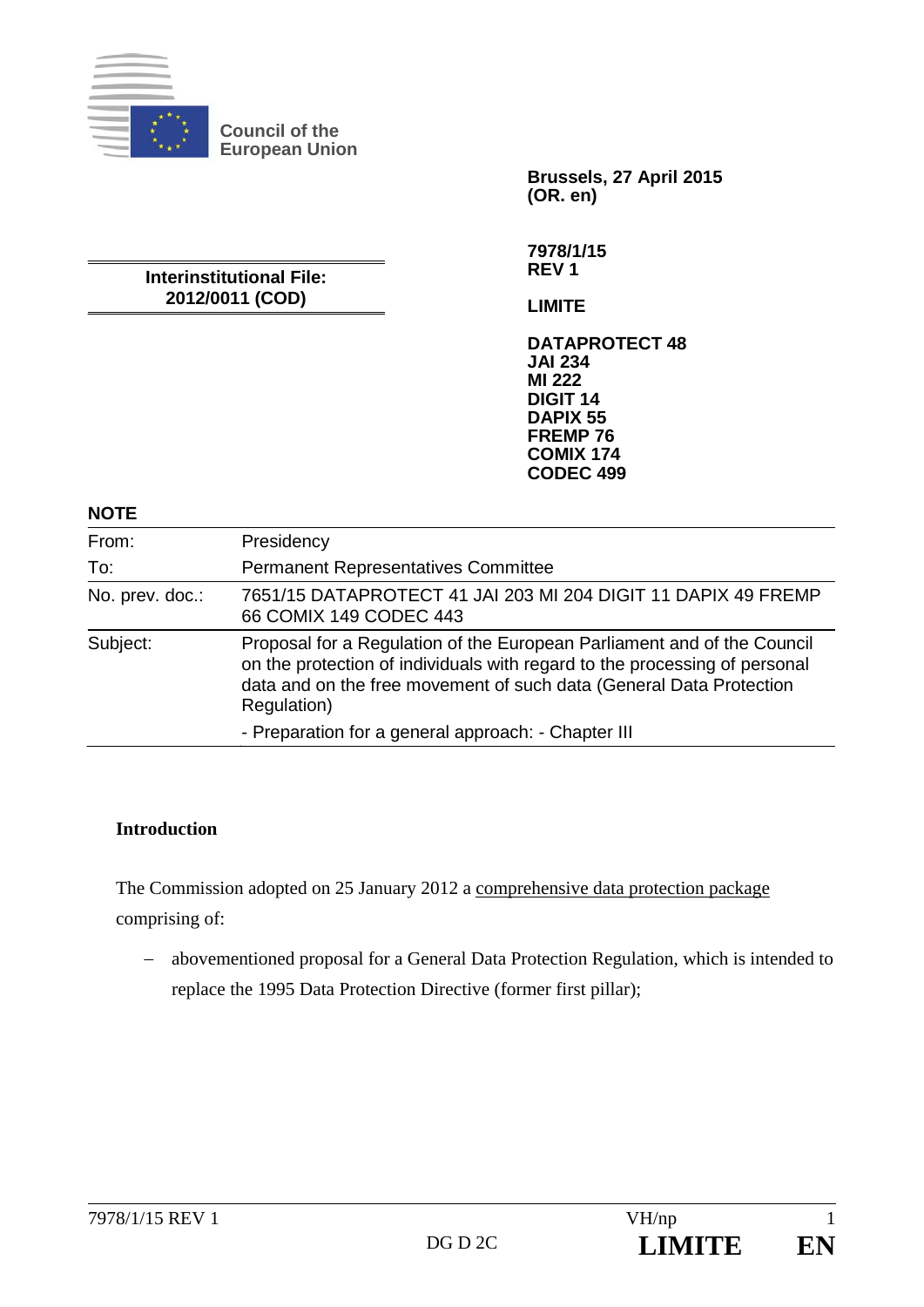Council of the European Union

**Brussels, 27 April 2015**
**(OR. en)**

**Interinstitutional File:**
**2012/0011 (COD)**

**7978/1/15**
**REV 1**

**LIMITE**

**DATAPROTECT 48**
**JAI 234**
**MI 222**
**DIGIT 14**
**DAPIX 55**
**FREMP 76**
**COMIX 174**
**CODEC 499**

**NOTE**

| | |
|---|---|
| From: | Presidency |
| To: | Permanent Representatives Committee |
| No. prev. doc.: | 7651/15 DATAPROTECT 41 JAI 203 MI 204 DIGIT 11 DAPIX 49 FREMP 66 COMIX 149 CODEC 443 |
| Subject: | Proposal for a Regulation of the European Parliament and of the Council on the protection of individuals with regard to the processing of personal data and on the free movement of such data (General Data Protection Regulation)<br>- Preparation for a general approach: - Chapter III |

**Introduction**

The Commission adopted on 25 January 2012 a comprehensive data protection package comprising of:

- abovementioned proposal for a General Data Protection Regulation, which is intended to replace the 1995 Data Protection Directive (former first pillar);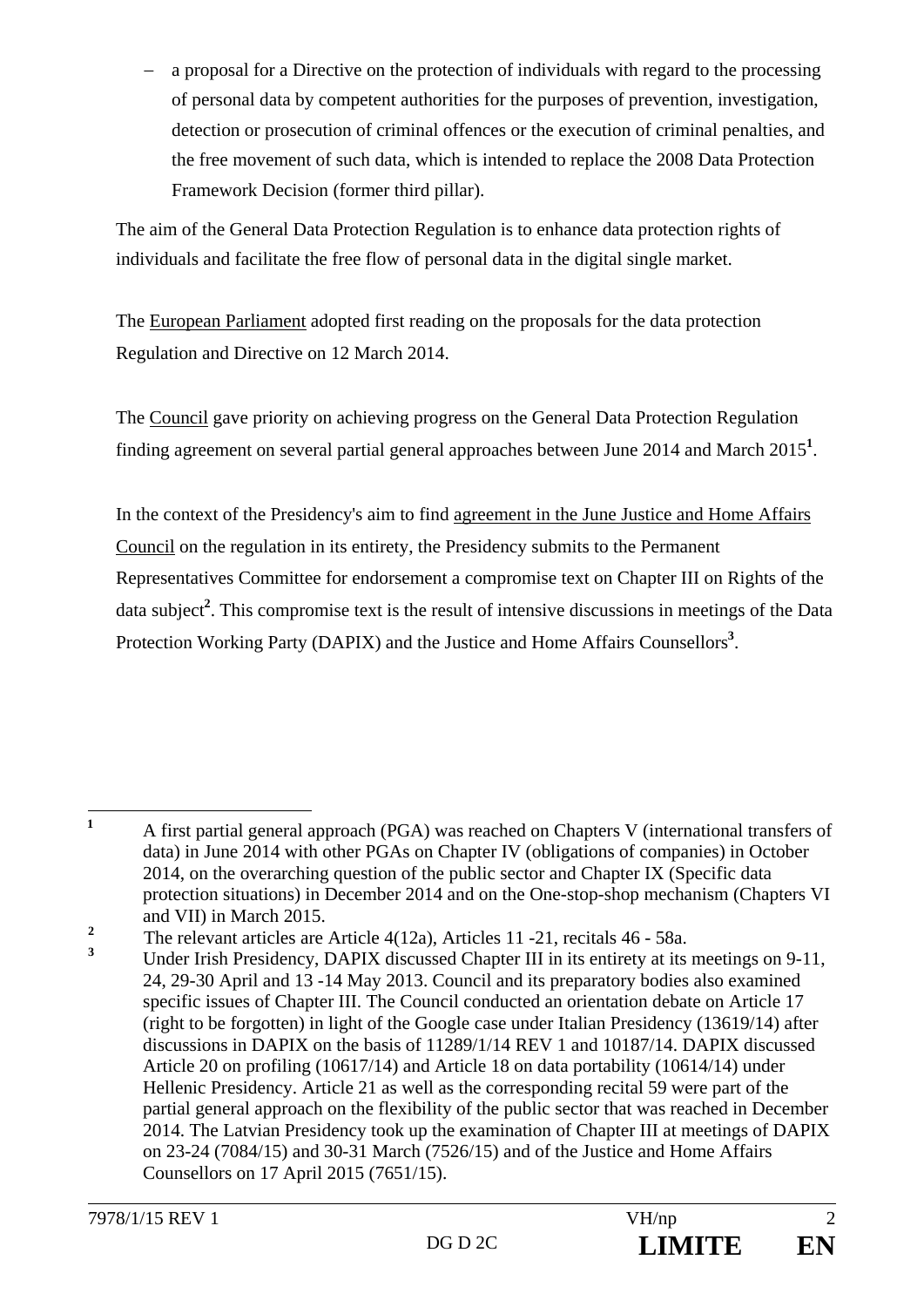- a proposal for a Directive on the protection of individuals with regard to the processing of personal data by competent authorities for the purposes of prevention, investigation, detection or prosecution of criminal offences or the execution of criminal penalties, and the free movement of such data, which is intended to replace the 2008 Data Protection Framework Decision (former third pillar).

The aim of the General Data Protection Regulation is to enhance data protection rights of individuals and facilitate the free flow of personal data in the digital single market.

The European Parliament adopted first reading on the proposals for the data protection Regulation and Directive on 12 March 2014.

The Council gave priority on achieving progress on the General Data Protection Regulation finding agreement on several partial general approaches between June 2014 and March 2015[1].

In the context of the Presidency's aim to find agreement in the June Justice and Home Affairs Council on the regulation in its entirety, the Presidency submits to the Permanent Representatives Committee for endorsement a compromise text on Chapter III on Rights of the data subject[2]. This compromise text is the result of intensive discussions in meetings of the Data Protection Working Party (DAPIX) and the Justice and Home Affairs Counsellors[3].

---

[1] A first partial general approach (PGA) was reached on Chapters V (international transfers of data) in June 2014 with other PGAs on Chapter IV (obligations of companies) in October 2014, on the overarching question of the public sector and Chapter IX (Specific data protection situations) in December 2014 and on the One-stop-shop mechanism (Chapters VI and VII) in March 2015.

[2] The relevant articles are Article 4(12a), Articles 11 -21, recitals 46 - 58a.

[3] Under Irish Presidency, DAPIX discussed Chapter III in its entirety at its meetings on 9-11, 24, 29-30 April and 13 -14 May 2013. Council and its preparatory bodies also examined specific issues of Chapter III. The Council conducted an orientation debate on Article 17 (right to be forgotten) in light of the Google case under Italian Presidency (13619/14) after discussions in DAPIX on the basis of 11289/1/14 REV 1 and 10187/14. DAPIX discussed Article 20 on profiling (10617/14) and Article 18 on data portability (10614/14) under Hellenic Presidency. Article 21 as well as the corresponding recital 59 were part of the partial general approach on the flexibility of the public sector that was reached in December 2014. The Latvian Presidency took up the examination of Chapter III at meetings of DAPIX on 23-24 (7084/15) and 30-31 March (7526/15) and of the Justice and Home Affairs Counsellors on 17 April 2015 (7651/15).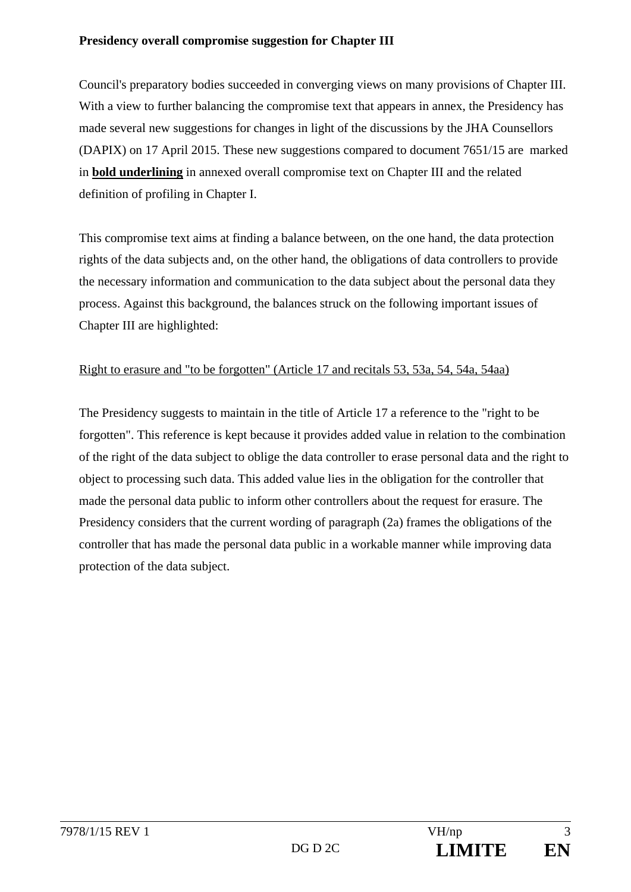**Presidency overall compromise suggestion for Chapter III**

Council's preparatory bodies succeeded in converging views on many provisions of Chapter III. With a view to further balancing the compromise text that appears in annex, the Presidency has made several new suggestions for changes in light of the discussions by the JHA Counsellors (DAPIX) on 17 April 2015. These new suggestions compared to document 7651/15 are marked in <u>**bold underlining**</u> in annexed overall compromise text on Chapter III and the related definition of profiling in Chapter I.

This compromise text aims at finding a balance between, on the one hand, the data protection rights of the data subjects and, on the other hand, the obligations of data controllers to provide the necessary information and communication to the data subject about the personal data they process. Against this background, the balances struck on the following important issues of Chapter III are highlighted:

<u>Right to erasure and "to be forgotten" (Article 17 and recitals 53, 53a, 54, 54a, 54aa)</u>

The Presidency suggests to maintain in the title of Article 17 a reference to the "right to be forgotten". This reference is kept because it provides added value in relation to the combination of the right of the data subject to oblige the data controller to erase personal data and the right to object to processing such data. This added value lies in the obligation for the controller that made the personal data public to inform other controllers about the request for erasure. The Presidency considers that the current wording of paragraph (2a) frames the obligations of the controller that has made the personal data public in a workable manner while improving data protection of the data subject.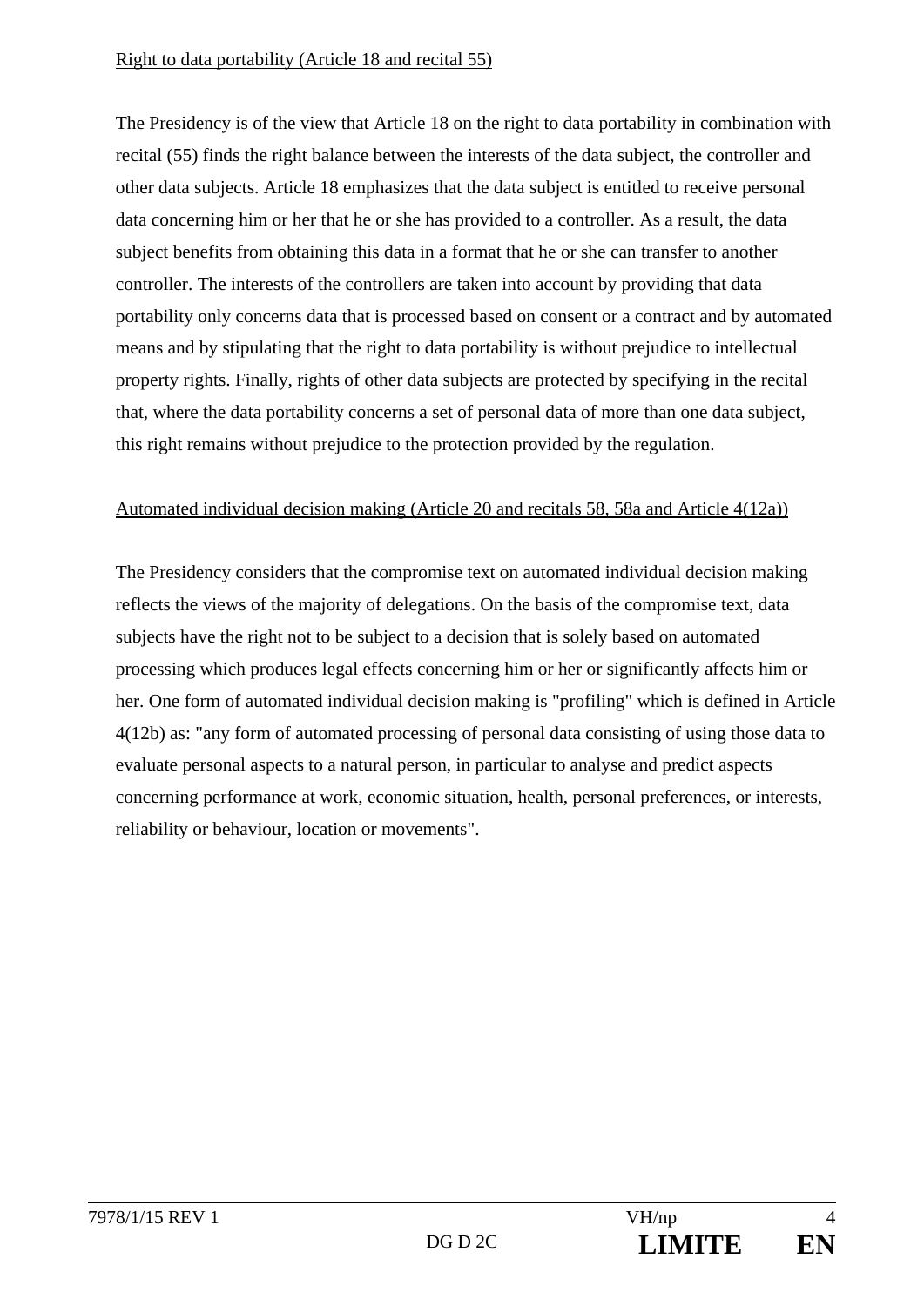Right to data portability (Article 18 and recital 55)

The Presidency is of the view that Article 18 on the right to data portability in combination with recital (55) finds the right balance between the interests of the data subject, the controller and other data subjects. Article 18 emphasizes that the data subject is entitled to receive personal data concerning him or her that he or she has provided to a controller. As a result, the data subject benefits from obtaining this data in a format that he or she can transfer to another controller. The interests of the controllers are taken into account by providing that data portability only concerns data that is processed based on consent or a contract and by automated means and by stipulating that the right to data portability is without prejudice to intellectual property rights. Finally, rights of other data subjects are protected by specifying in the recital that, where the data portability concerns a set of personal data of more than one data subject, this right remains without prejudice to the protection provided by the regulation.

Automated individual decision making (Article 20 and recitals 58, 58a and Article 4(12a))

The Presidency considers that the compromise text on automated individual decision making reflects the views of the majority of delegations. On the basis of the compromise text, data subjects have the right not to be subject to a decision that is solely based on automated processing which produces legal effects concerning him or her or significantly affects him or her. One form of automated individual decision making is "profiling" which is defined in Article 4(12b) as: "any form of automated processing of personal data consisting of using those data to evaluate personal aspects to a natural person, in particular to analyse and predict aspects concerning performance at work, economic situation, health, personal preferences, or interests, reliability or behaviour, location or movements".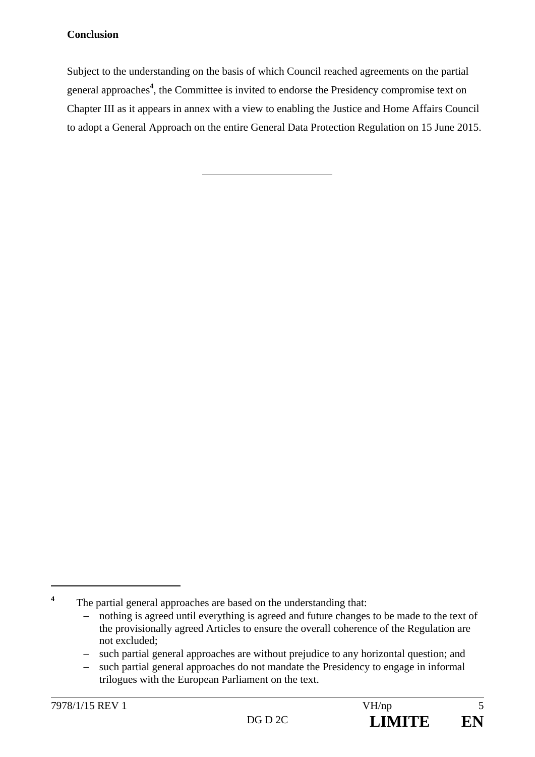**Conclusion**

Subject to the understanding on the basis of which Council reached agreements on the partial general approaches[4], the Committee is invited to endorse the Presidency compromise text on Chapter III as it appears in annex with a view to enabling the Justice and Home Affairs Council to adopt a General Approach on the entire General Data Protection Regulation on 15 June 2015.

---

[4] The partial general approaches are based on the understanding that:
- nothing is agreed until everything is agreed and future changes to be made to the text of the provisionally agreed Articles to ensure the overall coherence of the Regulation are not excluded;
- such partial general approaches are without prejudice to any horizontal question; and
- such partial general approaches do not mandate the Presidency to engage in informal trilogues with the European Parliament on the text.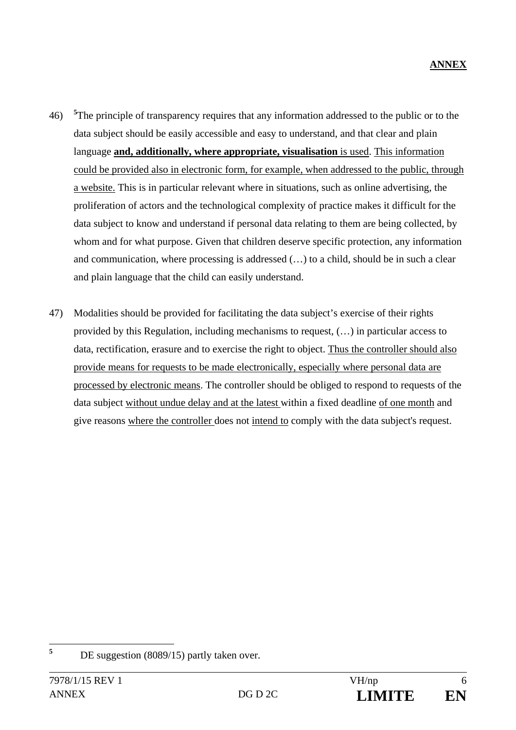**ANNEX**

46) [5]The principle of transparency requires that any information addressed to the public or to the data subject should be easily accessible and easy to understand, and that clear and plain language **and, additionally, where appropriate, visualisation** is used. This information could be provided also in electronic form, for example, when addressed to the public, through a website. This is in particular relevant where in situations, such as online advertising, the proliferation of actors and the technological complexity of practice makes it difficult for the data subject to know and understand if personal data relating to them are being collected, by whom and for what purpose. Given that children deserve specific protection, any information and communication, where processing is addressed (…) to a child, should be in such a clear and plain language that the child can easily understand.

47) Modalities should be provided for facilitating the data subject's exercise of their rights provided by this Regulation, including mechanisms to request, (…) in particular access to data, rectification, erasure and to exercise the right to object. Thus the controller should also provide means for requests to be made electronically, especially where personal data are processed by electronic means. The controller should be obliged to respond to requests of the data subject without undue delay and at the latest within a fixed deadline of one month and give reasons where the controller does not intend to comply with the data subject's request.

---

[5] DE suggestion (8089/15) partly taken over.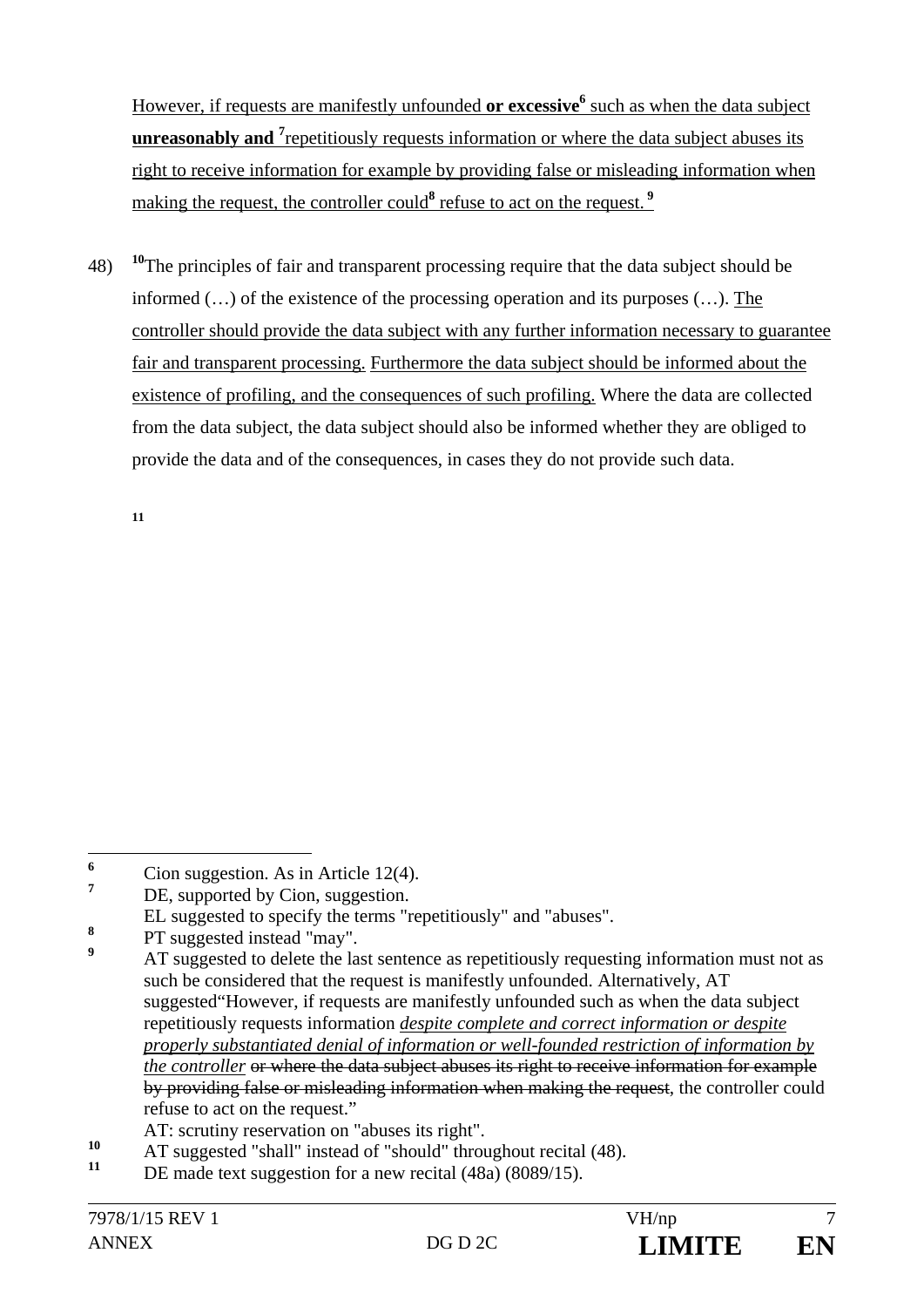However, if requests are manifestly unfounded **or excessive**[6] such as when the data subject **unreasonably and** [7]repetitiously requests information or where the data subject abuses its right to receive information for example by providing false or misleading information when making the request, the controller could[8] refuse to act on the request. [9]

48) [10]The principles of fair and transparent processing require that the data subject should be informed (…) of the existence of the processing operation and its purposes (…). The controller should provide the data subject with any further information necessary to guarantee fair and transparent processing. Furthermore the data subject should be informed about the existence of profiling, and the consequences of such profiling. Where the data are collected from the data subject, the data subject should also be informed whether they are obliged to provide the data and of the consequences, in cases they do not provide such data.

[11]

---

[6] Cion suggestion. As in Article 12(4).

[7] DE, supported by Cion, suggestion.
EL suggested to specify the terms "repetitiously" and "abuses".

[8] PT suggested instead "may".

[9] AT suggested to delete the last sentence as repetitiously requesting information must not as such be considered that the request is manifestly unfounded. Alternatively, AT suggested"However, if requests are manifestly unfounded such as when the data subject repetitiously requests information *despite complete and correct information or despite properly substantiated denial of information or well-founded restriction of information by the controller* ~~or where the data subject abuses its right to receive information for example by providing false or misleading information when making the request~~, the controller could refuse to act on the request."
AT: scrutiny reservation on "abuses its right".

[10] AT suggested "shall" instead of "should" throughout recital (48).

[11] DE made text suggestion for a new recital (48a) (8089/15).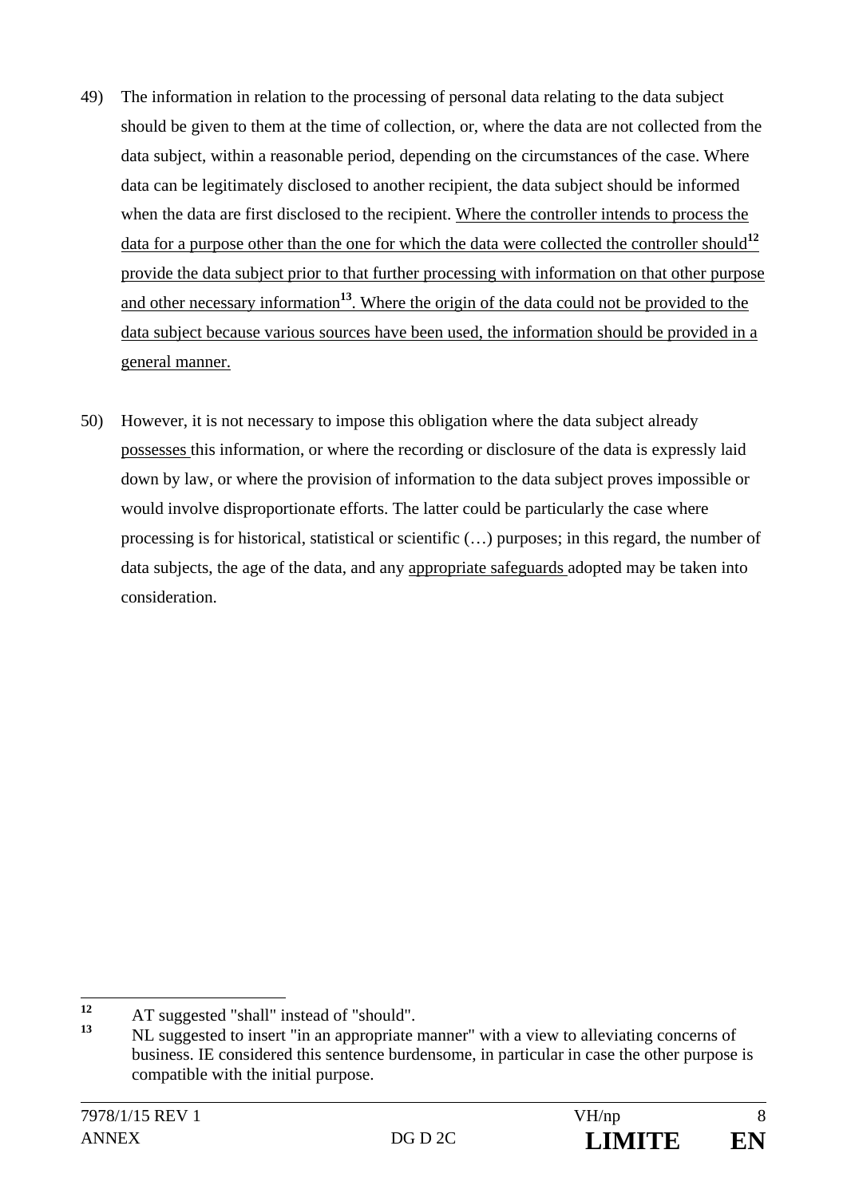49) The information in relation to the processing of personal data relating to the data subject should be given to them at the time of collection, or, where the data are not collected from the data subject, within a reasonable period, depending on the circumstances of the case. Where data can be legitimately disclosed to another recipient, the data subject should be informed when the data are first disclosed to the recipient. <u>Where the controller intends to process the data for a purpose other than the one for which the data were collected the controller should[12] provide the data subject prior to that further processing with information on that other purpose and other necessary information[13]. Where the origin of the data could not be provided to the data subject because various sources have been used, the information should be provided in a general manner.</u>

50) However, it is not necessary to impose this obligation where the data subject already <u>possesses</u> this information, or where the recording or disclosure of the data is expressly laid down by law, or where the provision of information to the data subject proves impossible or would involve disproportionate efforts. The latter could be particularly the case where processing is for historical, statistical or scientific (…) purposes; in this regard, the number of data subjects, the age of the data, and any <u>appropriate safeguards</u> adopted may be taken into consideration.

---

[12] AT suggested "shall" instead of "should".

[13] NL suggested to insert "in an appropriate manner" with a view to alleviating concerns of business. IE considered this sentence burdensome, in particular in case the other purpose is compatible with the initial purpose.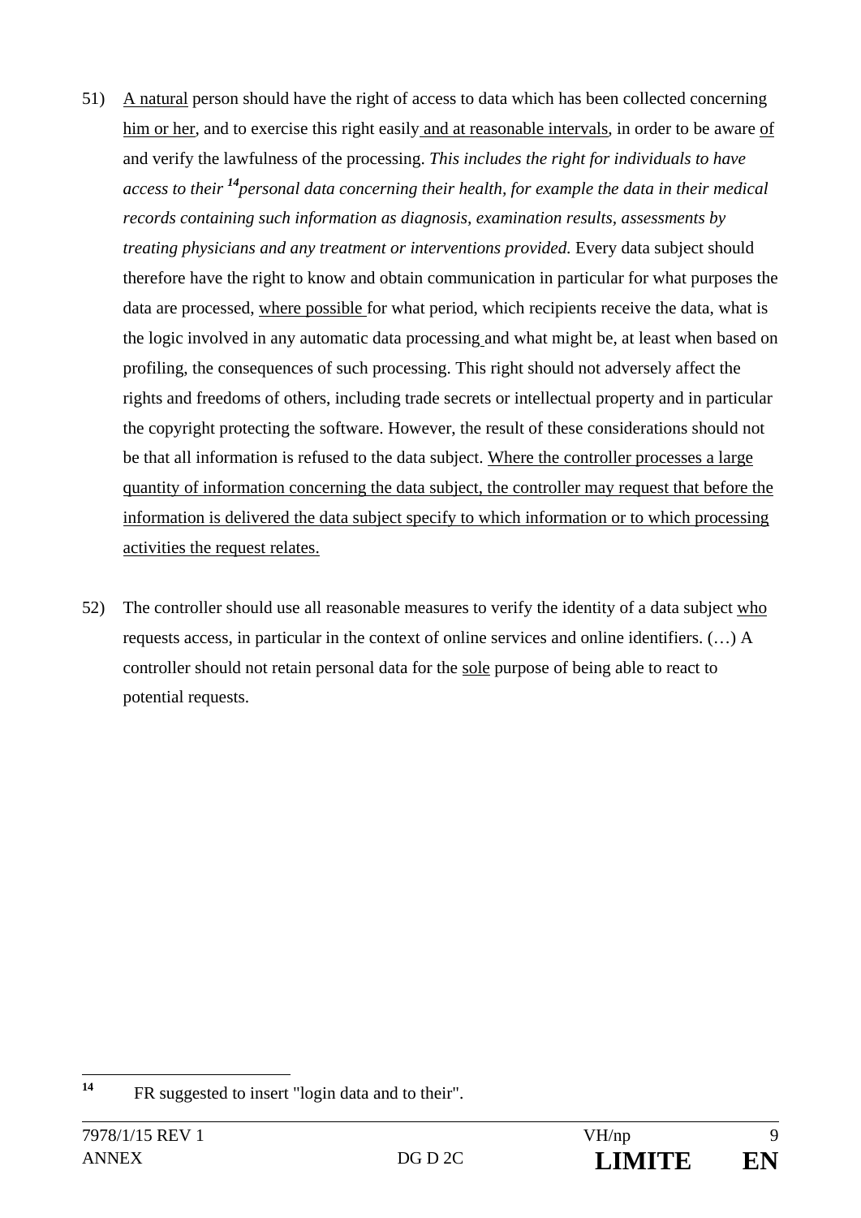51) A natural person should have the right of access to data which has been collected concerning him or her, and to exercise this right easily and at reasonable intervals, in order to be aware of and verify the lawfulness of the processing. *This includes the right for individuals to have access to their [14]personal data concerning their health, for example the data in their medical records containing such information as diagnosis, examination results, assessments by treating physicians and any treatment or interventions provided.* Every data subject should therefore have the right to know and obtain communication in particular for what purposes the data are processed, where possible for what period, which recipients receive the data, what is the logic involved in any automatic data processing and what might be, at least when based on profiling, the consequences of such processing. This right should not adversely affect the rights and freedoms of others, including trade secrets or intellectual property and in particular the copyright protecting the software. However, the result of these considerations should not be that all information is refused to the data subject. Where the controller processes a large quantity of information concerning the data subject, the controller may request that before the information is delivered the data subject specify to which information or to which processing activities the request relates.

52) The controller should use all reasonable measures to verify the identity of a data subject who requests access, in particular in the context of online services and online identifiers. (…) A controller should not retain personal data for the sole purpose of being able to react to potential requests.

[14] FR suggested to insert "login data and to their".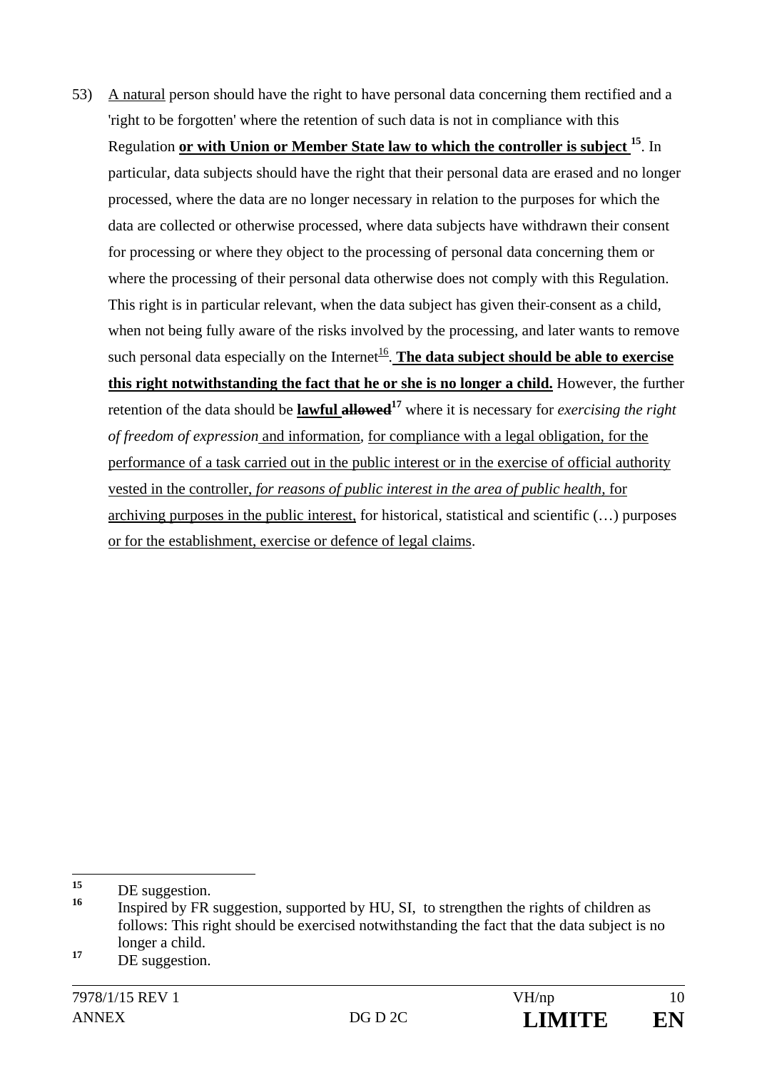53) A natural person should have the right to have personal data concerning them rectified and a 'right to be forgotten' where the retention of such data is not in compliance with this Regulation **or with Union or Member State law to which the controller is subject** [15]. In particular, data subjects should have the right that their personal data are erased and no longer processed, where the data are no longer necessary in relation to the purposes for which the data are collected or otherwise processed, where data subjects have withdrawn their consent for processing or where they object to the processing of personal data concerning them or where the processing of their personal data otherwise does not comply with this Regulation. This right is in particular relevant, when the data subject has given their consent as a child, when not being fully aware of the risks involved by the processing, and later wants to remove such personal data especially on the Internet[16]. **The data subject should be able to exercise this right notwithstanding the fact that he or she is no longer a child.** However, the further retention of the data should be **lawful** ~~**allowed**~~[17] where it is necessary for *exercising the right of freedom of expression* and information, for compliance with a legal obligation, for the performance of a task carried out in the public interest or in the exercise of official authority vested in the controller, *for reasons of public interest in the area of public health,* for archiving purposes in the public interest, for historical, statistical and scientific (…) purposes or for the establishment, exercise or defence of legal claims.

---

[15] DE suggestion.

[16] Inspired by FR suggestion, supported by HU, SI, to strengthen the rights of children as follows: This right should be exercised notwithstanding the fact that the data subject is no longer a child.

[17] DE suggestion.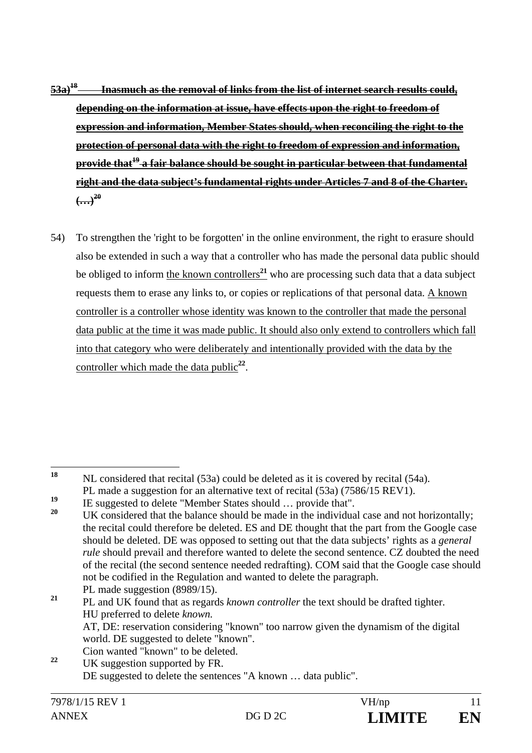~~**53a)[18] Inasmuch as the removal of links from the list of internet search results could, depending on the information at issue, have effects upon the right to freedom of expression and information, Member States should, when reconciling the right to the protection of personal data with the right to freedom of expression and information, provide that[19] a fair balance should be sought in particular between that fundamental right and the data subject's fundamental rights under Articles 7 and 8 of the Charter. (…)[20]**~~

54) To strengthen the 'right to be forgotten' in the online environment, the right to erasure should also be extended in such a way that a controller who has made the personal data public should be obliged to inform <u>the known controllers[21]</u> who are processing such data that a data subject requests them to erase any links to, or copies or replications of that personal data. <u>A known controller is a controller whose identity was known to the controller that made the personal data public at the time it was made public. It should also only extend to controllers which fall into that category who were deliberately and intentionally provided with the data by the controller which made the data public[22]</u>.

---

[18] NL considered that recital (53a) could be deleted as it is covered by recital (54a). PL made a suggestion for an alternative text of recital (53a) (7586/15 REV1).

[19] IE suggested to delete "Member States should … provide that".

[20] UK considered that the balance should be made in the individual case and not horizontally; the recital could therefore be deleted. ES and DE thought that the part from the Google case should be deleted. DE was opposed to setting out that the data subjects' rights as a *general rule* should prevail and therefore wanted to delete the second sentence. CZ doubted the need of the recital (the second sentence needed redrafting). COM said that the Google case should not be codified in the Regulation and wanted to delete the paragraph. PL made suggestion (8989/15).

[21] PL and UK found that as regards *known controller* the text should be drafted tighter. HU preferred to delete *known.* AT, DE: reservation considering "known" too narrow given the dynamism of the digital world. DE suggested to delete "known". Cion wanted "known" to be deleted.

[22] UK suggestion supported by FR. DE suggested to delete the sentences "A known … data public".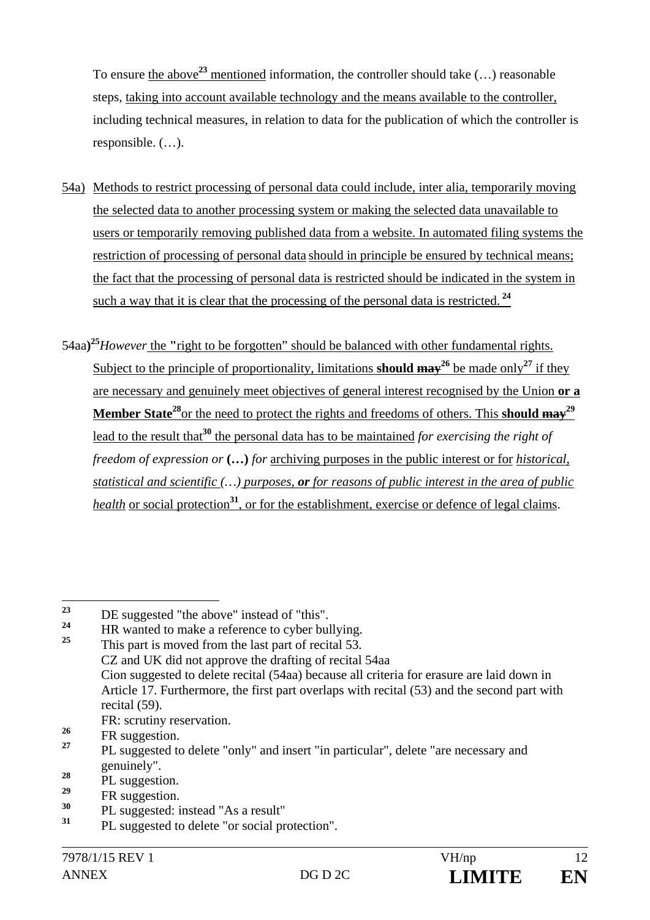To ensure the above[23] mentioned information, the controller should take (…) reasonable steps, taking into account available technology and the means available to the controller, including technical measures, in relation to data for the publication of which the controller is responsible. (…).

54a) Methods to restrict processing of personal data could include, inter alia, temporarily moving the selected data to another processing system or making the selected data unavailable to users or temporarily removing published data from a website. In automated filing systems the restriction of processing of personal data should in principle be ensured by technical means; the fact that the processing of personal data is restricted should be indicated in the system in such a way that it is clear that the processing of the personal data is restricted.[24]

54aa)[25]*However* the "right to be forgotten" should be balanced with other fundamental rights. Subject to the principle of proportionality, limitations **should** ~~may~~[26] be made only[27] if they are necessary and genuinely meet objectives of general interest recognised by the Union **or a Member State**[28] or the need to protect the rights and freedoms of others. This **should** ~~may~~[29] lead to the result that[30] the personal data has to be maintained *for exercising the right of freedom of expression or* **(…)** *for* archiving purposes in the public interest or for *historical, statistical and scientific (…) purposes,* ***or*** *for reasons of public interest in the area of public health* or social protection[31], or for the establishment, exercise or defence of legal claims.

---

[23] DE suggested "the above" instead of "this".

[24] HR wanted to make a reference to cyber bullying.

[25] This part is moved from the last part of recital 53.
CZ and UK did not approve the drafting of recital 54aa
Cion suggested to delete recital (54aa) because all criteria for erasure are laid down in Article 17. Furthermore, the first part overlaps with recital (53) and the second part with recital (59).
FR: scrutiny reservation.

[26] FR suggestion.

[27] PL suggested to delete "only" and insert "in particular", delete "are necessary and genuinely".

[28] PL suggestion.

[29] FR suggestion.

[30] PL suggested: instead "As a result"

[31] PL suggested to delete "or social protection".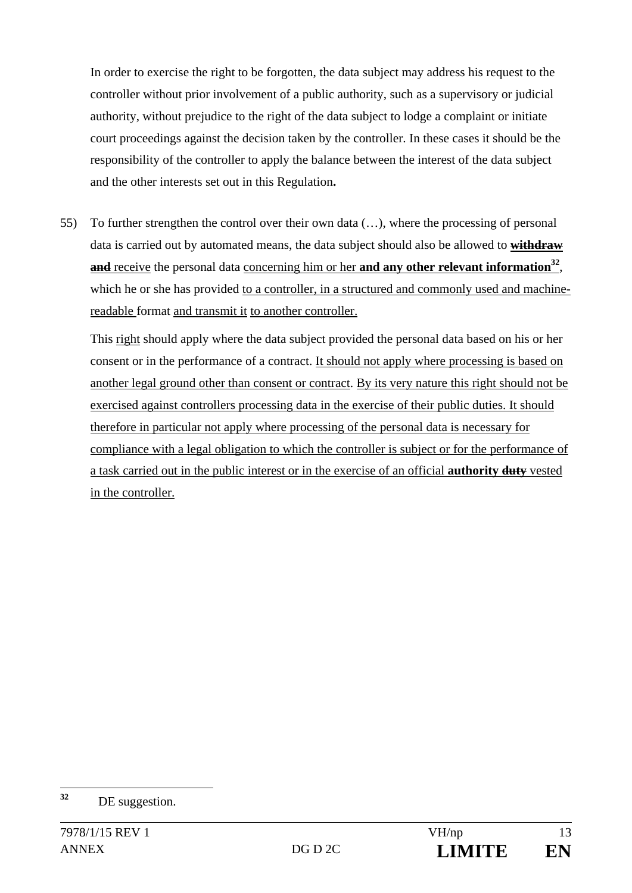In order to exercise the right to be forgotten, the data subject may address his request to the controller without prior involvement of a public authority, such as a supervisory or judicial authority, without prejudice to the right of the data subject to lodge a complaint or initiate court proceedings against the decision taken by the controller. In these cases it should be the responsibility of the controller to apply the balance between the interest of the data subject and the other interests set out in this Regulation**.**

55) To further strengthen the control over their own data (…), where the processing of personal data is carried out by automated means, the data subject should also be allowed to ~~**withdraw and**~~ receive the personal data concerning him or her **and any other relevant information**[32], which he or she has provided to a controller, in a structured and commonly used and machine-readable format and transmit it to another controller.

This right should apply where the data subject provided the personal data based on his or her consent or in the performance of a contract. It should not apply where processing is based on another legal ground other than consent or contract. By its very nature this right should not be exercised against controllers processing data in the exercise of their public duties. It should therefore in particular not apply where processing of the personal data is necessary for compliance with a legal obligation to which the controller is subject or for the performance of a task carried out in the public interest or in the exercise of an official **authority** ~~**duty**~~ vested in the controller.

[32] DE suggestion.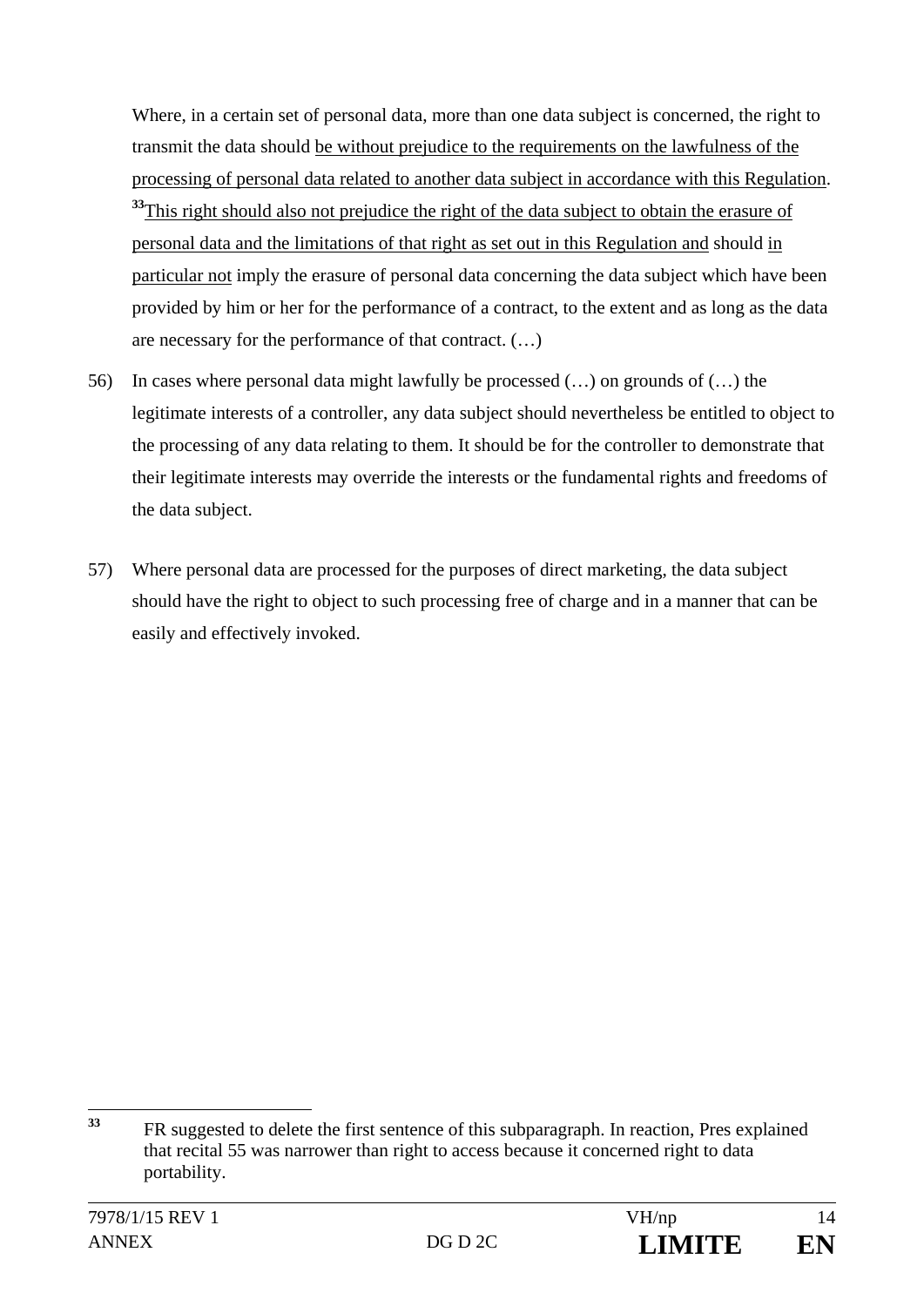Where, in a certain set of personal data, more than one data subject is concerned, the right to transmit the data should be without prejudice to the requirements on the lawfulness of the processing of personal data related to another data subject in accordance with this Regulation. [33]This right should also not prejudice the right of the data subject to obtain the erasure of personal data and the limitations of that right as set out in this Regulation and should in particular not imply the erasure of personal data concerning the data subject which have been provided by him or her for the performance of a contract, to the extent and as long as the data are necessary for the performance of that contract. (…)

56) In cases where personal data might lawfully be processed (…) on grounds of (…) the legitimate interests of a controller, any data subject should nevertheless be entitled to object to the processing of any data relating to them. It should be for the controller to demonstrate that their legitimate interests may override the interests or the fundamental rights and freedoms of the data subject.

57) Where personal data are processed for the purposes of direct marketing, the data subject should have the right to object to such processing free of charge and in a manner that can be easily and effectively invoked.

---

[33] FR suggested to delete the first sentence of this subparagraph. In reaction, Pres explained that recital 55 was narrower than right to access because it concerned right to data portability.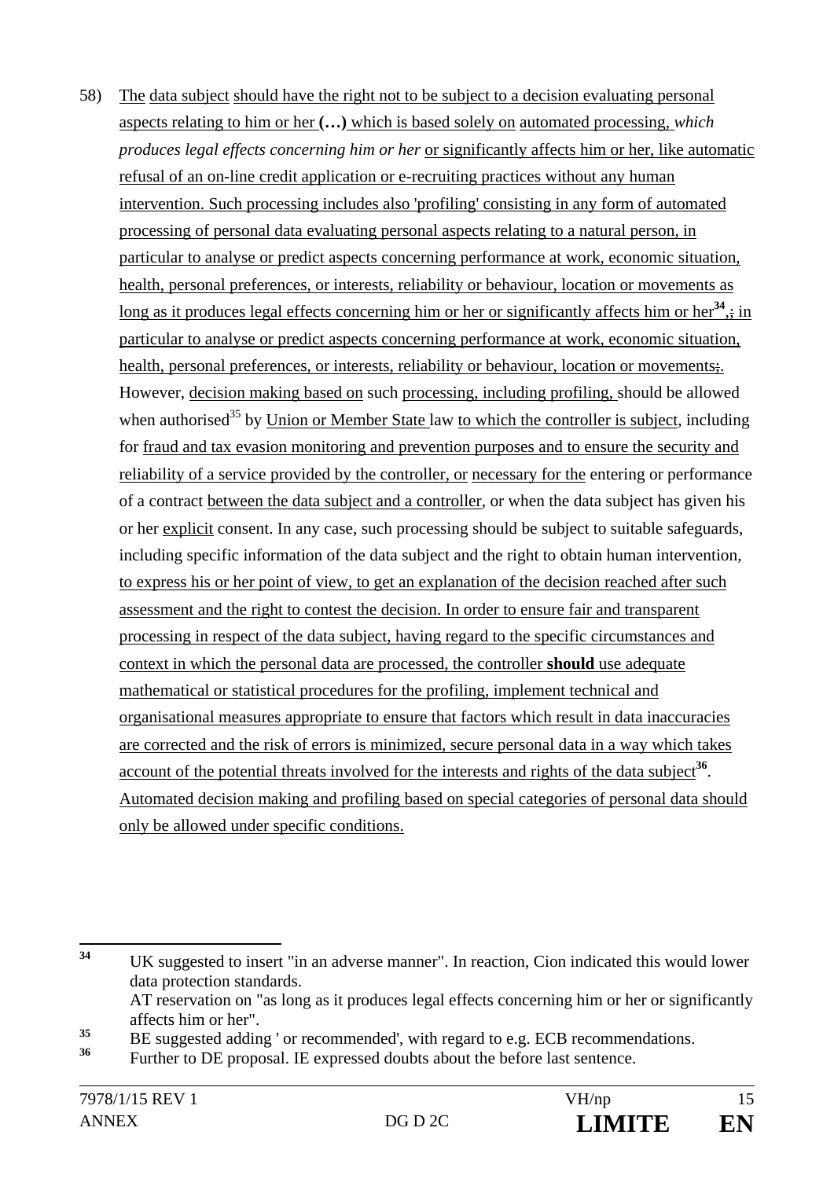58) The data subject should have the right not to be subject to a decision evaluating personal aspects relating to him or her **(…)** which is based solely on automated processing, *which produces legal effects concerning him or her* or significantly affects him or her, like automatic refusal of an on-line credit application or e-recruiting practices without any human intervention. Such processing includes also 'profiling' consisting in any form of automated processing of personal data evaluating personal aspects relating to a natural person, in particular to analyse or predict aspects concerning performance at work, economic situation, health, personal preferences, or interests, reliability or behaviour, location or movements as long as it produces legal effects concerning him or her or significantly affects him or her[34],; in particular to analyse or predict aspects concerning performance at work, economic situation, health, personal preferences, or interests, reliability or behaviour, location or movements;. However, decision making based on such processing, including profiling, should be allowed when authorised[35] by Union or Member State law to which the controller is subject, including for fraud and tax evasion monitoring and prevention purposes and to ensure the security and reliability of a service provided by the controller, or necessary for the entering or performance of a contract between the data subject and a controller, or when the data subject has given his or her explicit consent. In any case, such processing should be subject to suitable safeguards, including specific information of the data subject and the right to obtain human intervention, to express his or her point of view, to get an explanation of the decision reached after such assessment and the right to contest the decision. In order to ensure fair and transparent processing in respect of the data subject, having regard to the specific circumstances and context in which the personal data are processed, the controller **should** use adequate mathematical or statistical procedures for the profiling, implement technical and organisational measures appropriate to ensure that factors which result in data inaccuracies are corrected and the risk of errors is minimized, secure personal data in a way which takes account of the potential threats involved for the interests and rights of the data subject[36]. Automated decision making and profiling based on special categories of personal data should only be allowed under specific conditions.

---

[34] UK suggested to insert "in an adverse manner". In reaction, Cion indicated this would lower data protection standards.
AT reservation on "as long as it produces legal effects concerning him or her or significantly affects him or her".

[35] BE suggested adding ' or recommended', with regard to e.g. ECB recommendations.

[36] Further to DE proposal. IE expressed doubts about the before last sentence.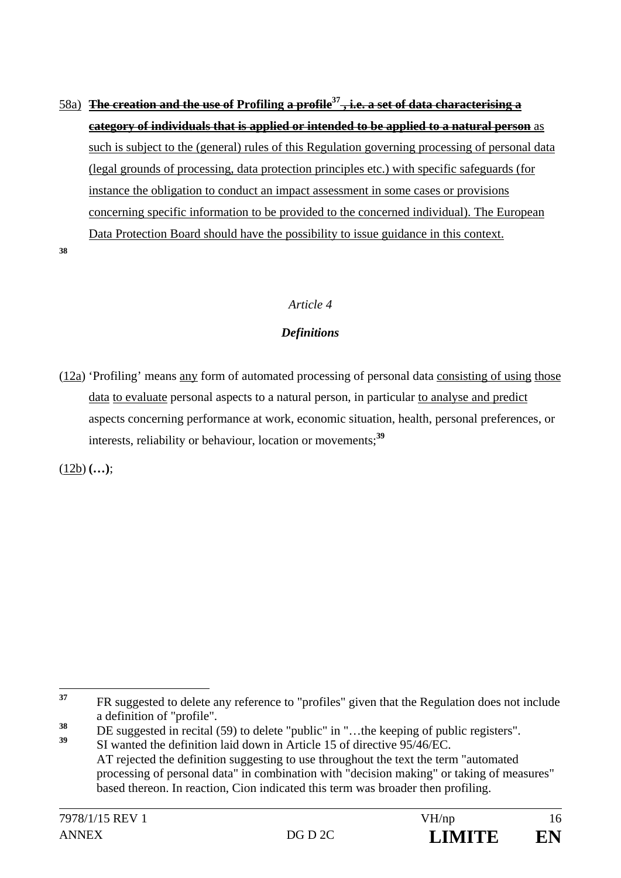58a) ~~**The creation and the use of Profiling a profile[37], i.e. a set of data characterising a category of individuals that is applied or intended to be applied to a natural person**~~ as such is subject to the (general) rules of this Regulation governing processing of personal data (legal grounds of processing, data protection principles etc.) with specific safeguards (for instance the obligation to conduct an impact assessment in some cases or provisions concerning specific information to be provided to the concerned individual). The European Data Protection Board should have the possibility to issue guidance in this context.

[38]

*Article 4*

***Definitions***

(12a) 'Profiling' means any form of automated processing of personal data consisting of using those data to evaluate personal aspects to a natural person, in particular to analyse and predict aspects concerning performance at work, economic situation, health, personal preferences, or interests, reliability or behaviour, location or movements;[39]

(12b) **(…)**;

---

[37] FR suggested to delete any reference to "profiles" given that the Regulation does not include a definition of "profile".

[38] DE suggested in recital (59) to delete "public" in "…the keeping of public registers".

[39] SI wanted the definition laid down in Article 15 of directive 95/46/EC. AT rejected the definition suggesting to use throughout the text the term "automated processing of personal data" in combination with "decision making" or taking of measures" based thereon. In reaction, Cion indicated this term was broader then profiling.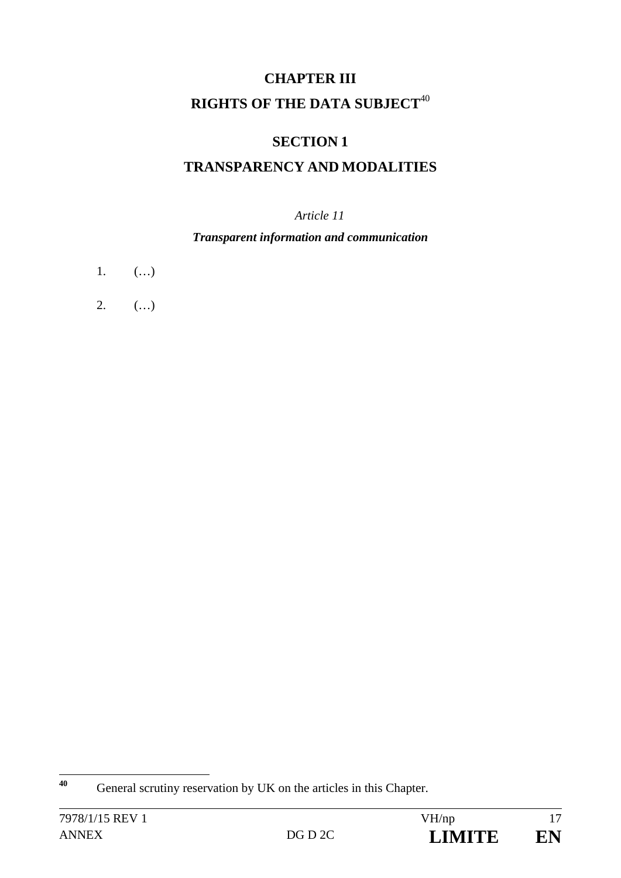# CHAPTER III

# RIGHTS OF THE DATA SUBJECT[40]

## SECTION 1

## TRANSPARENCY AND MODALITIES

*Article 11*

***Transparent information and communication***

1. (…)

2. (…)

[40] General scrutiny reservation by UK on the articles in this Chapter.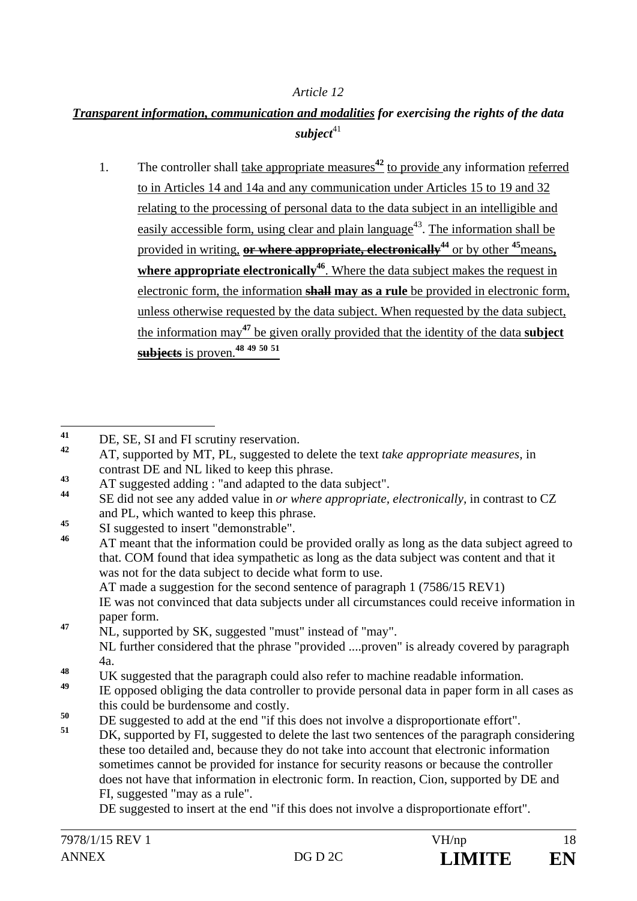*Article 12*

***Transparent information, communication and modalities for exercising the rights of the data subject***[41]

1. The controller shall take appropriate measures[42] to provide any information referred to in Articles 14 and 14a and any communication under Articles 15 to 19 and 32 relating to the processing of personal data to the data subject in an intelligible and easily accessible form, using clear and plain language[43]. The information shall be provided in writing, ~~**or where appropriate, electronically**~~[44] or by other [45]means**, where appropriate electronically**[46]. Where the data subject makes the request in electronic form, the information ~~**shall**~~ **may as a rule** be provided in electronic form, unless otherwise requested by the data subject. When requested by the data subject, the information may[47] be given orally provided that the identity of the data **subject** ~~**subjects**~~ is proven.[48] [49] [50] [51]

---

[41] DE, SE, SI and FI scrutiny reservation.

[42] AT, supported by MT, PL, suggested to delete the text *take appropriate measures*, in contrast DE and NL liked to keep this phrase.

[43] AT suggested adding : "and adapted to the data subject".

[44] SE did not see any added value in *or where appropriate, electronically*, in contrast to CZ and PL, which wanted to keep this phrase.

[45] SI suggested to insert "demonstrable".

[46] AT meant that the information could be provided orally as long as the data subject agreed to that. COM found that idea sympathetic as long as the data subject was content and that it was not for the data subject to decide what form to use.
AT made a suggestion for the second sentence of paragraph 1 (7586/15 REV1)
IE was not convinced that data subjects under all circumstances could receive information in paper form.

[47] NL, supported by SK, suggested "must" instead of "may".
NL further considered that the phrase "provided ....proven" is already covered by paragraph 4a.

[48] UK suggested that the paragraph could also refer to machine readable information.

[49] IE opposed obliging the data controller to provide personal data in paper form in all cases as this could be burdensome and costly.

[50] DE suggested to add at the end "if this does not involve a disproportionate effort".

[51] DK, supported by FI, suggested to delete the last two sentences of the paragraph considering these too detailed and, because they do not take into account that electronic information sometimes cannot be provided for instance for security reasons or because the controller does not have that information in electronic form. In reaction, Cion, supported by DE and FI, suggested "may as a rule".
DE suggested to insert at the end "if this does not involve a disproportionate effort".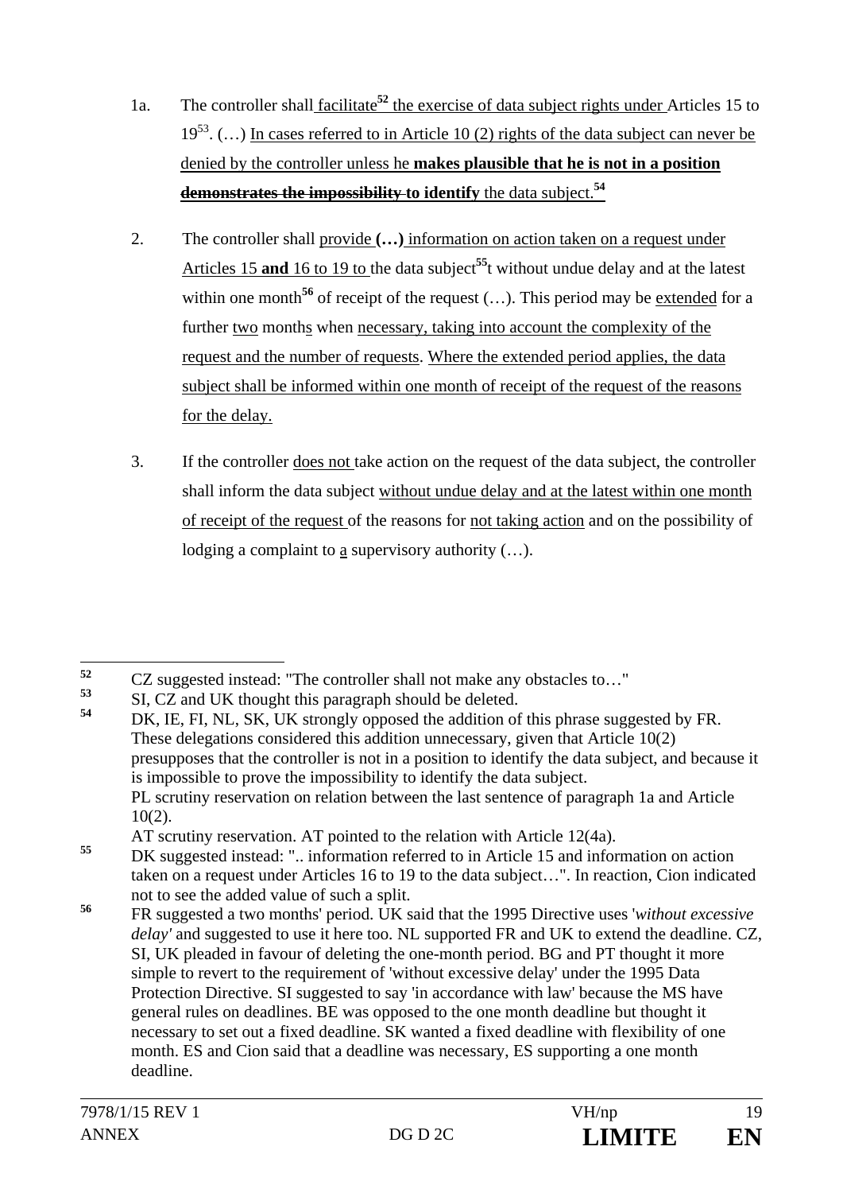1a. The controller shall facilitate[52] the exercise of data subject rights under Articles 15 to 19[53]. (…) In cases referred to in Article 10 (2) rights of the data subject can never be denied by the controller unless he **makes plausible that he is not in a position** ~~**demonstrates the impossibility**~~ **to identify** the data subject.[54]

2. The controller shall provide **(…)** information on action taken on a request under Articles 15 **and** 16 to 19 to the data subject[55]t without undue delay and at the latest within one month[56] of receipt of the request (…). This period may be extended for a further two months when necessary, taking into account the complexity of the request and the number of requests. Where the extended period applies, the data subject shall be informed within one month of receipt of the request of the reasons for the delay.

3. If the controller does not take action on the request of the data subject, the controller shall inform the data subject without undue delay and at the latest within one month of receipt of the request of the reasons for not taking action and on the possibility of lodging a complaint to a supervisory authority (…).

---

[52] CZ suggested instead: "The controller shall not make any obstacles to…"

[53] SI, CZ and UK thought this paragraph should be deleted.

[54] DK, IE, FI, NL, SK, UK strongly opposed the addition of this phrase suggested by FR. These delegations considered this addition unnecessary, given that Article 10(2) presupposes that the controller is not in a position to identify the data subject, and because it is impossible to prove the impossibility to identify the data subject.
PL scrutiny reservation on relation between the last sentence of paragraph 1a and Article 10(2).
AT scrutiny reservation. AT pointed to the relation with Article 12(4a).

[55] DK suggested instead: ".. information referred to in Article 15 and information on action taken on a request under Articles 16 to 19 to the data subject…". In reaction, Cion indicated not to see the added value of such a split.

[56] FR suggested a two months' period. UK said that the 1995 Directive uses '*without excessive delay'* and suggested to use it here too. NL supported FR and UK to extend the deadline. CZ, SI, UK pleaded in favour of deleting the one-month period. BG and PT thought it more simple to revert to the requirement of 'without excessive delay' under the 1995 Data Protection Directive. SI suggested to say 'in accordance with law' because the MS have general rules on deadlines. BE was opposed to the one month deadline but thought it necessary to set out a fixed deadline. SK wanted a fixed deadline with flexibility of one month. ES and Cion said that a deadline was necessary, ES supporting a one month deadline.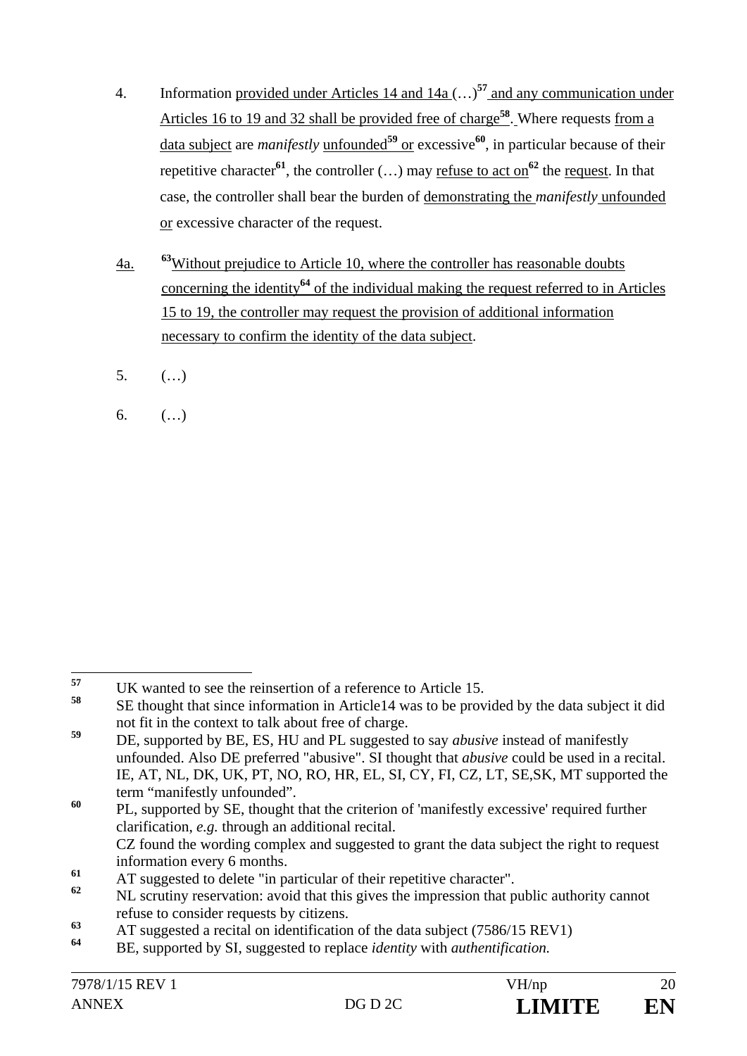4. Information provided under Articles 14 and 14a (…)[57] and any communication under Articles 16 to 19 and 32 shall be provided free of charge[58]. Where requests from a data subject are *manifestly* unfounded[59] or excessive[60], in particular because of their repetitive character[61], the controller (…) may refuse to act on[62] the request. In that case, the controller shall bear the burden of demonstrating the *manifestly* unfounded or excessive character of the request.

4a. [63]Without prejudice to Article 10, where the controller has reasonable doubts concerning the identity[64] of the individual making the request referred to in Articles 15 to 19, the controller may request the provision of additional information necessary to confirm the identity of the data subject.

5. (…)

6. (…)

---

[57] UK wanted to see the reinsertion of a reference to Article 15.

[58] SE thought that since information in Article14 was to be provided by the data subject it did not fit in the context to talk about free of charge.

[59] DE, supported by BE, ES, HU and PL suggested to say *abusive* instead of manifestly unfounded. Also DE preferred "abusive". SI thought that *abusive* could be used in a recital. IE, AT, NL, DK, UK, PT, NO, RO, HR, EL, SI, CY, FI, CZ, LT, SE,SK, MT supported the term "manifestly unfounded".

[60] PL, supported by SE, thought that the criterion of 'manifestly excessive' required further clarification, *e.g.* through an additional recital.
CZ found the wording complex and suggested to grant the data subject the right to request information every 6 months.

[61] AT suggested to delete "in particular of their repetitive character".

[62] NL scrutiny reservation: avoid that this gives the impression that public authority cannot refuse to consider requests by citizens.

[63] AT suggested a recital on identification of the data subject (7586/15 REV1)

[64] BE, supported by SI, suggested to replace *identity* with *authentification.*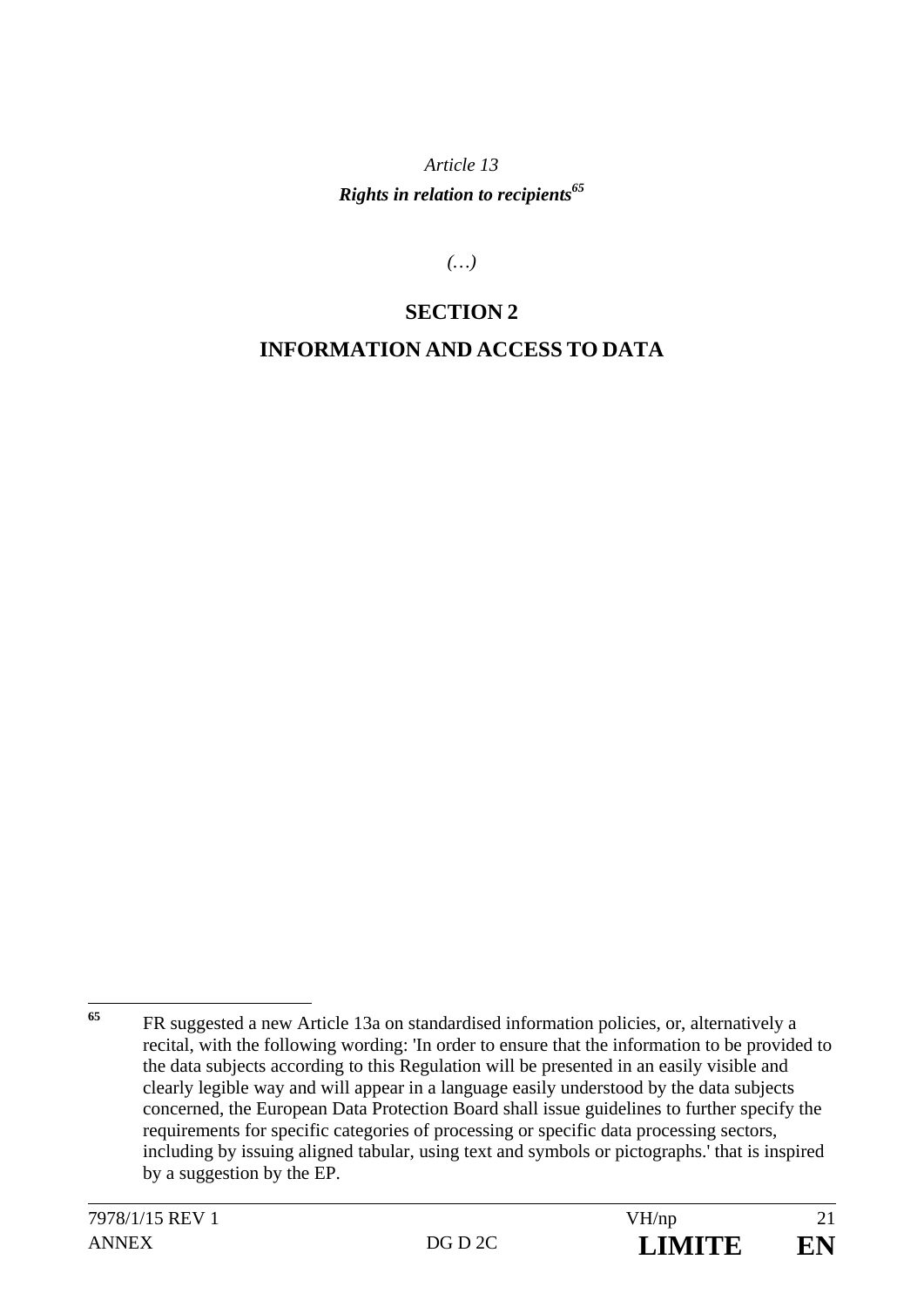*Article 13*

***Rights in relation to recipients***[65]

*(…)*

## SECTION 2

## INFORMATION AND ACCESS TO DATA

[65] FR suggested a new Article 13a on standardised information policies, or, alternatively a recital, with the following wording: 'In order to ensure that the information to be provided to the data subjects according to this Regulation will be presented in an easily visible and clearly legible way and will appear in a language easily understood by the data subjects concerned, the European Data Protection Board shall issue guidelines to further specify the requirements for specific categories of processing or specific data processing sectors, including by issuing aligned tabular, using text and symbols or pictographs.' that is inspired by a suggestion by the EP.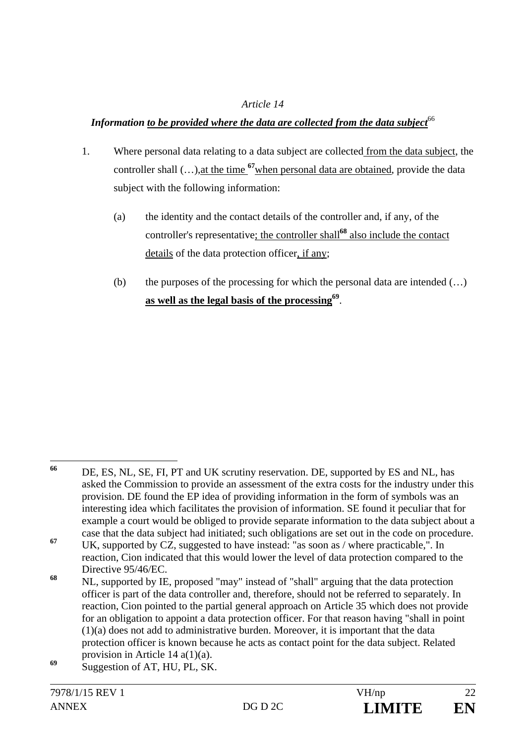*Article 14*

***Information to be provided where the data are collected from the data subject***[66]

1. Where personal data relating to a data subject are collected from the data subject, the controller shall (…),at the time [67]when personal data are obtained, provide the data subject with the following information:

   (a) the identity and the contact details of the controller and, if any, of the controller's representative; the controller shall[68] also include the contact details of the data protection officer, if any;

   (b) the purposes of the processing for which the personal data are intended (…) **as well as the legal basis of the processing**[69].

---

[66] DE, ES, NL, SE, FI, PT and UK scrutiny reservation. DE, supported by ES and NL, has asked the Commission to provide an assessment of the extra costs for the industry under this provision. DE found the EP idea of providing information in the form of symbols was an interesting idea which facilitates the provision of information. SE found it peculiar that for example a court would be obliged to provide separate information to the data subject about a case that the data subject had initiated; such obligations are set out in the code on procedure.

[67] UK, supported by CZ, suggested to have instead: "as soon as / where practicable,". In reaction, Cion indicated that this would lower the level of data protection compared to the Directive 95/46/EC.

[68] NL, supported by IE, proposed "may" instead of "shall" arguing that the data protection officer is part of the data controller and, therefore, should not be referred to separately. In reaction, Cion pointed to the partial general approach on Article 35 which does not provide for an obligation to appoint a data protection officer. For that reason having "shall in point (1)(a) does not add to administrative burden. Moreover, it is important that the data protection officer is known because he acts as contact point for the data subject. Related provision in Article 14 a(1)(a).

[69] Suggestion of AT, HU, PL, SK.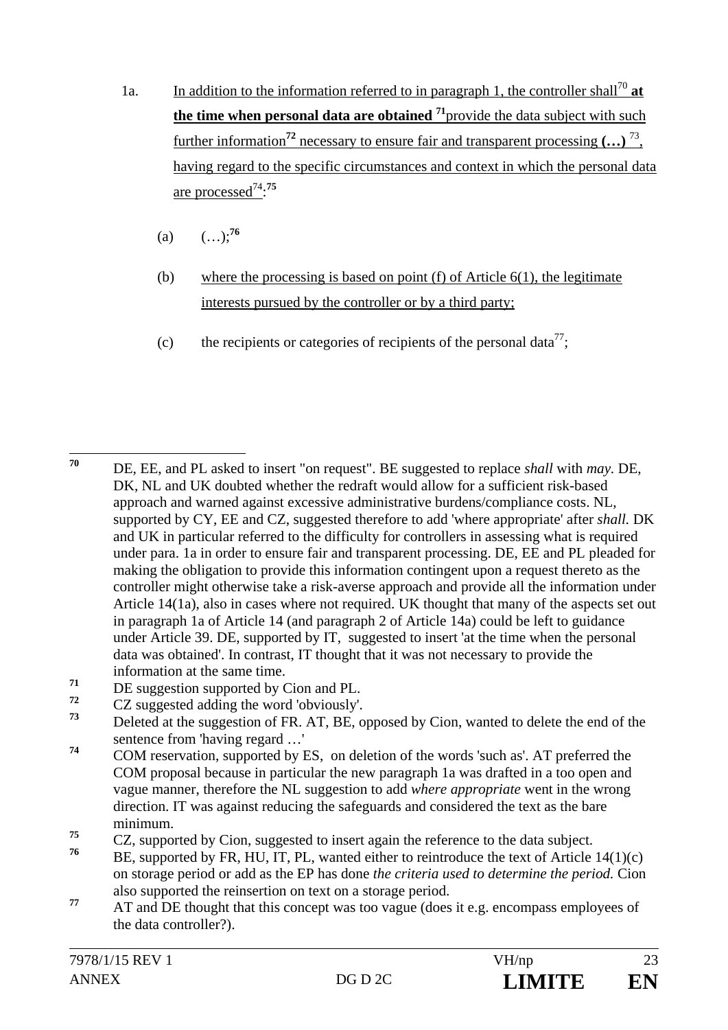1a. <u>In addition to the information referred to in paragraph 1, the controller shall</u>[70] **<u>at the time when personal data are obtained</u>** [71]<u>provide the data subject with such further information</u>[72] <u>necessary to ensure fair and transparent processing</u> **(…)** [73], <u>having regard to the specific circumstances and context in which the personal data are processed</u>[74]:[75]

(a) (…);[76]

(b) <u>where the processing is based on point (f) of Article 6(1), the legitimate interests pursued by the controller or by a third party;</u>

(c) the recipients or categories of recipients of the personal data[77];

---

[70] DE, EE, and PL asked to insert "on request". BE suggested to replace *shall* with *may*. DE, DK, NL and UK doubted whether the redraft would allow for a sufficient risk-based approach and warned against excessive administrative burdens/compliance costs. NL, supported by CY, EE and CZ, suggested therefore to add 'where appropriate' after *shall.* DK and UK in particular referred to the difficulty for controllers in assessing what is required under para. 1a in order to ensure fair and transparent processing. DE, EE and PL pleaded for making the obligation to provide this information contingent upon a request thereto as the controller might otherwise take a risk-averse approach and provide all the information under Article 14(1a), also in cases where not required. UK thought that many of the aspects set out in paragraph 1a of Article 14 (and paragraph 2 of Article 14a) could be left to guidance under Article 39. DE, supported by IT, suggested to insert 'at the time when the personal data was obtained'. In contrast, IT thought that it was not necessary to provide the information at the same time.

[71] DE suggestion supported by Cion and PL.

[72] CZ suggested adding the word 'obviously'.

[73] Deleted at the suggestion of FR. AT, BE, opposed by Cion, wanted to delete the end of the sentence from 'having regard …'

[74] COM reservation, supported by ES, on deletion of the words 'such as'. AT preferred the COM proposal because in particular the new paragraph 1a was drafted in a too open and vague manner, therefore the NL suggestion to add *where appropriate* went in the wrong direction. IT was against reducing the safeguards and considered the text as the bare minimum.

[75] CZ, supported by Cion, suggested to insert again the reference to the data subject.

[76] BE, supported by FR, HU, IT, PL, wanted either to reintroduce the text of Article 14(1)(c) on storage period or add as the EP has done *the criteria used to determine the period.* Cion also supported the reinsertion on text on a storage period.

[77] AT and DE thought that this concept was too vague (does it e.g. encompass employees of the data controller?).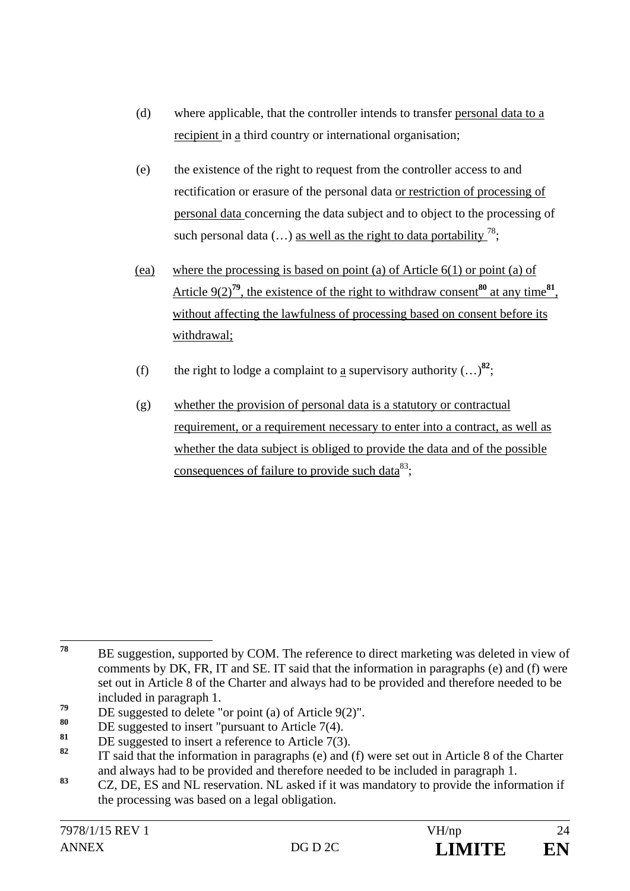(d) where applicable, that the controller intends to transfer personal data to a recipient in a third country or international organisation;

(e) the existence of the right to request from the controller access to and rectification or erasure of the personal data or restriction of processing of personal data concerning the data subject and to object to the processing of such personal data (…) as well as the right to data portability [78];

(ea) where the processing is based on point (a) of Article 6(1) or point (a) of Article 9(2)[79], the existence of the right to withdraw consent[80] at any time[81], without affecting the lawfulness of processing based on consent before its withdrawal;

(f) the right to lodge a complaint to a supervisory authority (…)[82];

(g) whether the provision of personal data is a statutory or contractual requirement, or a requirement necessary to enter into a contract, as well as whether the data subject is obliged to provide the data and of the possible consequences of failure to provide such data[83];

---

[78] BE suggestion, supported by COM. The reference to direct marketing was deleted in view of comments by DK, FR, IT and SE. IT said that the information in paragraphs (e) and (f) were set out in Article 8 of the Charter and always had to be provided and therefore needed to be included in paragraph 1.

[79] DE suggested to delete "or point (a) of Article 9(2)".

[80] DE suggested to insert "pursuant to Article 7(4).

[81] DE suggested to insert a reference to Article 7(3).

[82] IT said that the information in paragraphs (e) and (f) were set out in Article 8 of the Charter and always had to be provided and therefore needed to be included in paragraph 1.

[83] CZ, DE, ES and NL reservation. NL asked if it was mandatory to provide the information if the processing was based on a legal obligation.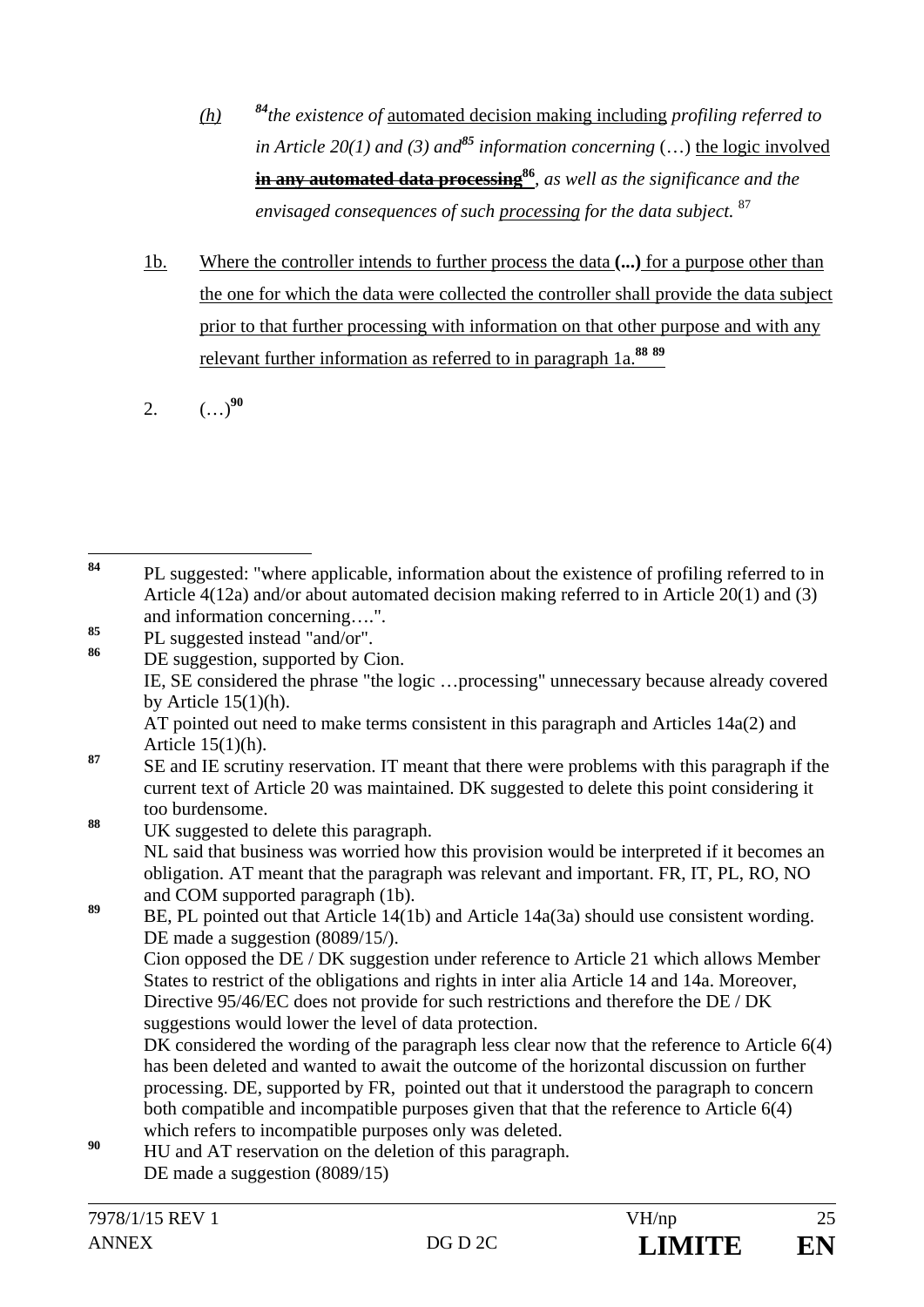*(h)* [84]*the existence of* automated decision making including *profiling referred to in Article 20(1) and (3) and*[85] *information concerning* (…) the logic involved ~~**in any automated data processing**~~[86], *as well as the significance and the envisaged consequences of such* processing *for the data subject.* [87]

1b. Where the controller intends to further process the data **(...)** for a purpose other than the one for which the data were collected the controller shall provide the data subject prior to that further processing with information on that other purpose and with any relevant further information as referred to in paragraph 1a.[88] [89]

2. (…)[90]

---

[84] PL suggested: "where applicable, information about the existence of profiling referred to in Article 4(12a) and/or about automated decision making referred to in Article 20(1) and (3) and information concerning….".

[85] PL suggested instead "and/or".

[86] DE suggestion, supported by Cion.
IE, SE considered the phrase "the logic …processing" unnecessary because already covered by Article 15(1)(h).
AT pointed out need to make terms consistent in this paragraph and Articles 14a(2) and Article 15(1)(h).

[87] SE and IE scrutiny reservation. IT meant that there were problems with this paragraph if the current text of Article 20 was maintained. DK suggested to delete this point considering it too burdensome.

[88] UK suggested to delete this paragraph.
NL said that business was worried how this provision would be interpreted if it becomes an obligation. AT meant that the paragraph was relevant and important. FR, IT, PL, RO, NO and COM supported paragraph (1b).

[89] BE, PL pointed out that Article 14(1b) and Article 14a(3a) should use consistent wording. DE made a suggestion (8089/15/).
Cion opposed the DE / DK suggestion under reference to Article 21 which allows Member States to restrict of the obligations and rights in inter alia Article 14 and 14a. Moreover, Directive 95/46/EC does not provide for such restrictions and therefore the DE / DK suggestions would lower the level of data protection.
DK considered the wording of the paragraph less clear now that the reference to Article 6(4) has been deleted and wanted to await the outcome of the horizontal discussion on further processing. DE, supported by FR, pointed out that it understood the paragraph to concern both compatible and incompatible purposes given that that the reference to Article 6(4) which refers to incompatible purposes only was deleted.

[90] HU and AT reservation on the deletion of this paragraph.
DE made a suggestion (8089/15)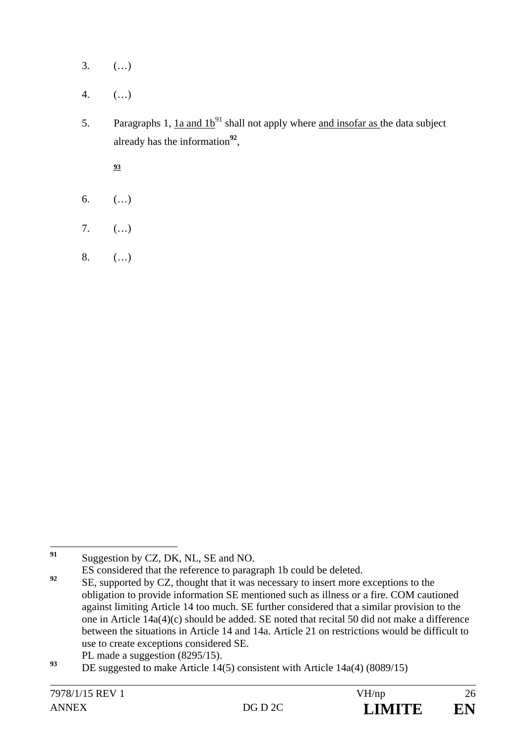3. (…)

4. (…)

5. Paragraphs 1, <u>1a and 1b</u>[91] shall not apply where <u>and insofar as</u> the data subject already has the information[92],

[93]

6. (…)

7. (…)

8. (…)

---

[91] Suggestion by CZ, DK, NL, SE and NO.
ES considered that the reference to paragraph 1b could be deleted.

[92] SE, supported by CZ, thought that it was necessary to insert more exceptions to the obligation to provide information SE mentioned such as illness or a fire. COM cautioned against limiting Article 14 too much. SE further considered that a similar provision to the one in Article 14a(4)(c) should be added. SE noted that recital 50 did not make a difference between the situations in Article 14 and 14a. Article 21 on restrictions would be difficult to use to create exceptions considered SE.
PL made a suggestion (8295/15).

[93] DE suggested to make Article 14(5) consistent with Article 14a(4) (8089/15)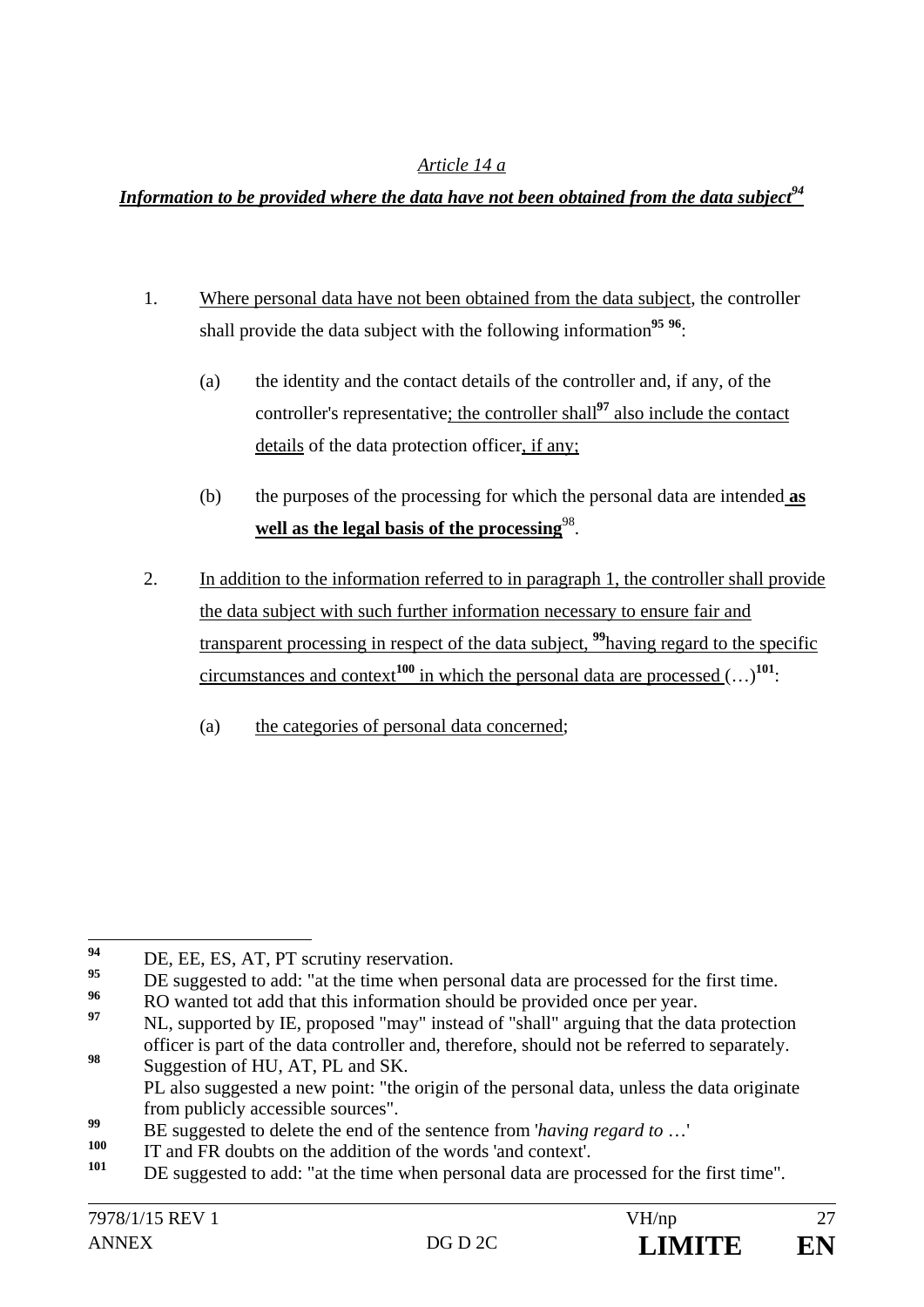*Article 14 a*

***Information to be provided where the data have not been obtained from the data subject***[94]

1. Where personal data have not been obtained from the data subject, the controller shall provide the data subject with the following information[95] [96]:

   (a) the identity and the contact details of the controller and, if any, of the controller's representative; the controller shall[97] also include the contact details of the data protection officer, if any;

   (b) the purposes of the processing for which the personal data are intended **as well as the legal basis of the processing**[98].

2. In addition to the information referred to in paragraph 1, the controller shall provide the data subject with such further information necessary to ensure fair and transparent processing in respect of the data subject, [99]having regard to the specific circumstances and context[100] in which the personal data are processed (…)[101]:

   (a) the categories of personal data concerned;

---

[94] DE, EE, ES, AT, PT scrutiny reservation.

[95] DE suggested to add: "at the time when personal data are processed for the first time.

[96] RO wanted tot add that this information should be provided once per year.

[97] NL, supported by IE, proposed "may" instead of "shall" arguing that the data protection officer is part of the data controller and, therefore, should not be referred to separately.

[98] Suggestion of HU, AT, PL and SK.
PL also suggested a new point: "the origin of the personal data, unless the data originate from publicly accessible sources".

[99] BE suggested to delete the end of the sentence from '*having regard to* …'

[100] IT and FR doubts on the addition of the words 'and context'.

[101] DE suggested to add: "at the time when personal data are processed for the first time".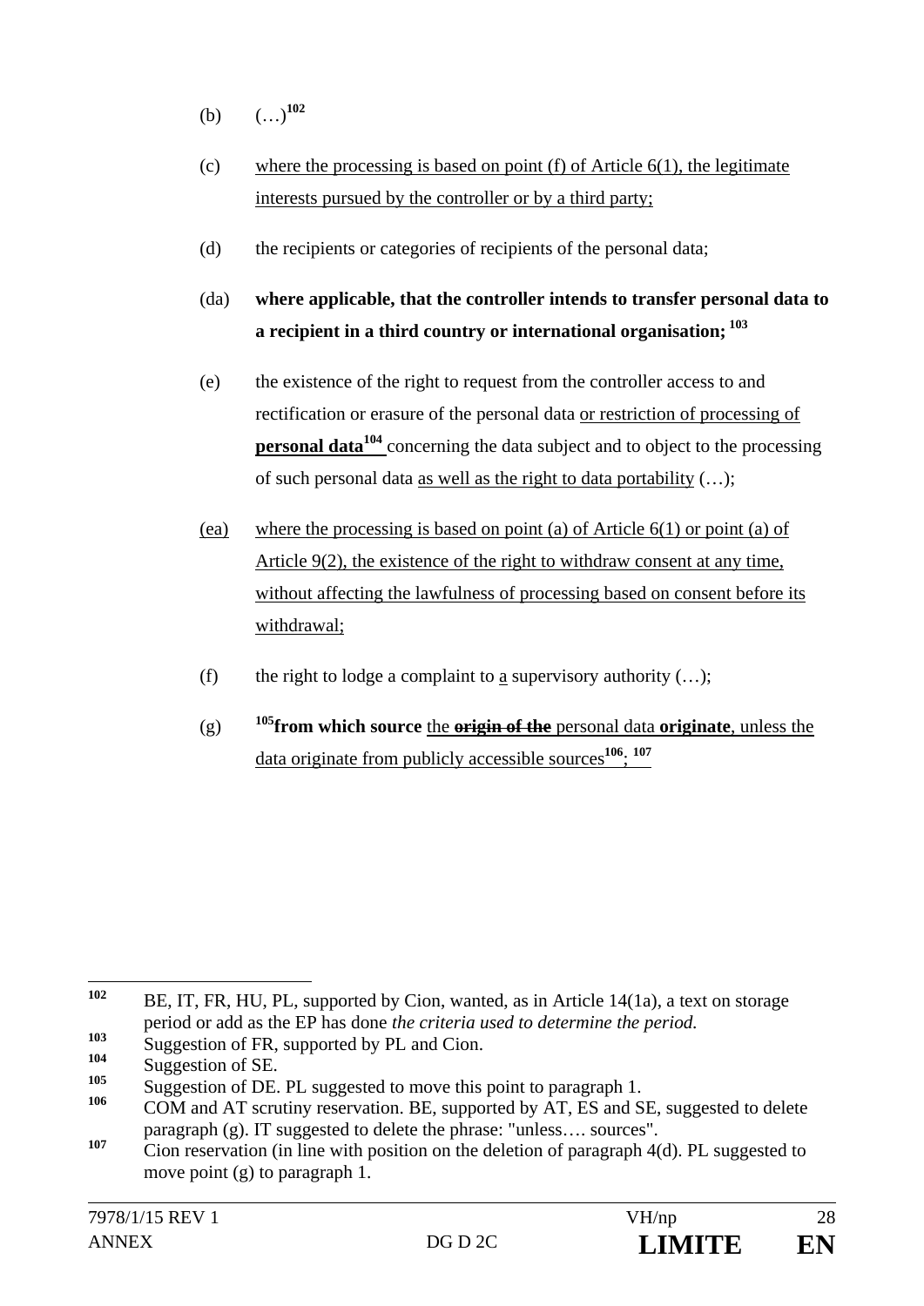(b) (…)[102]

(c) where the processing is based on point (f) of Article 6(1), the legitimate interests pursued by the controller or by a third party;

(d) the recipients or categories of recipients of the personal data;

(da) **where applicable, that the controller intends to transfer personal data to a recipient in a third country or international organisation;** [103]

(e) the existence of the right to request from the controller access to and rectification or erasure of the personal data or restriction of processing of **personal data**[104] concerning the data subject and to object to the processing of such personal data as well as the right to data portability (…);

(ea) where the processing is based on point (a) of Article 6(1) or point (a) of Article 9(2), the existence of the right to withdraw consent at any time, without affecting the lawfulness of processing based on consent before its withdrawal;

(f) the right to lodge a complaint to a supervisory authority (…);

(g) [105]**from which source** the ~~**origin of the**~~ personal data **originate**, unless the data originate from publicly accessible sources[106]; [107]

---

[102] BE, IT, FR, HU, PL, supported by Cion, wanted, as in Article 14(1a), a text on storage period or add as the EP has done *the criteria used to determine the period.*

[103] Suggestion of FR, supported by PL and Cion.

[104] Suggestion of SE.

[105] Suggestion of DE. PL suggested to move this point to paragraph 1.

[106] COM and AT scrutiny reservation. BE, supported by AT, ES and SE, suggested to delete paragraph (g). IT suggested to delete the phrase: "unless…. sources".

[107] Cion reservation (in line with position on the deletion of paragraph 4(d). PL suggested to move point (g) to paragraph 1.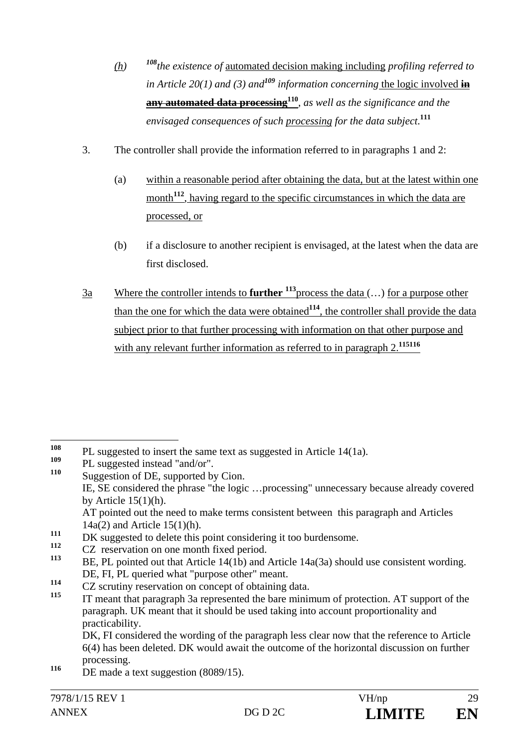(*h*) [108]*the existence of* automated decision making including *profiling referred to in Article 20(1) and (3) and*[109] *information concerning* the logic involved ~~**in any automated data processing**~~[110], *as well as the significance and the envisaged consequences of such* processing *for the data subject.*[111]

3. The controller shall provide the information referred to in paragraphs 1 and 2:

   (a) within a reasonable period after obtaining the data, but at the latest within one month[112], having regard to the specific circumstances in which the data are processed, or

   (b) if a disclosure to another recipient is envisaged, at the latest when the data are first disclosed.

3a Where the controller intends to **further** [113]process the data (…) for a purpose other than the one for which the data were obtained[114], the controller shall provide the data subject prior to that further processing with information on that other purpose and with any relevant further information as referred to in paragraph 2.[115][116]

---

[108] PL suggested to insert the same text as suggested in Article 14(1a).

[109] PL suggested instead "and/or".

[110] Suggestion of DE, supported by Cion.
IE, SE considered the phrase "the logic …processing" unnecessary because already covered by Article 15(1)(h).
AT pointed out the need to make terms consistent between this paragraph and Articles 14a(2) and Article 15(1)(h).

[111] DK suggested to delete this point considering it too burdensome.

[112] CZ reservation on one month fixed period.

[113] BE, PL pointed out that Article 14(1b) and Article 14a(3a) should use consistent wording. DE, FI, PL queried what "purpose other" meant.

[114] CZ scrutiny reservation on concept of obtaining data.

[115] IT meant that paragraph 3a represented the bare minimum of protection. AT support of the paragraph. UK meant that it should be used taking into account proportionality and practicability.
DK, FI considered the wording of the paragraph less clear now that the reference to Article 6(4) has been deleted. DK would await the outcome of the horizontal discussion on further processing.

[116] DE made a text suggestion (8089/15).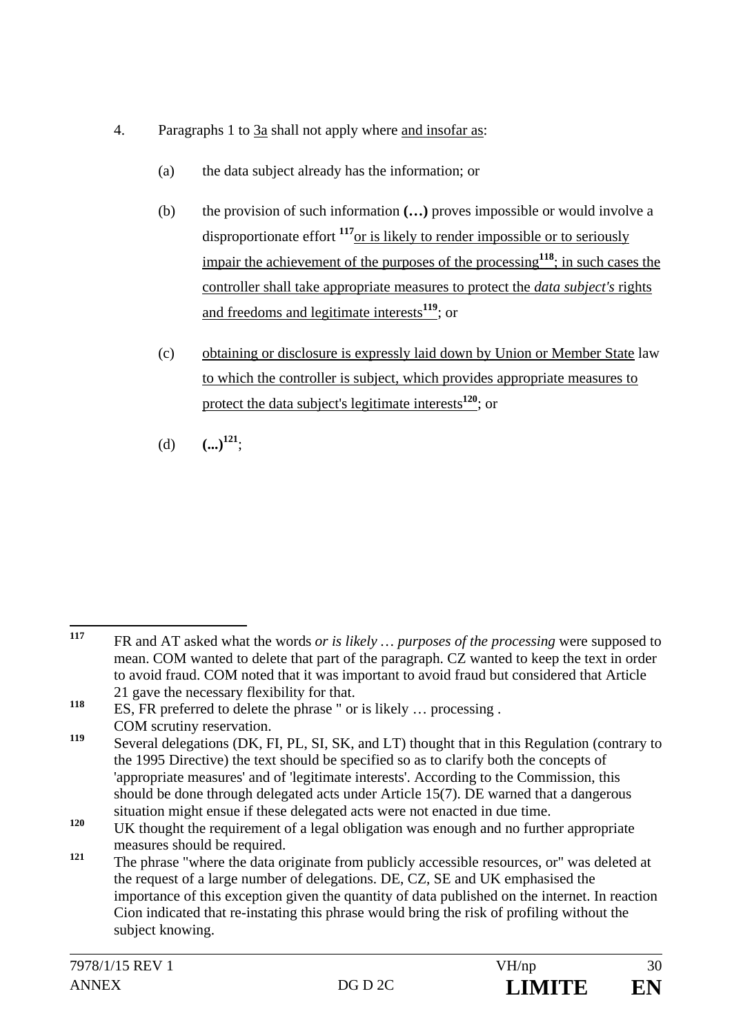4. Paragraphs 1 to 3a shall not apply where and insofar as:

   (a) the data subject already has the information; or

   (b) the provision of such information **(…)** proves impossible or would involve a disproportionate effort [117] or is likely to render impossible or to seriously impair the achievement of the purposes of the processing[118]; in such cases the controller shall take appropriate measures to protect the *data subject's* rights and freedoms and legitimate interests[119]; or

   (c) obtaining or disclosure is expressly laid down by Union or Member State law to which the controller is subject, which provides appropriate measures to protect the data subject's legitimate interests[120]; or

   (d) **(...)**[121];

---

[117] FR and AT asked what the words *or is likely … purposes of the processing* were supposed to mean. COM wanted to delete that part of the paragraph. CZ wanted to keep the text in order to avoid fraud. COM noted that it was important to avoid fraud but considered that Article 21 gave the necessary flexibility for that.

[118] ES, FR preferred to delete the phrase " or is likely … processing . COM scrutiny reservation.

[119] Several delegations (DK, FI, PL, SI, SK, and LT) thought that in this Regulation (contrary to the 1995 Directive) the text should be specified so as to clarify both the concepts of 'appropriate measures' and of 'legitimate interests'. According to the Commission, this should be done through delegated acts under Article 15(7). DE warned that a dangerous situation might ensue if these delegated acts were not enacted in due time.

[120] UK thought the requirement of a legal obligation was enough and no further appropriate measures should be required.

[121] The phrase "where the data originate from publicly accessible resources, or" was deleted at the request of a large number of delegations. DE, CZ, SE and UK emphasised the importance of this exception given the quantity of data published on the internet. In reaction Cion indicated that re-instating this phrase would bring the risk of profiling without the subject knowing.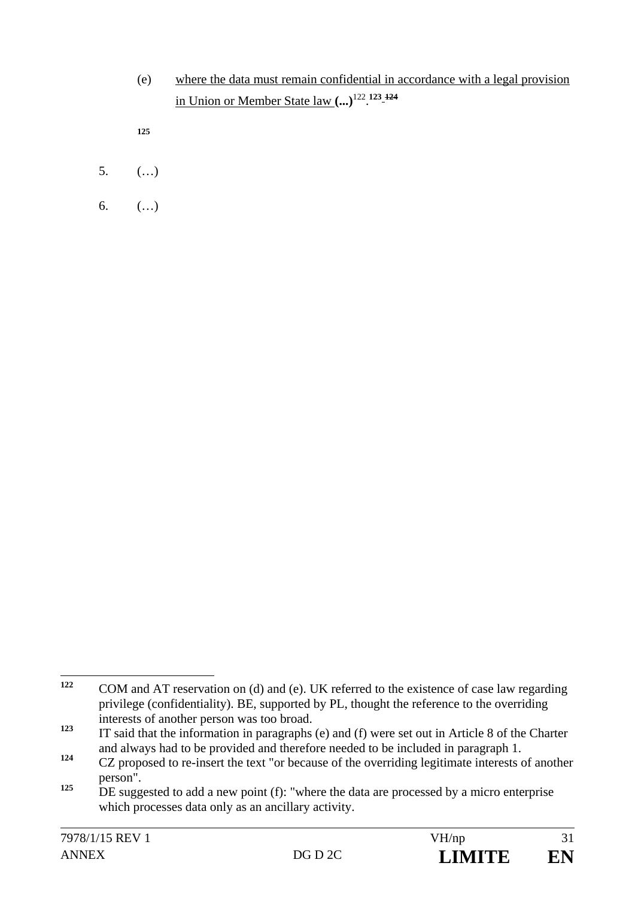(e) where the data must remain confidential in accordance with a legal provision in Union or Member State law **(...)**[122].[123] ~~[124]~~

[125]

5. (…)

6. (…)

---

[122] COM and AT reservation on (d) and (e). UK referred to the existence of case law regarding privilege (confidentiality). BE, supported by PL, thought the reference to the overriding interests of another person was too broad.

[123] IT said that the information in paragraphs (e) and (f) were set out in Article 8 of the Charter and always had to be provided and therefore needed to be included in paragraph 1.

[124] CZ proposed to re-insert the text "or because of the overriding legitimate interests of another person".

[125] DE suggested to add a new point (f): "where the data are processed by a micro enterprise which processes data only as an ancillary activity.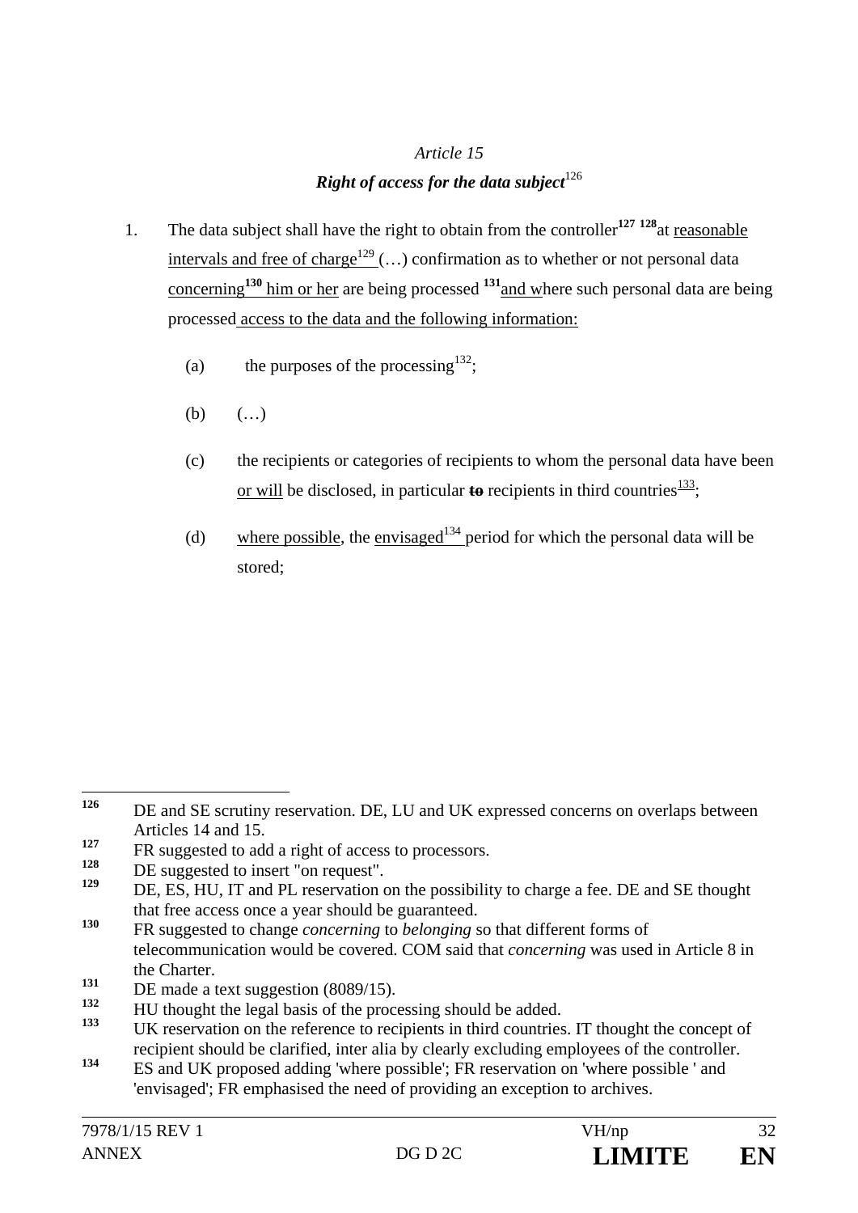*Article 15*

***Right of access for the data subject***[126]

1. The data subject shall have the right to obtain from the controller**[127] [128]**at <u>reasonable intervals and free of charge</u>[129] (…) confirmation as to whether or not personal data <u>concerning**[130]** him or her</u> are being processed **[131]**<u>and w</u>here such personal data are being processed <u>access to the data and the following information:</u>

   (a) the purposes of the processing[132];

   (b) (…)

   (c) the recipients or categories of recipients to whom the personal data have been <u>or will</u> be disclosed, in particular ~~**to**~~ recipients in third countries<u>[133]</u>;

   (d) <u>where possible</u>, the <u>envisaged</u>[134] period for which the personal data will be stored;

---

**126** DE and SE scrutiny reservation. DE, LU and UK expressed concerns on overlaps between Articles 14 and 15.

**127** FR suggested to add a right of access to processors.

**128** DE suggested to insert "on request".

**129** DE, ES, HU, IT and PL reservation on the possibility to charge a fee. DE and SE thought that free access once a year should be guaranteed.

**130** FR suggested to change *concerning* to *belonging* so that different forms of telecommunication would be covered. COM said that *concerning* was used in Article 8 in the Charter.

**131** DE made a text suggestion (8089/15).

**132** HU thought the legal basis of the processing should be added.

**133** UK reservation on the reference to recipients in third countries. IT thought the concept of recipient should be clarified, inter alia by clearly excluding employees of the controller.

**134** ES and UK proposed adding 'where possible'; FR reservation on 'where possible ' and 'envisaged'; FR emphasised the need of providing an exception to archives.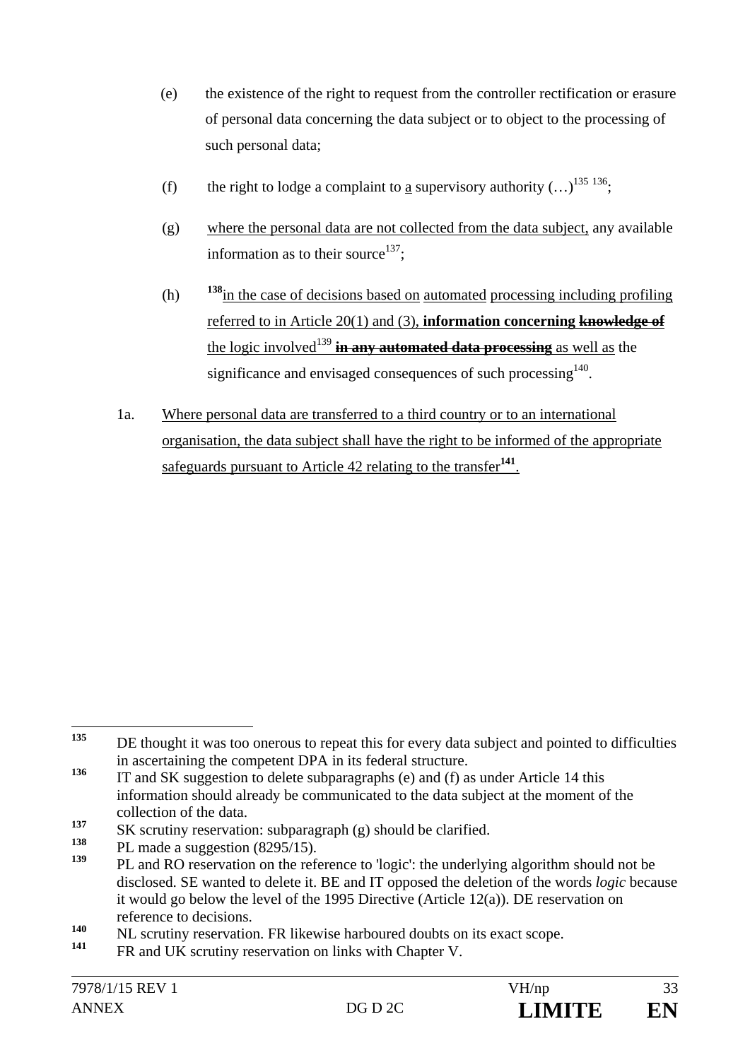(e) the existence of the right to request from the controller rectification or erasure of personal data concerning the data subject or to object to the processing of such personal data;

(f) the right to lodge a complaint to <u>a</u> supervisory authority (…)[135] [136];

(g) <u>where the personal data are not collected from the data subject,</u> any available information as to their source[137];

(h) [138]<u>in the case of decisions based on</u> <u>automated</u> <u>processing including profiling referred to in Article 20(1) and (3),</u> **information concerning** ~~**knowledge of**~~ <u>the logic involved</u>[139] ~~**in any automated data processing**~~ <u>as well as</u> the significance and envisaged consequences of such processing[140].

1a. <u>Where personal data are transferred to a third country or to an international organisation, the data subject shall have the right to be informed of the appropriate safeguards pursuant to Article 42 relating to the transfer</u>**[141]**.

---

[135] DE thought it was too onerous to repeat this for every data subject and pointed to difficulties in ascertaining the competent DPA in its federal structure.

[136] IT and SK suggestion to delete subparagraphs (e) and (f) as under Article 14 this information should already be communicated to the data subject at the moment of the collection of the data.

[137] SK scrutiny reservation: subparagraph (g) should be clarified.

[138] PL made a suggestion (8295/15).

[139] PL and RO reservation on the reference to 'logic': the underlying algorithm should not be disclosed. SE wanted to delete it. BE and IT opposed the deletion of the words *logic* because it would go below the level of the 1995 Directive (Article 12(a)). DE reservation on reference to decisions.

[140] NL scrutiny reservation. FR likewise harboured doubts on its exact scope.

[141] FR and UK scrutiny reservation on links with Chapter V.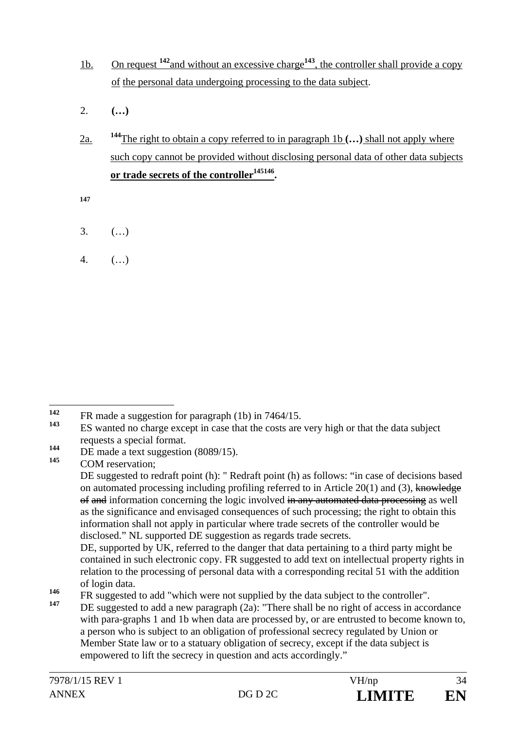1b. On request [142]and without an excessive charge[143], the controller shall provide a copy of the personal data undergoing processing to the data subject.

2. **(…)**

2a. [144]The right to obtain a copy referred to in paragraph 1b **(…)** shall not apply where such copy cannot be provided without disclosing personal data of other data subjects **or trade secrets of the controller[145][146].**

[147]

3. (…)

4. (…)

---

[142] FR made a suggestion for paragraph (1b) in 7464/15.

[143] ES wanted no charge except in case that the costs are very high or that the data subject requests a special format.

[144] DE made a text suggestion (8089/15).

[145] COM reservation;
DE suggested to redraft point (h): " Redraft point (h) as follows: "in case of decisions based on automated processing including profiling referred to in Article 20(1) and (3), ~~knowledge of and~~ information concerning the logic involved ~~in any automated data processing~~ as well as the significance and envisaged consequences of such processing; the right to obtain this information shall not apply in particular where trade secrets of the controller would be disclosed." NL supported DE suggestion as regards trade secrets.
DE, supported by UK, referred to the danger that data pertaining to a third party might be contained in such electronic copy. FR suggested to add text on intellectual property rights in relation to the processing of personal data with a corresponding recital 51 with the addition of login data.

[146] FR suggested to add "which were not supplied by the data subject to the controller".

[147] DE suggested to add a new paragraph (2a): "There shall be no right of access in accordance with para-graphs 1 and 1b when data are processed by, or are entrusted to become known to, a person who is subject to an obligation of professional secrecy regulated by Union or Member State law or to a statuary obligation of secrecy, except if the data subject is empowered to lift the secrecy in question and acts accordingly."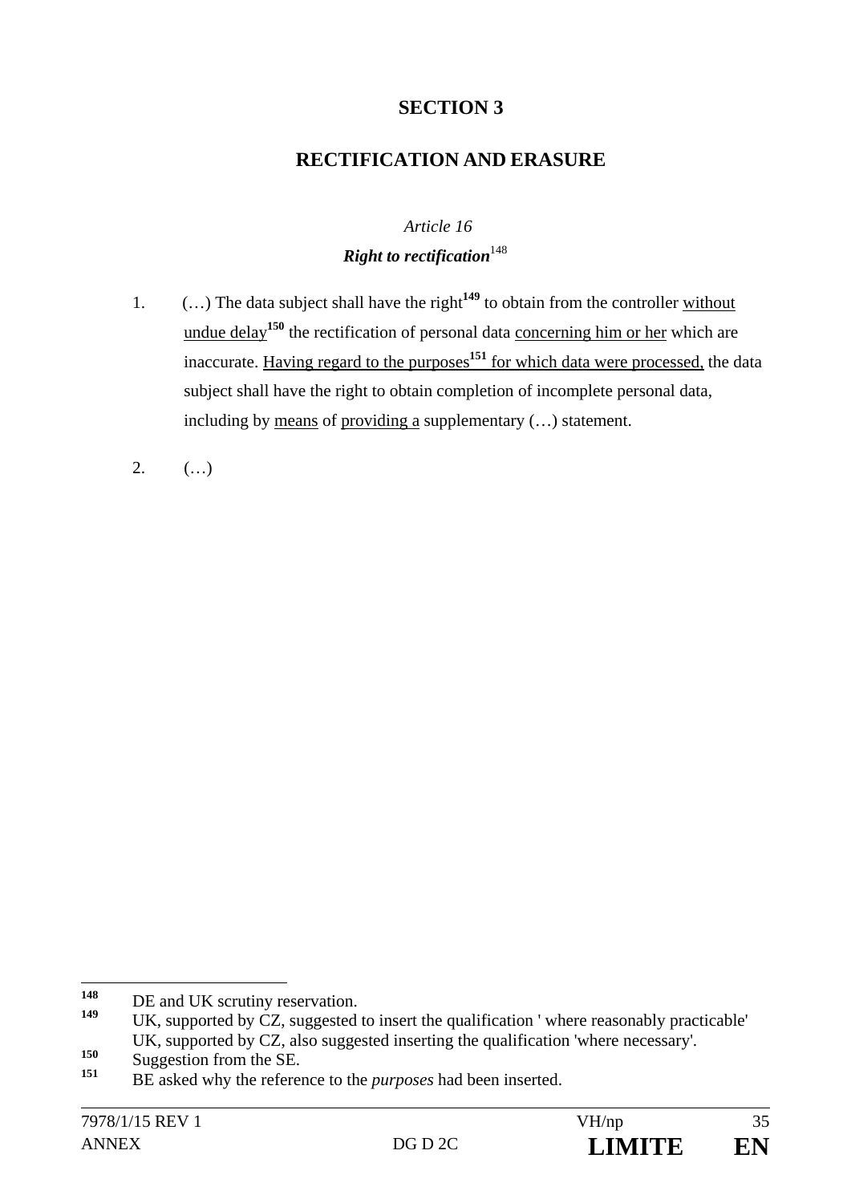## SECTION 3

## RECTIFICATION AND ERASURE

*Article 16*

***Right to rectification***[148]

1. (…) The data subject shall have the right[149] to obtain from the controller without undue delay[150] the rectification of personal data concerning him or her which are inaccurate. Having regard to the purposes[151] for which data were processed, the data subject shall have the right to obtain completion of incomplete personal data, including by means of providing a supplementary (…) statement.

2. (…)

---

[148] DE and UK scrutiny reservation.

[149] UK, supported by CZ, suggested to insert the qualification ' where reasonably practicable' UK, supported by CZ, also suggested inserting the qualification 'where necessary'.

[150] Suggestion from the SE.

[151] BE asked why the reference to the *purposes* had been inserted.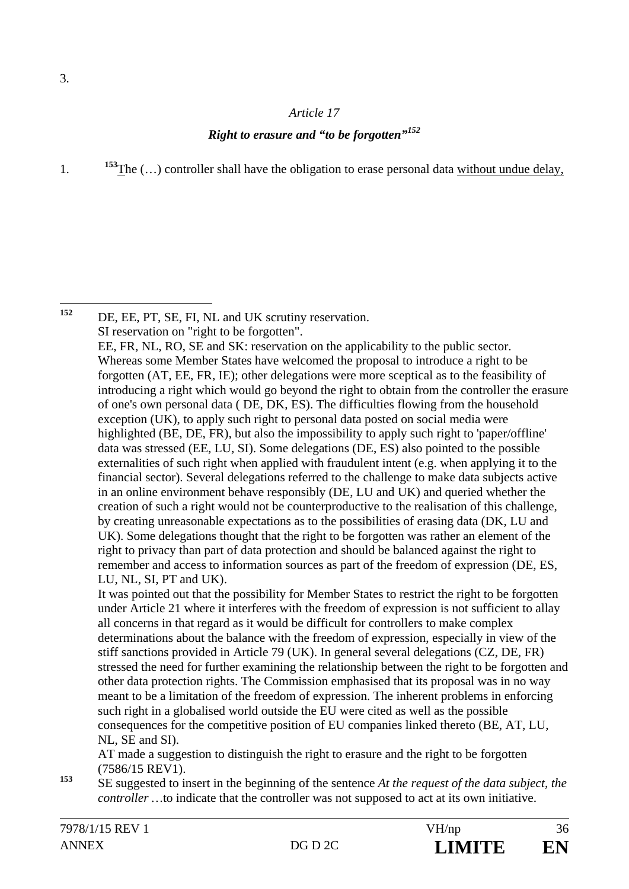3.

*Article 17*

***Right to erasure and "to be forgotten"*[152]**

1. [153]The (…) controller shall have the obligation to erase personal data without undue delay,

---

[152] DE, EE, PT, SE, FI, NL and UK scrutiny reservation.
SI reservation on "right to be forgotten".
EE, FR, NL, RO, SE and SK: reservation on the applicability to the public sector.
Whereas some Member States have welcomed the proposal to introduce a right to be forgotten (AT, EE, FR, IE); other delegations were more sceptical as to the feasibility of introducing a right which would go beyond the right to obtain from the controller the erasure of one's own personal data ( DE, DK, ES). The difficulties flowing from the household exception (UK), to apply such right to personal data posted on social media were highlighted (BE, DE, FR), but also the impossibility to apply such right to 'paper/offline' data was stressed (EE, LU, SI). Some delegations (DE, ES) also pointed to the possible externalities of such right when applied with fraudulent intent (e.g. when applying it to the financial sector). Several delegations referred to the challenge to make data subjects active in an online environment behave responsibly (DE, LU and UK) and queried whether the creation of such a right would not be counterproductive to the realisation of this challenge, by creating unreasonable expectations as to the possibilities of erasing data (DK, LU and UK). Some delegations thought that the right to be forgotten was rather an element of the right to privacy than part of data protection and should be balanced against the right to remember and access to information sources as part of the freedom of expression (DE, ES, LU, NL, SI, PT and UK).
It was pointed out that the possibility for Member States to restrict the right to be forgotten under Article 21 where it interferes with the freedom of expression is not sufficient to allay all concerns in that regard as it would be difficult for controllers to make complex determinations about the balance with the freedom of expression, especially in view of the stiff sanctions provided in Article 79 (UK). In general several delegations (CZ, DE, FR) stressed the need for further examining the relationship between the right to be forgotten and other data protection rights. The Commission emphasised that its proposal was in no way meant to be a limitation of the freedom of expression. The inherent problems in enforcing such right in a globalised world outside the EU were cited as well as the possible consequences for the competitive position of EU companies linked thereto (BE, AT, LU, NL, SE and SI).
AT made a suggestion to distinguish the right to erasure and the right to be forgotten (7586/15 REV1).

[153] SE suggested to insert in the beginning of the sentence *At the request of the data subject, the controller* …to indicate that the controller was not supposed to act at its own initiative.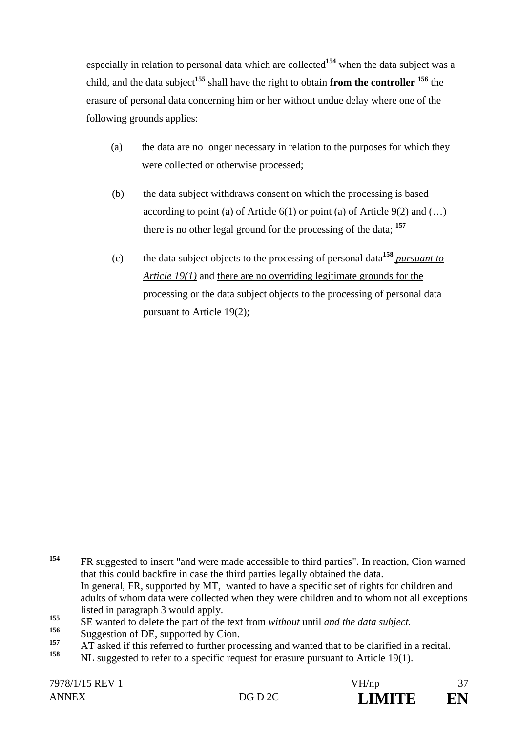especially in relation to personal data which are collected[154] when the data subject was a child, and the data subject[155] shall have the right to obtain **from the controller** [156] the erasure of personal data concerning him or her without undue delay where one of the following grounds applies:

(a) the data are no longer necessary in relation to the purposes for which they were collected or otherwise processed;

(b) the data subject withdraws consent on which the processing is based according to point (a) of Article 6(1) <u>or point (a) of Article 9(2)</u> and (…) there is no other legal ground for the processing of the data; [157]

(c) the data subject objects to the processing of personal data[158] <u>*pursuant to Article 19(1)*</u> and <u>there are no overriding legitimate grounds for the processing or the data subject objects to the processing of personal data pursuant to Article 19(2)</u>;

---

[154] FR suggested to insert "and were made accessible to third parties". In reaction, Cion warned that this could backfire in case the third parties legally obtained the data. In general, FR, supported by MT, wanted to have a specific set of rights for children and adults of whom data were collected when they were children and to whom not all exceptions listed in paragraph 3 would apply.

[155] SE wanted to delete the part of the text from *without* until *and the data subject.*

[156] Suggestion of DE, supported by Cion.

[157] AT asked if this referred to further processing and wanted that to be clarified in a recital.

[158] NL suggested to refer to a specific request for erasure pursuant to Article 19(1).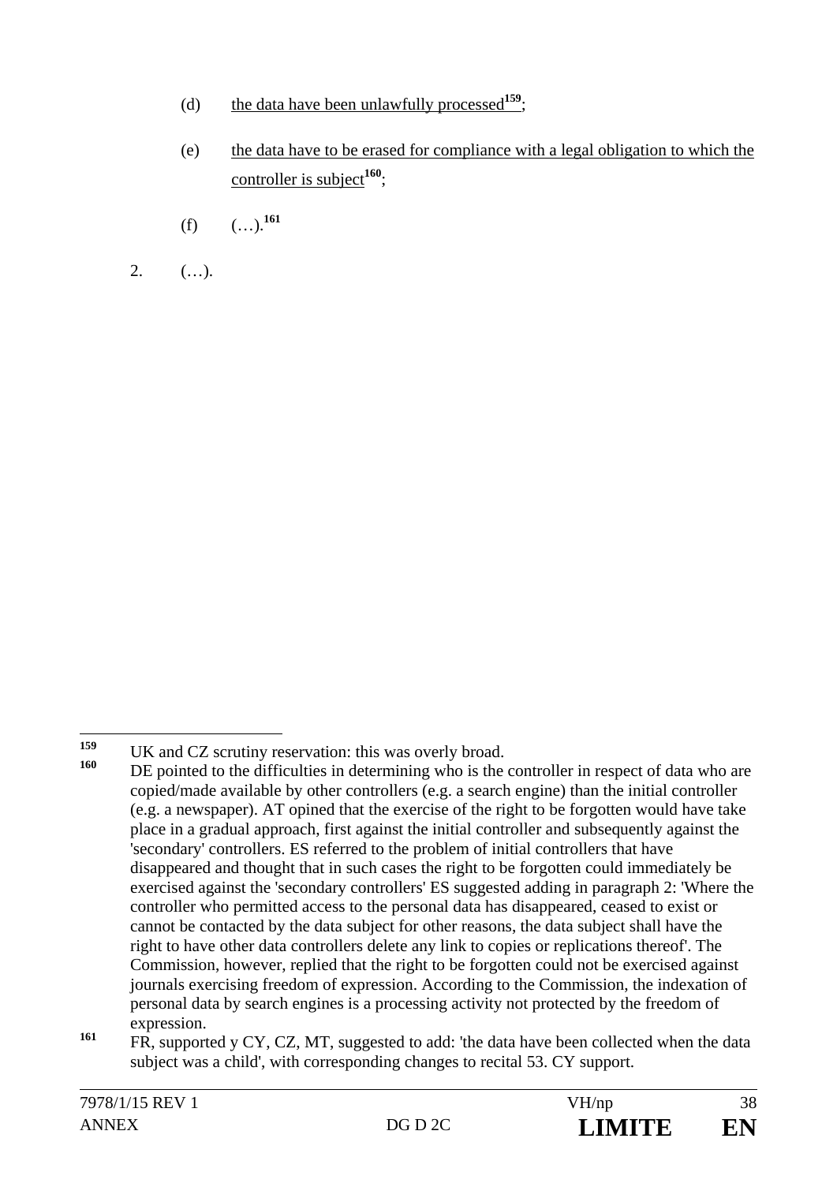(d) <u>the data have been unlawfully processed</u>[159];

(e) <u>the data have to be erased for compliance with a legal obligation to which the controller is subject</u>[160];

(f) (…).[161]

2. (…).

---

[159] UK and CZ scrutiny reservation: this was overly broad.

[160] DE pointed to the difficulties in determining who is the controller in respect of data who are copied/made available by other controllers (e.g. a search engine) than the initial controller (e.g. a newspaper). AT opined that the exercise of the right to be forgotten would have take place in a gradual approach, first against the initial controller and subsequently against the 'secondary' controllers. ES referred to the problem of initial controllers that have disappeared and thought that in such cases the right to be forgotten could immediately be exercised against the 'secondary controllers' ES suggested adding in paragraph 2: 'Where the controller who permitted access to the personal data has disappeared, ceased to exist or cannot be contacted by the data subject for other reasons, the data subject shall have the right to have other data controllers delete any link to copies or replications thereof'. The Commission, however, replied that the right to be forgotten could not be exercised against journals exercising freedom of expression. According to the Commission, the indexation of personal data by search engines is a processing activity not protected by the freedom of expression.

[161] FR, supported y CY, CZ, MT, suggested to add: 'the data have been collected when the data subject was a child', with corresponding changes to recital 53. CY support.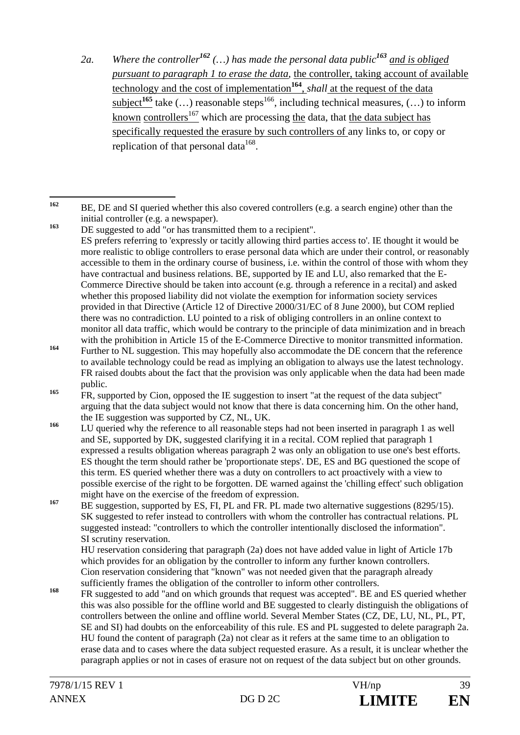2a. *Where the controller*[162] *(…) has made the personal data public*[163] *and is obliged pursuant to paragraph 1 to erase the data,* the controller, taking account of available technology and the cost of implementation[164], *shall* at the request of the data subject[165] take (…) reasonable steps[166], including technical measures, (…) to inform known controllers[167] which are processing the data, that the data subject has specifically requested the erasure by such controllers of any links to, or copy or replication of that personal data[168].

---

[162] BE, DE and SI queried whether this also covered controllers (e.g. a search engine) other than the initial controller (e.g. a newspaper).

[163] DE suggested to add "or has transmitted them to a recipient". ES prefers referring to 'expressly or tacitly allowing third parties access to'. IE thought it would be more realistic to oblige controllers to erase personal data which are under their control, or reasonably accessible to them in the ordinary course of business, i.e. within the control of those with whom they have contractual and business relations. BE, supported by IE and LU, also remarked that the E-Commerce Directive should be taken into account (e.g. through a reference in a recital) and asked whether this proposed liability did not violate the exemption for information society services provided in that Directive (Article 12 of Directive 2000/31/EC of 8 June 2000), but COM replied there was no contradiction. LU pointed to a risk of obliging controllers in an online context to monitor all data traffic, which would be contrary to the principle of data minimization and in breach with the prohibition in Article 15 of the E-Commerce Directive to monitor transmitted information.

[164] Further to NL suggestion. This may hopefully also accommodate the DE concern that the reference to available technology could be read as implying an obligation to always use the latest technology. FR raised doubts about the fact that the provision was only applicable when the data had been made public.

[165] FR, supported by Cion, opposed the IE suggestion to insert "at the request of the data subject" arguing that the data subject would not know that there is data concerning him. On the other hand, the IE suggestion was supported by CZ, NL, UK.

[166] LU queried why the reference to all reasonable steps had not been inserted in paragraph 1 as well and SE, supported by DK, suggested clarifying it in a recital. COM replied that paragraph 1 expressed a results obligation whereas paragraph 2 was only an obligation to use one's best efforts. ES thought the term should rather be 'proportionate steps'. DE, ES and BG questioned the scope of this term. ES queried whether there was a duty on controllers to act proactively with a view to possible exercise of the right to be forgotten. DE warned against the 'chilling effect' such obligation might have on the exercise of the freedom of expression.

[167] BE suggestion, supported by ES, FI, PL and FR. PL made two alternative suggestions (8295/15). SK suggested to refer instead to controllers with whom the controller has contractual relations. PL suggested instead: "controllers to which the controller intentionally disclosed the information". SI scrutiny reservation. HU reservation considering that paragraph (2a) does not have added value in light of Article 17b which provides for an obligation by the controller to inform any further known controllers. Cion reservation considering that "known" was not needed given that the paragraph already sufficiently frames the obligation of the controller to inform other controllers.

[168] FR suggested to add "and on which grounds that request was accepted". BE and ES queried whether this was also possible for the offline world and BE suggested to clearly distinguish the obligations of controllers between the online and offline world. Several Member States (CZ, DE, LU, NL, PL, PT, SE and SI) had doubts on the enforceability of this rule. ES and PL suggested to delete paragraph 2a. HU found the content of paragraph (2a) not clear as it refers at the same time to an obligation to erase data and to cases where the data subject requested erasure. As a result, it is unclear whether the paragraph applies or not in cases of erasure not on request of the data subject but on other grounds.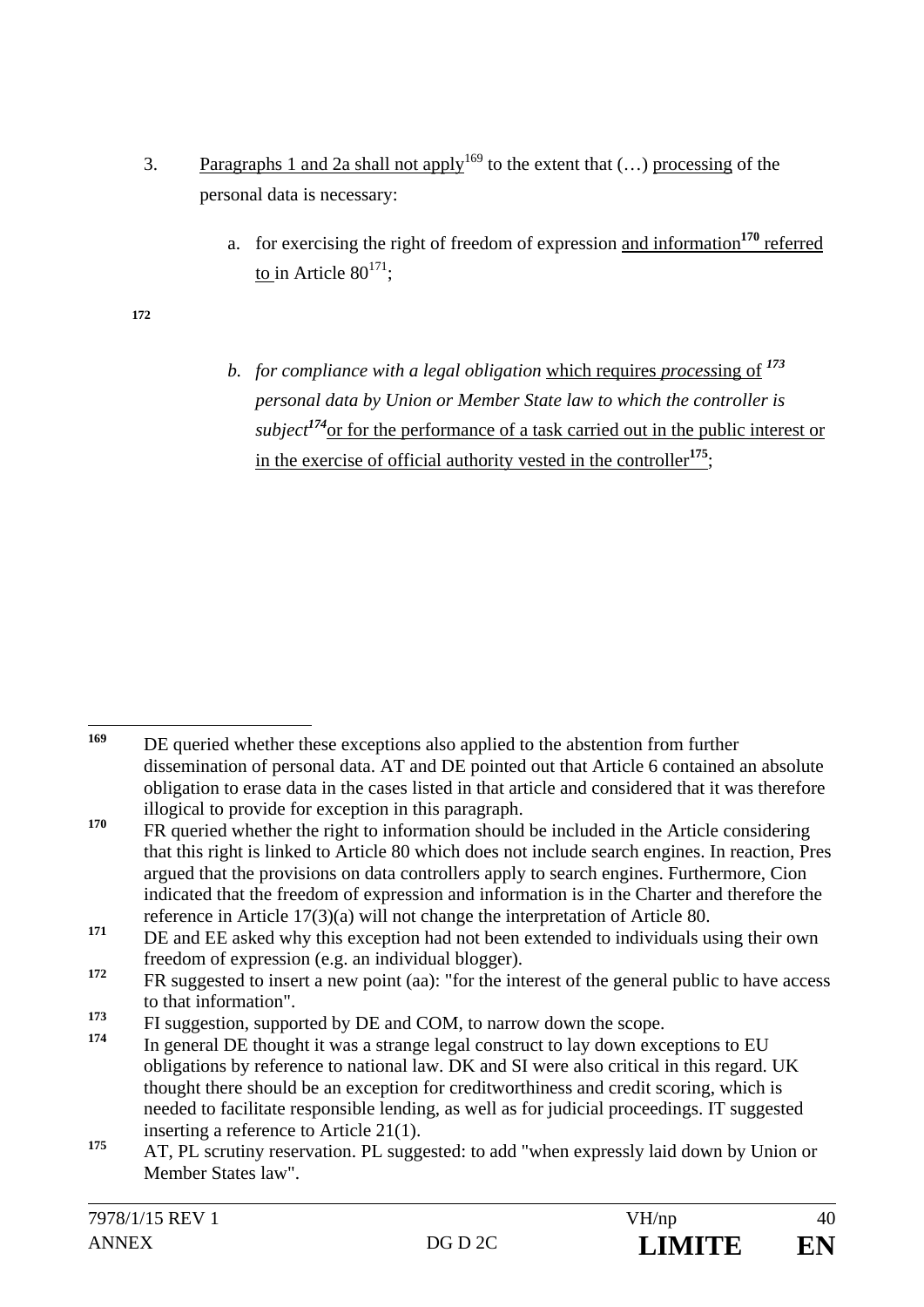3. Paragraphs 1 and 2a shall not apply[169] to the extent that (…) processing of the personal data is necessary:

   a. for exercising the right of freedom of expression and information[170] referred to in Article 80[171];

[172]

   b. *for compliance with a legal obligation* which requires *process*ing of [173] *personal data by Union or Member State law to which the controller is subject*[174] or for the performance of a task carried out in the public interest or in the exercise of official authority vested in the controller[175];

---

[169] DE queried whether these exceptions also applied to the abstention from further dissemination of personal data. AT and DE pointed out that Article 6 contained an absolute obligation to erase data in the cases listed in that article and considered that it was therefore illogical to provide for exception in this paragraph.

[170] FR queried whether the right to information should be included in the Article considering that this right is linked to Article 80 which does not include search engines. In reaction, Pres argued that the provisions on data controllers apply to search engines. Furthermore, Cion indicated that the freedom of expression and information is in the Charter and therefore the reference in Article 17(3)(a) will not change the interpretation of Article 80.

[171] DE and EE asked why this exception had not been extended to individuals using their own freedom of expression (e.g. an individual blogger).

[172] FR suggested to insert a new point (aa): "for the interest of the general public to have access to that information".

[173] FI suggestion, supported by DE and COM, to narrow down the scope.

[174] In general DE thought it was a strange legal construct to lay down exceptions to EU obligations by reference to national law. DK and SI were also critical in this regard. UK thought there should be an exception for creditworthiness and credit scoring, which is needed to facilitate responsible lending, as well as for judicial proceedings. IT suggested inserting a reference to Article 21(1).

[175] AT, PL scrutiny reservation. PL suggested: to add "when expressly laid down by Union or Member States law".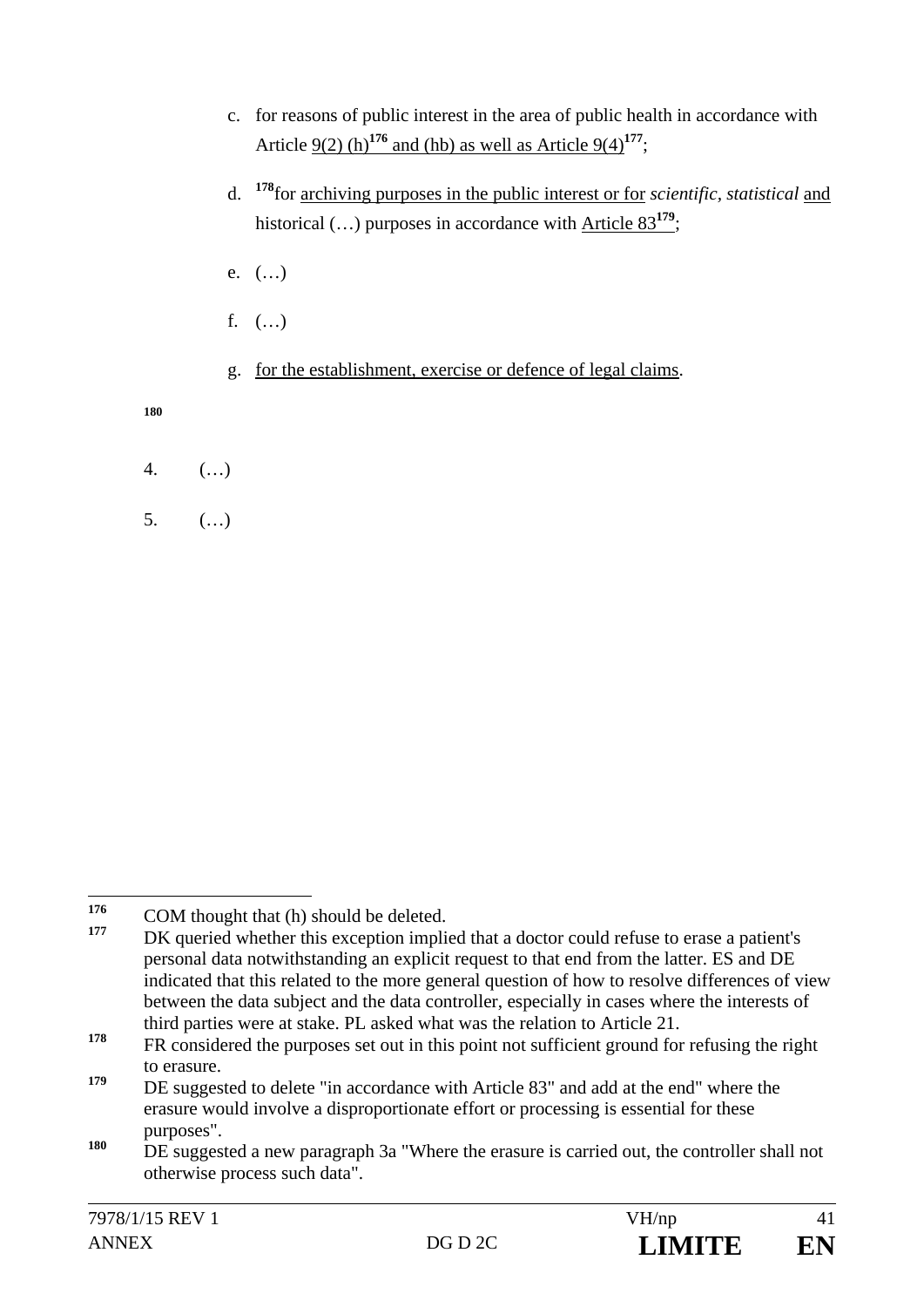c. for reasons of public interest in the area of public health in accordance with Article 9(2) (h)[176] and (hb) as well as Article 9(4)[177];

d. [178]for archiving purposes in the public interest or for *scientific, statistical* and historical (…) purposes in accordance with Article 83[179];

e. (…)

f. (…)

g. for the establishment, exercise or defence of legal claims.

[180]

4. (…)

5. (…)

---

[176] COM thought that (h) should be deleted.

[177] DK queried whether this exception implied that a doctor could refuse to erase a patient's personal data notwithstanding an explicit request to that end from the latter. ES and DE indicated that this related to the more general question of how to resolve differences of view between the data subject and the data controller, especially in cases where the interests of third parties were at stake. PL asked what was the relation to Article 21.

[178] FR considered the purposes set out in this point not sufficient ground for refusing the right to erasure.

[179] DE suggested to delete "in accordance with Article 83" and add at the end" where the erasure would involve a disproportionate effort or processing is essential for these purposes".

[180] DE suggested a new paragraph 3a "Where the erasure is carried out, the controller shall not otherwise process such data".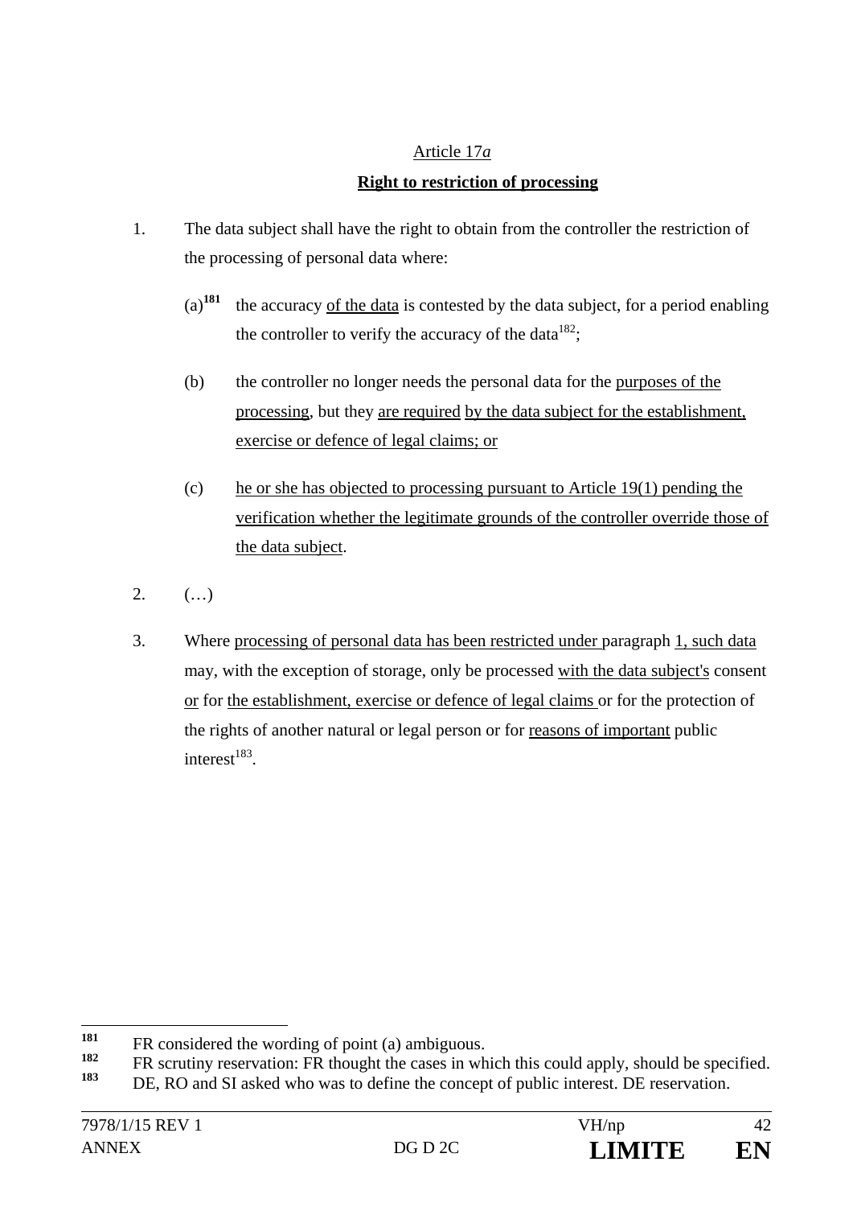Article 17*a*

**Right to restriction of processing**

1. The data subject shall have the right to obtain from the controller the restriction of the processing of personal data where:

   (a)[181] the accuracy of the data is contested by the data subject, for a period enabling the controller to verify the accuracy of the data[182];

   (b) the controller no longer needs the personal data for the purposes of the processing, but they are required by the data subject for the establishment, exercise or defence of legal claims; or

   (c) he or she has objected to processing pursuant to Article 19(1) pending the verification whether the legitimate grounds of the controller override those of the data subject.

2. (…)

3. Where processing of personal data has been restricted under paragraph 1, such data may, with the exception of storage, only be processed with the data subject's consent or for the establishment, exercise or defence of legal claims or for the protection of the rights of another natural or legal person or for reasons of important public interest[183].

---

[181] FR considered the wording of point (a) ambiguous.

[182] FR scrutiny reservation: FR thought the cases in which this could apply, should be specified.

[183] DE, RO and SI asked who was to define the concept of public interest. DE reservation.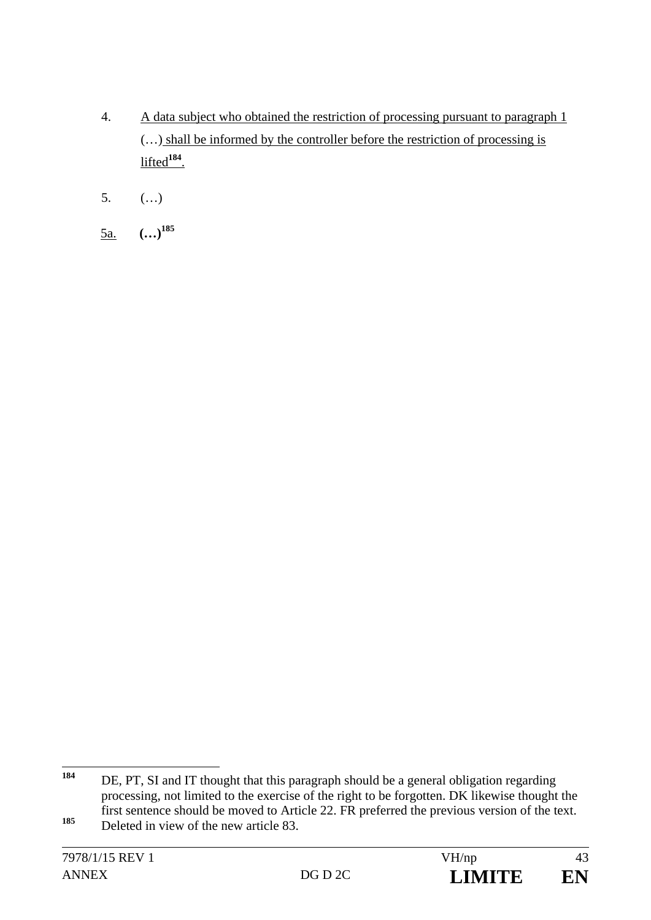4. A data subject who obtained the restriction of processing pursuant to paragraph 1 (…) shall be informed by the controller before the restriction of processing is lifted[184].

5. (…)

5a. **(…)**[185]

---

[184] DE, PT, SI and IT thought that this paragraph should be a general obligation regarding processing, not limited to the exercise of the right to be forgotten. DK likewise thought the first sentence should be moved to Article 22. FR preferred the previous version of the text.

[185] Deleted in view of the new article 83.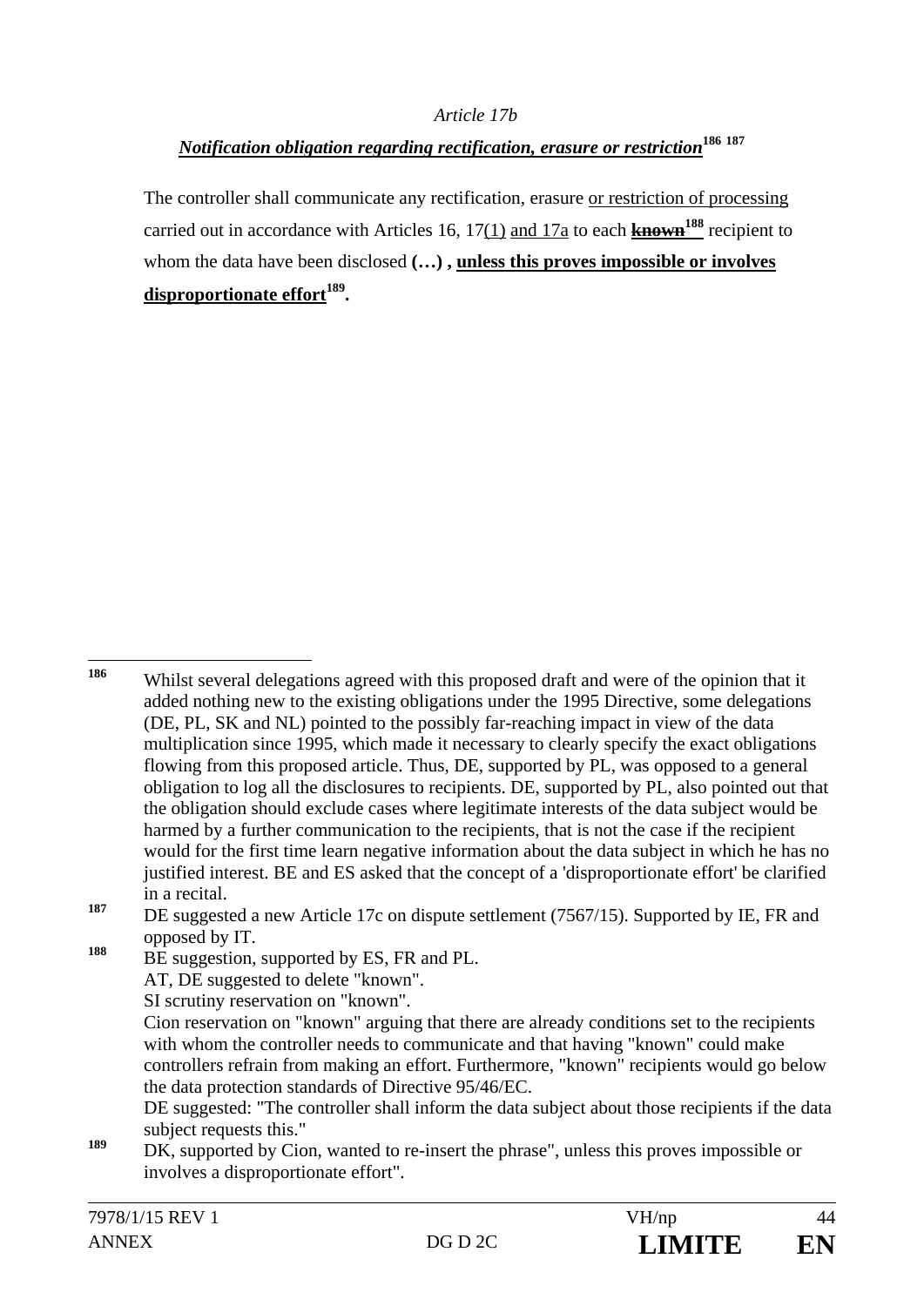*Article 17b*

***Notification obligation regarding rectification, erasure or restriction***[186] [187]

The controller shall communicate any rectification, erasure or restriction of processing carried out in accordance with Articles 16, 17(1) and 17a to each ~~**known**~~[188] recipient to whom the data have been disclosed **(…) , unless this proves impossible or involves disproportionate effort**[189]**.**

---

[186] Whilst several delegations agreed with this proposed draft and were of the opinion that it added nothing new to the existing obligations under the 1995 Directive, some delegations (DE, PL, SK and NL) pointed to the possibly far-reaching impact in view of the data multiplication since 1995, which made it necessary to clearly specify the exact obligations flowing from this proposed article. Thus, DE, supported by PL, was opposed to a general obligation to log all the disclosures to recipients. DE, supported by PL, also pointed out that the obligation should exclude cases where legitimate interests of the data subject would be harmed by a further communication to the recipients, that is not the case if the recipient would for the first time learn negative information about the data subject in which he has no justified interest. BE and ES asked that the concept of a 'disproportionate effort' be clarified in a recital.

[187] DE suggested a new Article 17c on dispute settlement (7567/15). Supported by IE, FR and opposed by IT.

[188] BE suggestion, supported by ES, FR and PL.
AT, DE suggested to delete "known".
SI scrutiny reservation on "known".
Cion reservation on "known" arguing that there are already conditions set to the recipients with whom the controller needs to communicate and that having "known" could make controllers refrain from making an effort. Furthermore, "known" recipients would go below the data protection standards of Directive 95/46/EC.
DE suggested: "The controller shall inform the data subject about those recipients if the data subject requests this."

[189] DK, supported by Cion, wanted to re-insert the phrase", unless this proves impossible or involves a disproportionate effort".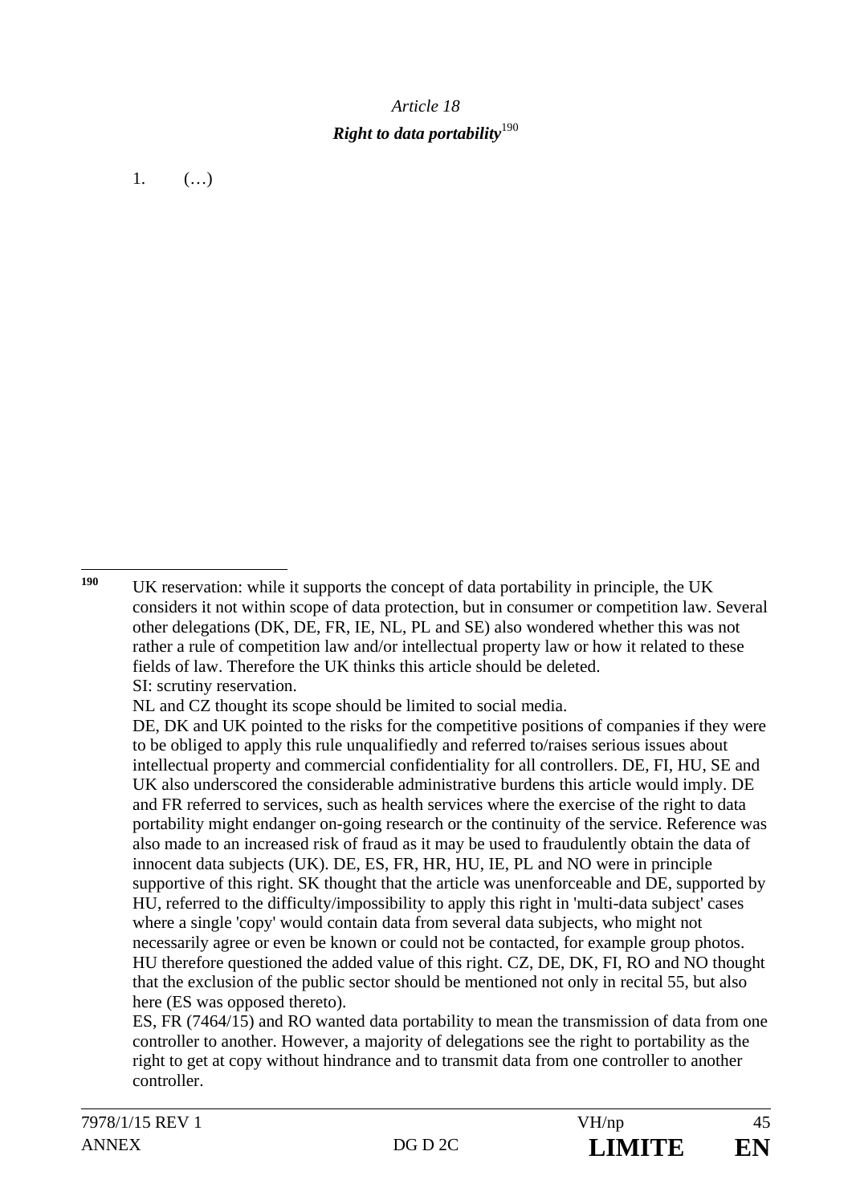*Article 18*

***Right to data portability***[190]

1. (…)

---

[190] UK reservation: while it supports the concept of data portability in principle, the UK considers it not within scope of data protection, but in consumer or competition law. Several other delegations (DK, DE, FR, IE, NL, PL and SE) also wondered whether this was not rather a rule of competition law and/or intellectual property law or how it related to these fields of law. Therefore the UK thinks this article should be deleted.
SI: scrutiny reservation.
NL and CZ thought its scope should be limited to social media.
DE, DK and UK pointed to the risks for the competitive positions of companies if they were to be obliged to apply this rule unqualifiedly and referred to/raises serious issues about intellectual property and commercial confidentiality for all controllers. DE, FI, HU, SE and UK also underscored the considerable administrative burdens this article would imply. DE and FR referred to services, such as health services where the exercise of the right to data portability might endanger on-going research or the continuity of the service. Reference was also made to an increased risk of fraud as it may be used to fraudulently obtain the data of innocent data subjects (UK). DE, ES, FR, HR, HU, IE, PL and NO were in principle supportive of this right. SK thought that the article was unenforceable and DE, supported by HU, referred to the difficulty/impossibility to apply this right in 'multi-data subject' cases where a single 'copy' would contain data from several data subjects, who might not necessarily agree or even be known or could not be contacted, for example group photos. HU therefore questioned the added value of this right. CZ, DE, DK, FI, RO and NO thought that the exclusion of the public sector should be mentioned not only in recital 55, but also here (ES was opposed thereto).
ES, FR (7464/15) and RO wanted data portability to mean the transmission of data from one controller to another. However, a majority of delegations see the right to portability as the right to get at copy without hindrance and to transmit data from one controller to another controller.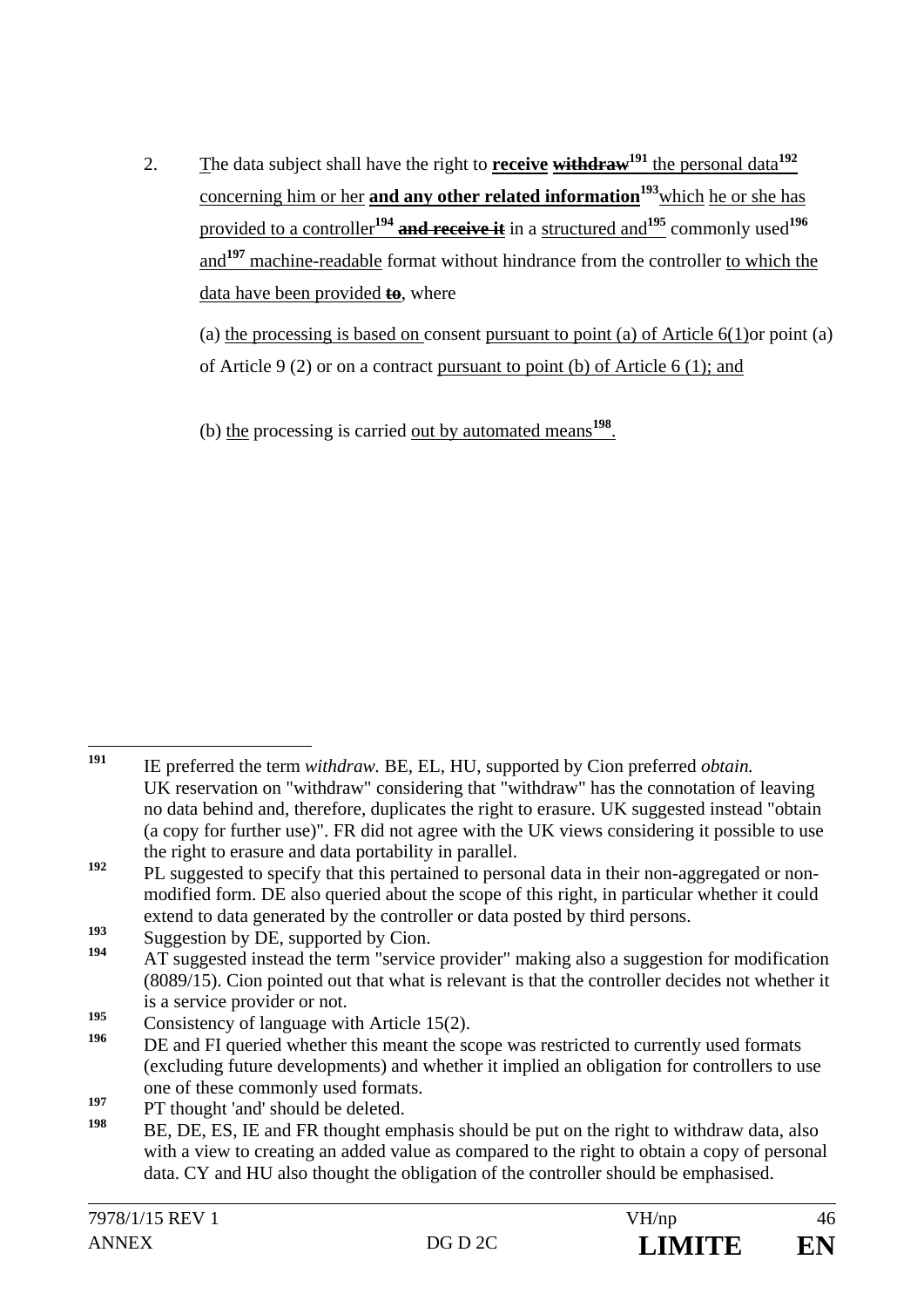2. The data subject shall have the right to **receive** ~~**withdraw**~~[191] the personal data[192] concerning him or her **and any other related information**[193] which he or she has provided to a controller[194] ~~**and receive it**~~ in a structured and[195] commonly used[196] and[197] machine-readable format without hindrance from the controller to which the data have been provided ~~**to**~~, where

(a) the processing is based on consent pursuant to point (a) of Article 6(1) or point (a) of Article 9 (2) or on a contract pursuant to point (b) of Article 6 (1); and

(b) the processing is carried out by automated means[198].

---

[191] IE preferred the term *withdraw*. BE, EL, HU, supported by Cion preferred *obtain*. UK reservation on "withdraw" considering that "withdraw" has the connotation of leaving no data behind and, therefore, duplicates the right to erasure. UK suggested instead "obtain (a copy for further use)". FR did not agree with the UK views considering it possible to use the right to erasure and data portability in parallel.

[192] PL suggested to specify that this pertained to personal data in their non-aggregated or non-modified form. DE also queried about the scope of this right, in particular whether it could extend to data generated by the controller or data posted by third persons.

[193] Suggestion by DE, supported by Cion.

[194] AT suggested instead the term "service provider" making also a suggestion for modification (8089/15). Cion pointed out that what is relevant is that the controller decides not whether it is a service provider or not.

[195] Consistency of language with Article 15(2).

[196] DE and FI queried whether this meant the scope was restricted to currently used formats (excluding future developments) and whether it implied an obligation for controllers to use one of these commonly used formats.

[197] PT thought 'and' should be deleted.

[198] BE, DE, ES, IE and FR thought emphasis should be put on the right to withdraw data, also with a view to creating an added value as compared to the right to obtain a copy of personal data. CY and HU also thought the obligation of the controller should be emphasised.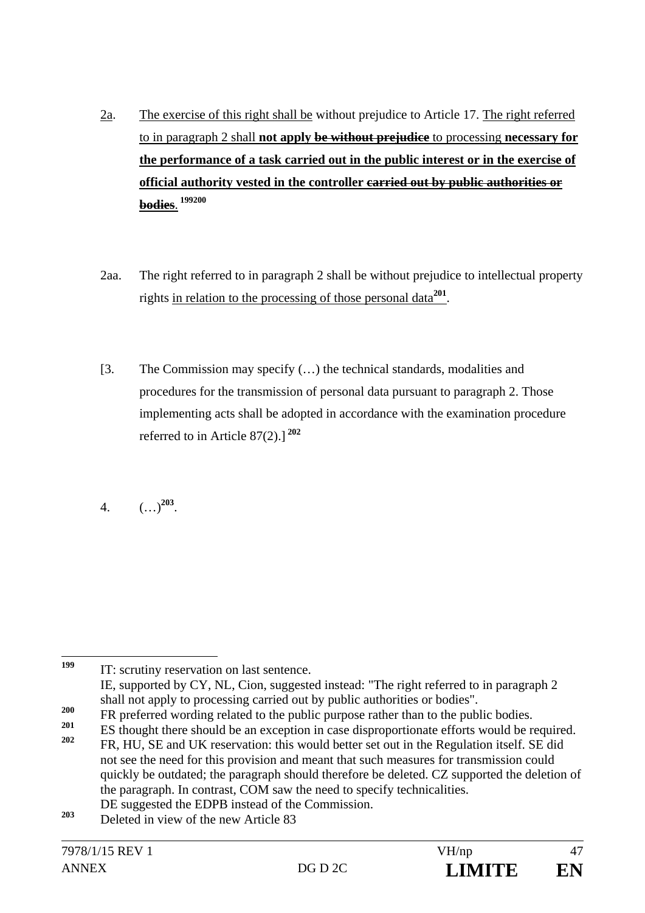2a. The exercise of this right shall be without prejudice to Article 17. The right referred to in paragraph 2 shall **not apply** ~~**be without prejudice**~~ to processing **necessary for the performance of a task carried out in the public interest or in the exercise of official authority vested in the controller** ~~**carried out by public authorities or bodies**~~. [199][200]

2aa. The right referred to in paragraph 2 shall be without prejudice to intellectual property rights in relation to the processing of those personal data[201].

[3. The Commission may specify (…) the technical standards, modalities and procedures for the transmission of personal data pursuant to paragraph 2. Those implementing acts shall be adopted in accordance with the examination procedure referred to in Article 87(2).] [202]

4. (…)[203].

---

[199] IT: scrutiny reservation on last sentence.
IE, supported by CY, NL, Cion, suggested instead: "The right referred to in paragraph 2 shall not apply to processing carried out by public authorities or bodies".

[200] FR preferred wording related to the public purpose rather than to the public bodies.

[201] ES thought there should be an exception in case disproportionate efforts would be required.

[202] FR, HU, SE and UK reservation: this would better set out in the Regulation itself. SE did not see the need for this provision and meant that such measures for transmission could quickly be outdated; the paragraph should therefore be deleted. CZ supported the deletion of the paragraph. In contrast, COM saw the need to specify technicalities.
DE suggested the EDPB instead of the Commission.

[203] Deleted in view of the new Article 83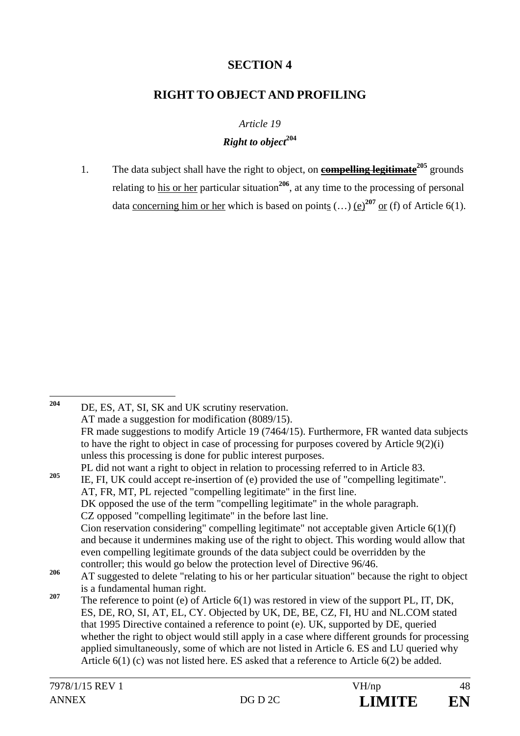## SECTION 4

## RIGHT TO OBJECT AND PROFILING

*Article 19*

***Right to object***[204]

1. The data subject shall have the right to object, on **~~compelling legitimate~~**[205] grounds relating to <u>his or her</u> particular situation[206], at any time to the processing of personal data <u>concerning him or her</u> which is based on point<u>s</u> (…) <u>(e)</u>[207] <u>or</u> (f) of Article 6(1).

---

[204] DE, ES, AT, SI, SK and UK scrutiny reservation.
AT made a suggestion for modification (8089/15).
FR made suggestions to modify Article 19 (7464/15). Furthermore, FR wanted data subjects to have the right to object in case of processing for purposes covered by Article 9(2)(i) unless this processing is done for public interest purposes.
PL did not want a right to object in relation to processing referred to in Article 83.

[205] IE, FI, UK could accept re-insertion of (e) provided the use of "compelling legitimate".
AT, FR, MT, PL rejected "compelling legitimate" in the first line.
DK opposed the use of the term "compelling legitimate" in the whole paragraph.
CZ opposed "compelling legitimate" in the before last line.
Cion reservation considering" compelling legitimate" not acceptable given Article 6(1)(f) and because it undermines making use of the right to object. This wording would allow that even compelling legitimate grounds of the data subject could be overridden by the controller; this would go below the protection level of Directive 96/46.

[206] AT suggested to delete "relating to his or her particular situation" because the right to object is a fundamental human right.

[207] The reference to point (e) of Article 6(1) was restored in view of the support PL, IT, DK, ES, DE, RO, SI, AT, EL, CY. Objected by UK, DE, BE, CZ, FI, HU and NL.COM stated that 1995 Directive contained a reference to point (e). UK, supported by DE, queried whether the right to object would still apply in a case where different grounds for processing applied simultaneously, some of which are not listed in Article 6. ES and LU queried why Article 6(1) (c) was not listed here. ES asked that a reference to Article 6(2) be added.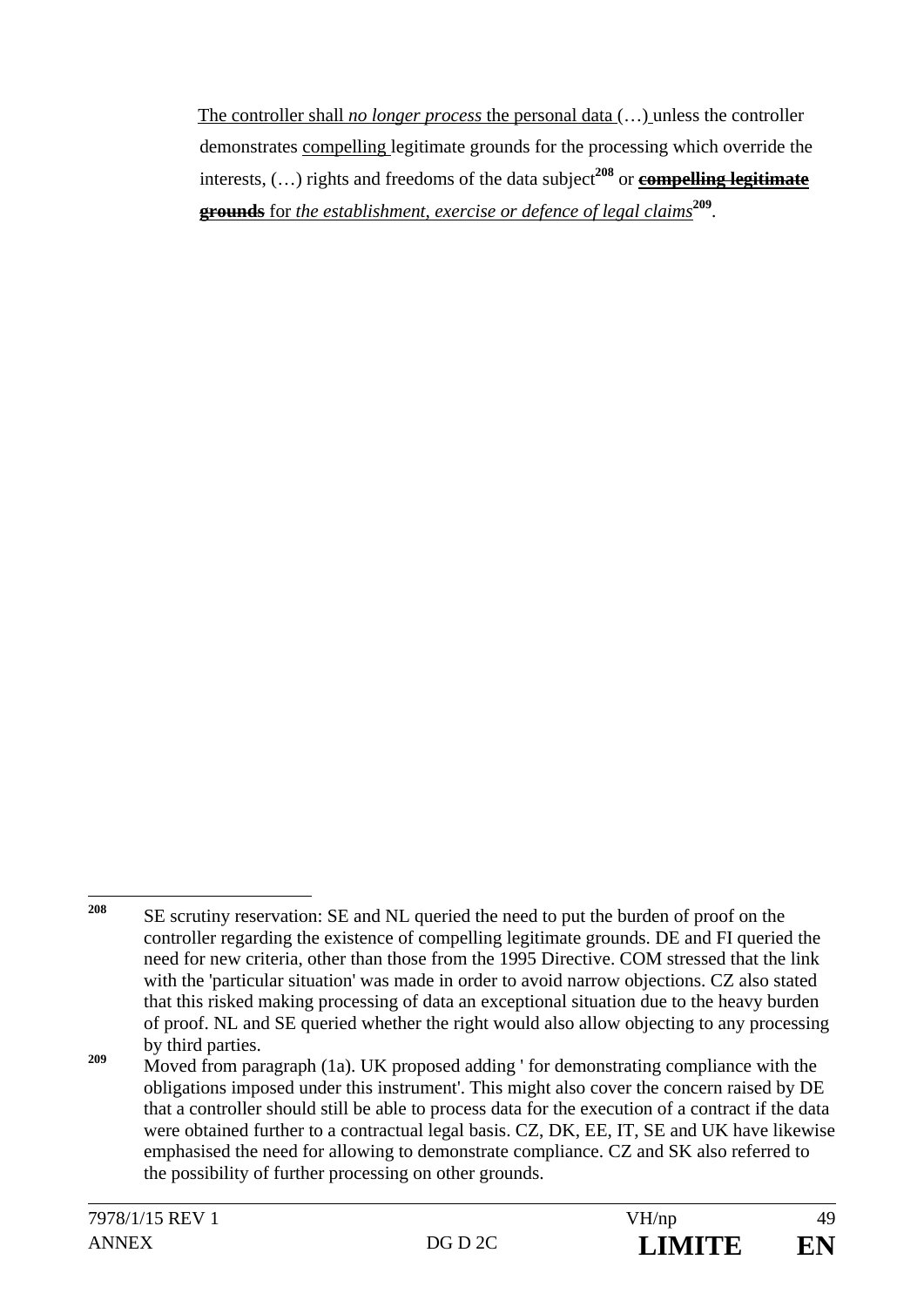The controller shall *no longer process* the personal data (…) unless the controller demonstrates compelling legitimate grounds for the processing which override the interests, (…) rights and freedoms of the data subject[208] or ~~**compelling legitimate grounds**~~ for *the establishment, exercise or defence of legal claims*[209].

---

[208] SE scrutiny reservation: SE and NL queried the need to put the burden of proof on the controller regarding the existence of compelling legitimate grounds. DE and FI queried the need for new criteria, other than those from the 1995 Directive. COM stressed that the link with the 'particular situation' was made in order to avoid narrow objections. CZ also stated that this risked making processing of data an exceptional situation due to the heavy burden of proof. NL and SE queried whether the right would also allow objecting to any processing by third parties.

[209] Moved from paragraph (1a). UK proposed adding ' for demonstrating compliance with the obligations imposed under this instrument'. This might also cover the concern raised by DE that a controller should still be able to process data for the execution of a contract if the data were obtained further to a contractual legal basis. CZ, DK, EE, IT, SE and UK have likewise emphasised the need for allowing to demonstrate compliance. CZ and SK also referred to the possibility of further processing on other grounds.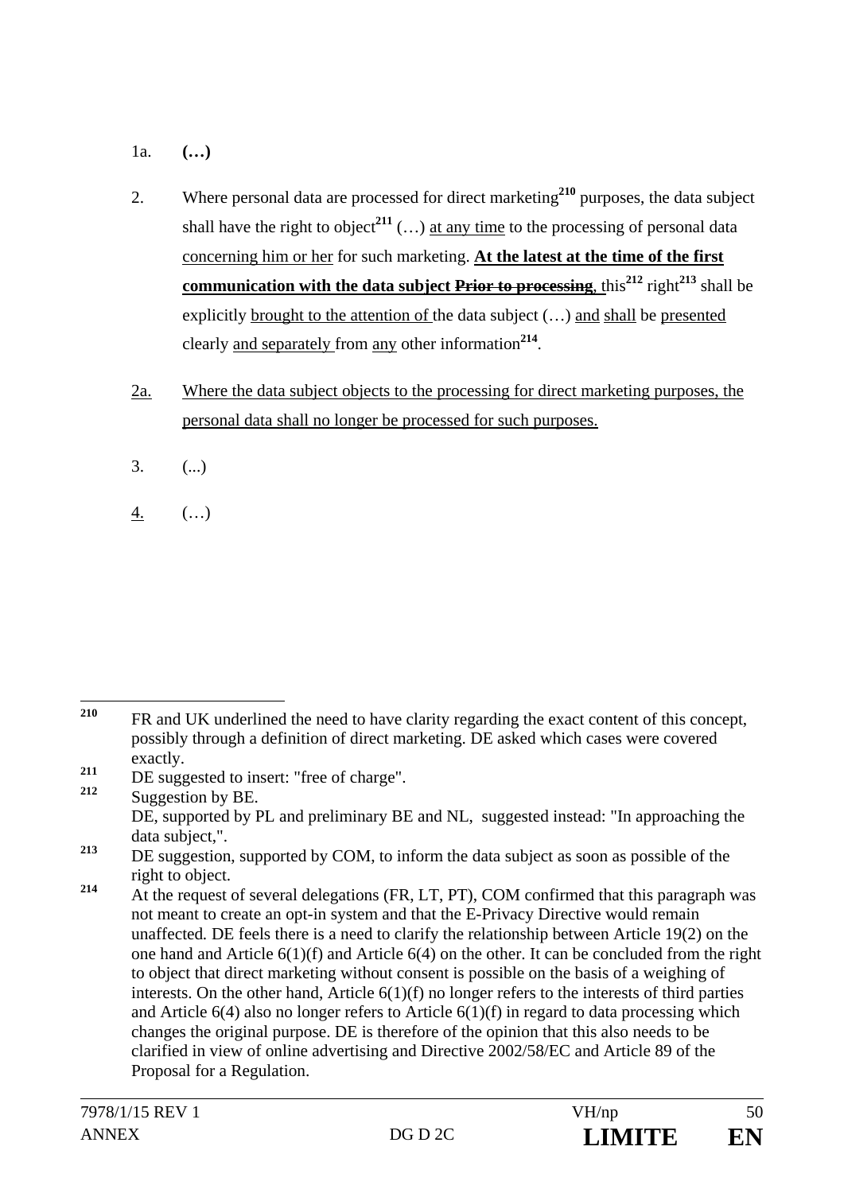1a. **(…)**

2. Where personal data are processed for direct marketing[210] purposes, the data subject shall have the right to object[211] (…) at any time to the processing of personal data concerning him or her for such marketing. **At the latest at the time of the first communication with the data subject ~~Prior to processing~~**, this[212] right[213] shall be explicitly brought to the attention of the data subject (…) and shall be presented clearly and separately from any other information[214].

2a. Where the data subject objects to the processing for direct marketing purposes, the personal data shall no longer be processed for such purposes.

3. (...)

4. (…)

---

[210] FR and UK underlined the need to have clarity regarding the exact content of this concept, possibly through a definition of direct marketing. DE asked which cases were covered exactly.

[211] DE suggested to insert: "free of charge".

[212] Suggestion by BE.
DE, supported by PL and preliminary BE and NL, suggested instead: "In approaching the data subject,".

[213] DE suggestion, supported by COM, to inform the data subject as soon as possible of the right to object.

[214] At the request of several delegations (FR, LT, PT), COM confirmed that this paragraph was not meant to create an opt-in system and that the E-Privacy Directive would remain unaffected. DE feels there is a need to clarify the relationship between Article 19(2) on the one hand and Article 6(1)(f) and Article 6(4) on the other. It can be concluded from the right to object that direct marketing without consent is possible on the basis of a weighing of interests. On the other hand, Article 6(1)(f) no longer refers to the interests of third parties and Article 6(4) also no longer refers to Article 6(1)(f) in regard to data processing which changes the original purpose. DE is therefore of the opinion that this also needs to be clarified in view of online advertising and Directive 2002/58/EC and Article 89 of the Proposal for a Regulation.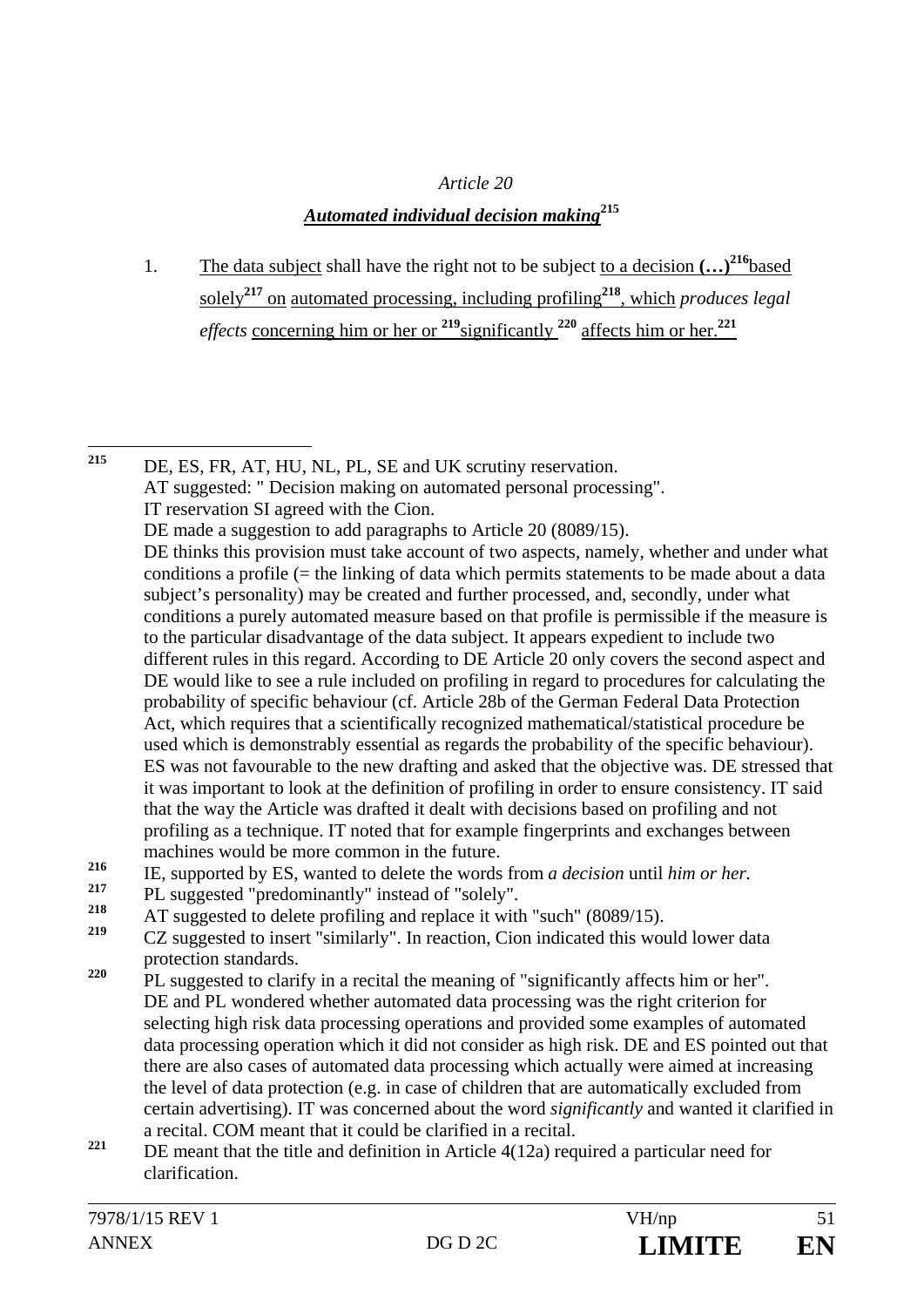*Article 20*

***Automated individual decision making***[215]

1. The data subject shall have the right not to be subject to a decision **(…)**[216]based solely[217] on automated processing, including profiling[218], which *produces legal effects* concerning him or her or [219]significantly [220] affects him or her.[221]

---

[215] DE, ES, FR, AT, HU, NL, PL, SE and UK scrutiny reservation.
AT suggested: " Decision making on automated personal processing".
IT reservation SI agreed with the Cion.
DE made a suggestion to add paragraphs to Article 20 (8089/15).
DE thinks this provision must take account of two aspects, namely, whether and under what conditions a profile (= the linking of data which permits statements to be made about a data subject's personality) may be created and further processed, and, secondly, under what conditions a purely automated measure based on that profile is permissible if the measure is to the particular disadvantage of the data subject. It appears expedient to include two different rules in this regard. According to DE Article 20 only covers the second aspect and DE would like to see a rule included on profiling in regard to procedures for calculating the probability of specific behaviour (cf. Article 28b of the German Federal Data Protection Act, which requires that a scientifically recognized mathematical/statistical procedure be used which is demonstrably essential as regards the probability of the specific behaviour). ES was not favourable to the new drafting and asked that the objective was. DE stressed that it was important to look at the definition of profiling in order to ensure consistency. IT said that the way the Article was drafted it dealt with decisions based on profiling and not profiling as a technique. IT noted that for example fingerprints and exchanges between machines would be more common in the future.

[216] IE, supported by ES, wanted to delete the words from *a decision* until *him or her.*

[217] PL suggested "predominantly" instead of "solely".

[218] AT suggested to delete profiling and replace it with "such" (8089/15).

[219] CZ suggested to insert "similarly". In reaction, Cion indicated this would lower data protection standards.

[220] PL suggested to clarify in a recital the meaning of "significantly affects him or her".
DE and PL wondered whether automated data processing was the right criterion for selecting high risk data processing operations and provided some examples of automated data processing operation which it did not consider as high risk. DE and ES pointed out that there are also cases of automated data processing which actually were aimed at increasing the level of data protection (e.g. in case of children that are automatically excluded from certain advertising). IT was concerned about the word *significantly* and wanted it clarified in a recital. COM meant that it could be clarified in a recital.

[221] DE meant that the title and definition in Article 4(12a) required a particular need for clarification.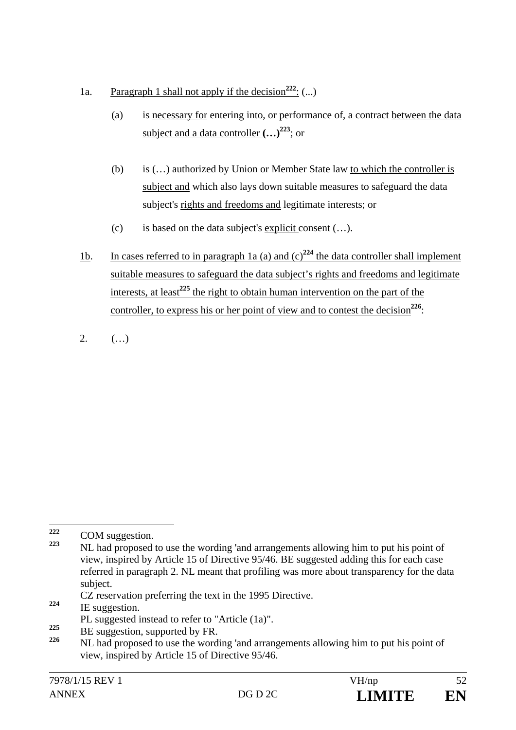1a. Paragraph 1 shall not apply if the decision[222]: (...)

   (a) is necessary for entering into, or performance of, a contract between the data subject and a data controller **(…)**[223]; or

   (b) is (…) authorized by Union or Member State law to which the controller is subject and which also lays down suitable measures to safeguard the data subject's rights and freedoms and legitimate interests; or

   (c) is based on the data subject's explicit consent (…).

1b. In cases referred to in paragraph 1a (a) and (c)[224] the data controller shall implement suitable measures to safeguard the data subject's rights and freedoms and legitimate interests, at least[225] the right to obtain human intervention on the part of the controller, to express his or her point of view and to contest the decision[226]:

2. (…)

---

[222] COM suggestion.

[223] NL had proposed to use the wording 'and arrangements allowing him to put his point of view, inspired by Article 15 of Directive 95/46. BE suggested adding this for each case referred in paragraph 2. NL meant that profiling was more about transparency for the data subject.
CZ reservation preferring the text in the 1995 Directive.

[224] IE suggestion.
PL suggested instead to refer to "Article (1a)".

[225] BE suggestion, supported by FR.

[226] NL had proposed to use the wording 'and arrangements allowing him to put his point of view, inspired by Article 15 of Directive 95/46.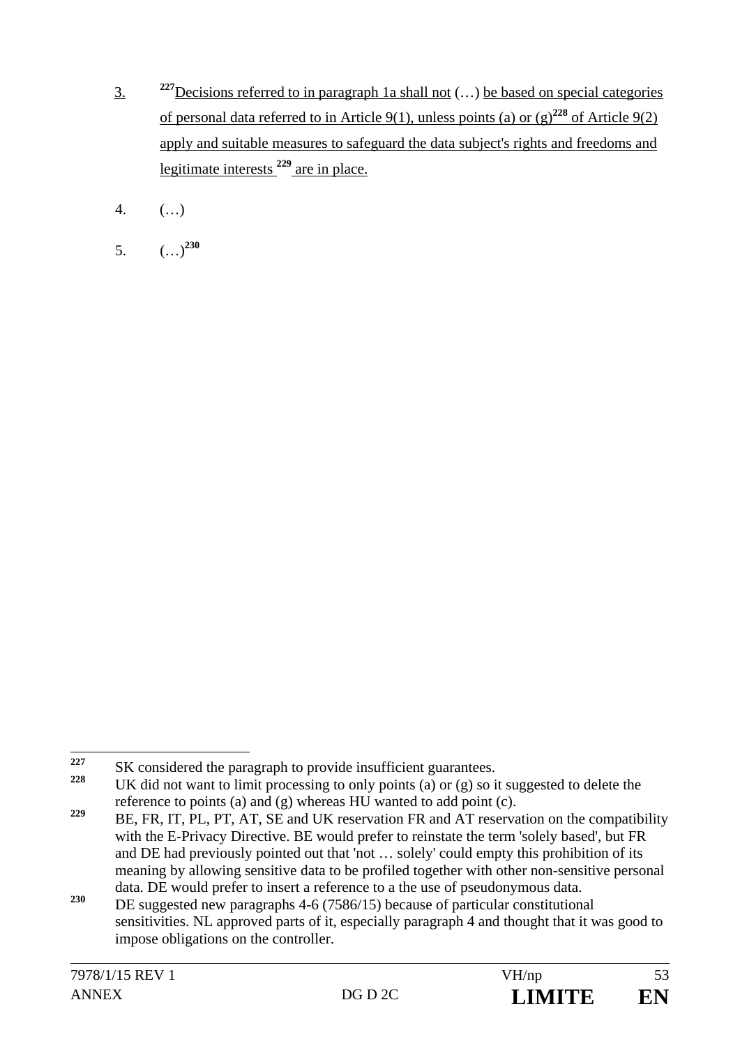3. [227]Decisions referred to in paragraph 1a shall not (…) be based on special categories of personal data referred to in Article 9(1), unless points (a) or (g)[228] of Article 9(2) apply and suitable measures to safeguard the data subject's rights and freedoms and legitimate interests [229] are in place.

4. (…)

5. (…)[230]

---

[227] SK considered the paragraph to provide insufficient guarantees.

[228] UK did not want to limit processing to only points (a) or (g) so it suggested to delete the reference to points (a) and (g) whereas HU wanted to add point (c).

[229] BE, FR, IT, PL, PT, AT, SE and UK reservation FR and AT reservation on the compatibility with the E-Privacy Directive. BE would prefer to reinstate the term 'solely based', but FR and DE had previously pointed out that 'not … solely' could empty this prohibition of its meaning by allowing sensitive data to be profiled together with other non-sensitive personal data. DE would prefer to insert a reference to a the use of pseudonymous data.

[230] DE suggested new paragraphs 4-6 (7586/15) because of particular constitutional sensitivities. NL approved parts of it, especially paragraph 4 and thought that it was good to impose obligations on the controller.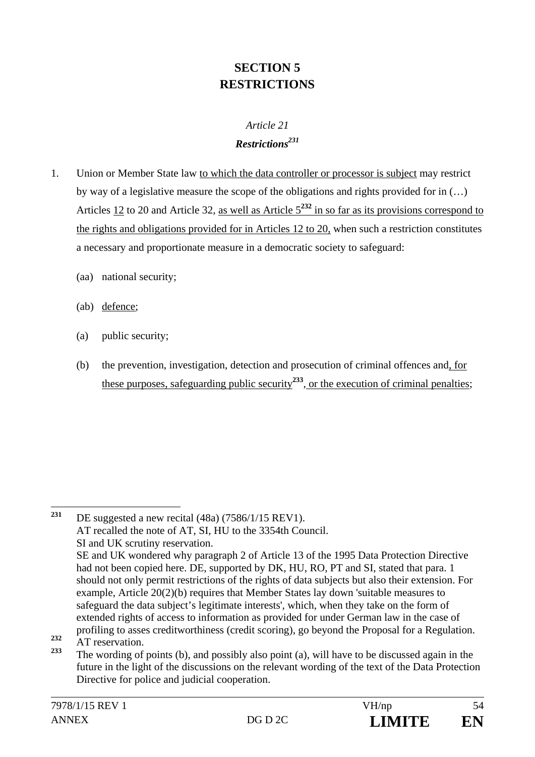# SECTION 5
# RESTRICTIONS

*Article 21*

***Restrictions***[231]

1. Union or Member State law to which the data controller or processor is subject may restrict by way of a legislative measure the scope of the obligations and rights provided for in (…) Articles 12 to 20 and Article 32, as well as Article 5[232] in so far as its provisions correspond to the rights and obligations provided for in Articles 12 to 20, when such a restriction constitutes a necessary and proportionate measure in a democratic society to safeguard:

   (aa) national security;

   (ab) defence;

   (a) public security;

   (b) the prevention, investigation, detection and prosecution of criminal offences and, for these purposes, safeguarding public security[233], or the execution of criminal penalties;

---

[231] DE suggested a new recital (48a) (7586/1/15 REV1).
AT recalled the note of AT, SI, HU to the 3354th Council.
SI and UK scrutiny reservation.
SE and UK wondered why paragraph 2 of Article 13 of the 1995 Data Protection Directive had not been copied here. DE, supported by DK, HU, RO, PT and SI, stated that para. 1 should not only permit restrictions of the rights of data subjects but also their extension. For example, Article 20(2)(b) requires that Member States lay down 'suitable measures to safeguard the data subject's legitimate interests', which, when they take on the form of extended rights of access to information as provided for under German law in the case of profiling to asses creditworthiness (credit scoring), go beyond the Proposal for a Regulation.

[232] AT reservation.

[233] The wording of points (b), and possibly also point (a), will have to be discussed again in the future in the light of the discussions on the relevant wording of the text of the Data Protection Directive for police and judicial cooperation.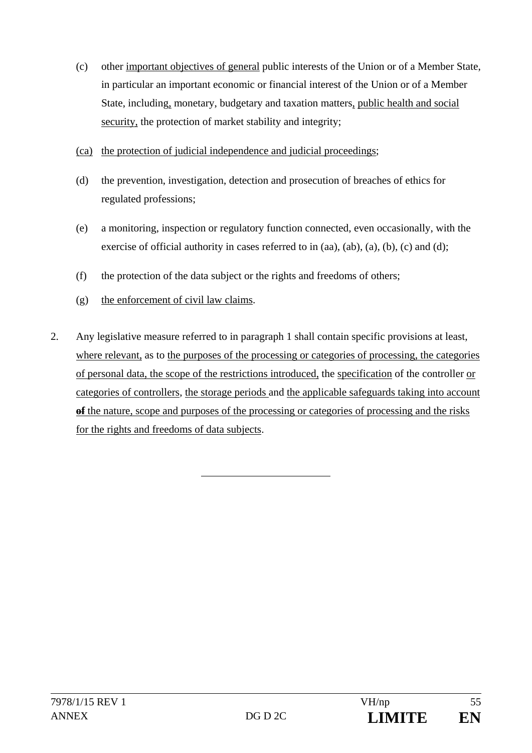(c) other important objectives of general public interests of the Union or of a Member State, in particular an important economic or financial interest of the Union or of a Member State, including, monetary, budgetary and taxation matters, public health and social security, the protection of market stability and integrity;

(ca) the protection of judicial independence and judicial proceedings;

(d) the prevention, investigation, detection and prosecution of breaches of ethics for regulated professions;

(e) a monitoring, inspection or regulatory function connected, even occasionally, with the exercise of official authority in cases referred to in (aa), (ab), (a), (b), (c) and (d);

(f) the protection of the data subject or the rights and freedoms of others;

(g) the enforcement of civil law claims.

2. Any legislative measure referred to in paragraph 1 shall contain specific provisions at least, where relevant, as to the purposes of the processing or categories of processing, the categories of personal data, the scope of the restrictions introduced, the specification of the controller or categories of controllers, the storage periods and the applicable safeguards taking into account ~~of~~ the nature, scope and purposes of the processing or categories of processing and the risks for the rights and freedoms of data subjects.